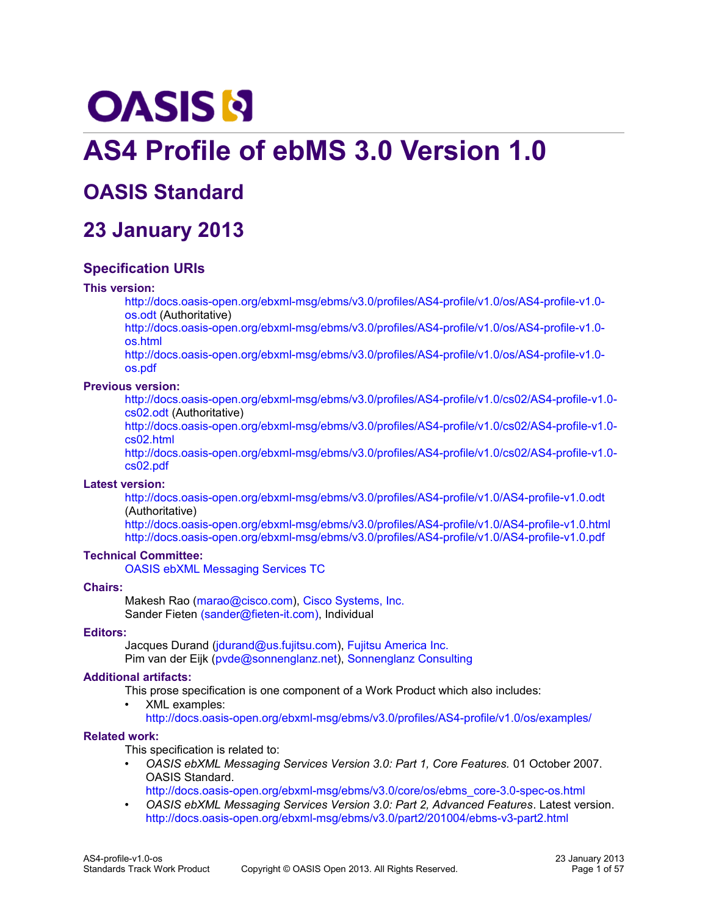# AS4 Profile of ebMS 3.0 Version 1.0

## OASIS Standard

## 23 January 2013

### Specification URIs

**This version:**

http://docs.oasis-open.org/ebxml-msg/ebms/v3.0/profiles/AS4-profile/v1.0/os/AS4-profile-v1.0-os.odt (Authoritative)
http://docs.oasis-open.org/ebxml-msg/ebms/v3.0/profiles/AS4-profile/v1.0/os/AS4-profile-v1.0-os.html
http://docs.oasis-open.org/ebxml-msg/ebms/v3.0/profiles/AS4-profile/v1.0/os/AS4-profile-v1.0-os.pdf

**Previous version:**

http://docs.oasis-open.org/ebxml-msg/ebms/v3.0/profiles/AS4-profile/v1.0/cs02/AS4-profile-v1.0-cs02.odt (Authoritative)
http://docs.oasis-open.org/ebxml-msg/ebms/v3.0/profiles/AS4-profile/v1.0/cs02/AS4-profile-v1.0-cs02.html
http://docs.oasis-open.org/ebxml-msg/ebms/v3.0/profiles/AS4-profile/v1.0/cs02/AS4-profile-v1.0-cs02.pdf

**Latest version:**

http://docs.oasis-open.org/ebxml-msg/ebms/v3.0/profiles/AS4-profile/v1.0/AS4-profile-v1.0.odt (Authoritative)
http://docs.oasis-open.org/ebxml-msg/ebms/v3.0/profiles/AS4-profile/v1.0/AS4-profile-v1.0.html
http://docs.oasis-open.org/ebxml-msg/ebms/v3.0/profiles/AS4-profile/v1.0/AS4-profile-v1.0.pdf

**Technical Committee:**

OASIS ebXML Messaging Services TC

**Chairs:**

Makesh Rao (marao@cisco.com), Cisco Systems, Inc.
Sander Fieten (sander@fieten-it.com), Individual

**Editors:**

Jacques Durand (jdurand@us.fujitsu.com), Fujitsu America Inc.
Pim van der Eijk (pvde@sonnenglanz.net), Sonnenglanz Consulting

**Additional artifacts:**

This prose specification is one component of a Work Product which also includes:

- XML examples: http://docs.oasis-open.org/ebxml-msg/ebms/v3.0/profiles/AS4-profile/v1.0/os/examples/

**Related work:**

This specification is related to:

- *OASIS ebXML Messaging Services Version 3.0: Part 1, Core Features.* 01 October 2007. OASIS Standard. http://docs.oasis-open.org/ebxml-msg/ebms/v3.0/core/os/ebms_core-3.0-spec-os.html
- *OASIS ebXML Messaging Services Version 3.0: Part 2, Advanced Features*. Latest version. http://docs.oasis-open.org/ebxml-msg/ebms/v3.0/part2/201004/ebms-v3-part2.html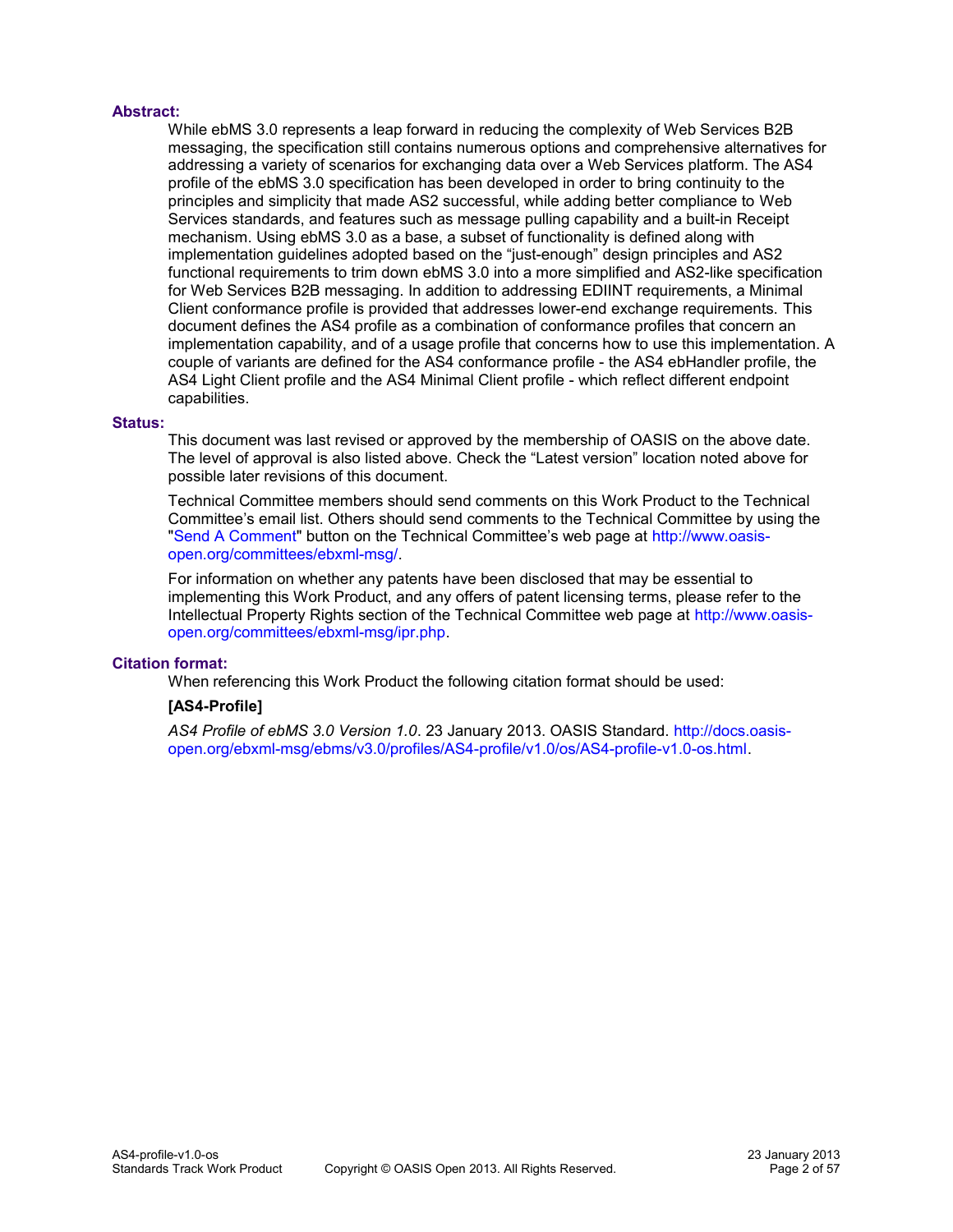**Abstract:**

While ebMS 3.0 represents a leap forward in reducing the complexity of Web Services B2B messaging, the specification still contains numerous options and comprehensive alternatives for addressing a variety of scenarios for exchanging data over a Web Services platform. The AS4 profile of the ebMS 3.0 specification has been developed in order to bring continuity to the principles and simplicity that made AS2 successful, while adding better compliance to Web Services standards, and features such as message pulling capability and a built-in Receipt mechanism. Using ebMS 3.0 as a base, a subset of functionality is defined along with implementation guidelines adopted based on the “just-enough” design principles and AS2 functional requirements to trim down ebMS 3.0 into a more simplified and AS2-like specification for Web Services B2B messaging. In addition to addressing EDIINT requirements, a Minimal Client conformance profile is provided that addresses lower-end exchange requirements. This document defines the AS4 profile as a combination of conformance profiles that concern an implementation capability, and of a usage profile that concerns how to use this implementation. A couple of variants are defined for the AS4 conformance profile - the AS4 ebHandler profile, the AS4 Light Client profile and the AS4 Minimal Client profile - which reflect different endpoint capabilities.

**Status:**

This document was last revised or approved by the membership of OASIS on the above date. The level of approval is also listed above. Check the “Latest version” location noted above for possible later revisions of this document.

Technical Committee members should send comments on this Work Product to the Technical Committee’s email list. Others should send comments to the Technical Committee by using the "Send A Comment" button on the Technical Committee’s web page at http://www.oasis-open.org/committees/ebxml-msg/.

For information on whether any patents have been disclosed that may be essential to implementing this Work Product, and any offers of patent licensing terms, please refer to the Intellectual Property Rights section of the Technical Committee web page at http://www.oasis-open.org/committees/ebxml-msg/ipr.php.

**Citation format:**

When referencing this Work Product the following citation format should be used:

**[AS4-Profile]**

*AS4 Profile of ebMS 3.0 Version 1.0*. 23 January 2013. OASIS Standard. http://docs.oasis-open.org/ebxml-msg/ebms/v3.0/profiles/AS4-profile/v1.0/os/AS4-profile-v1.0-os.html.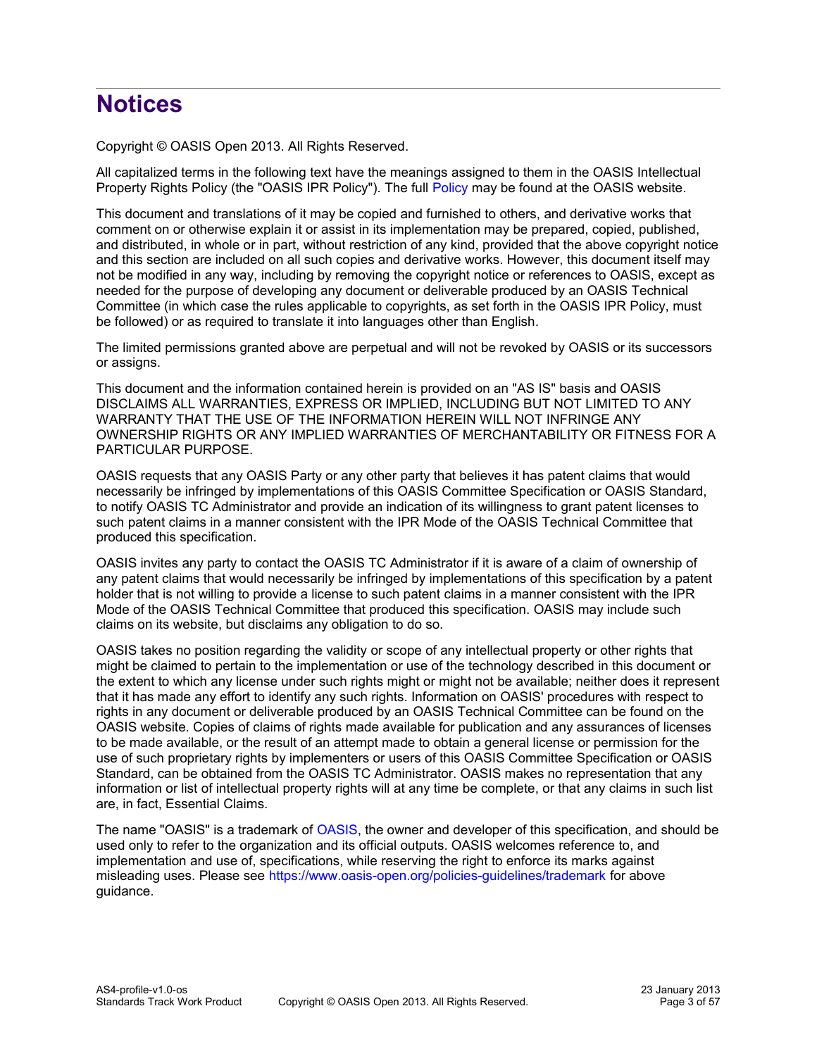# Notices

Copyright © OASIS Open 2013. All Rights Reserved.

All capitalized terms in the following text have the meanings assigned to them in the OASIS Intellectual Property Rights Policy (the "OASIS IPR Policy"). The full Policy may be found at the OASIS website.

This document and translations of it may be copied and furnished to others, and derivative works that comment on or otherwise explain it or assist in its implementation may be prepared, copied, published, and distributed, in whole or in part, without restriction of any kind, provided that the above copyright notice and this section are included on all such copies and derivative works. However, this document itself may not be modified in any way, including by removing the copyright notice or references to OASIS, except as needed for the purpose of developing any document or deliverable produced by an OASIS Technical Committee (in which case the rules applicable to copyrights, as set forth in the OASIS IPR Policy, must be followed) or as required to translate it into languages other than English.

The limited permissions granted above are perpetual and will not be revoked by OASIS or its successors or assigns.

This document and the information contained herein is provided on an "AS IS" basis and OASIS DISCLAIMS ALL WARRANTIES, EXPRESS OR IMPLIED, INCLUDING BUT NOT LIMITED TO ANY WARRANTY THAT THE USE OF THE INFORMATION HEREIN WILL NOT INFRINGE ANY OWNERSHIP RIGHTS OR ANY IMPLIED WARRANTIES OF MERCHANTABILITY OR FITNESS FOR A PARTICULAR PURPOSE.

OASIS requests that any OASIS Party or any other party that believes it has patent claims that would necessarily be infringed by implementations of this OASIS Committee Specification or OASIS Standard, to notify OASIS TC Administrator and provide an indication of its willingness to grant patent licenses to such patent claims in a manner consistent with the IPR Mode of the OASIS Technical Committee that produced this specification.

OASIS invites any party to contact the OASIS TC Administrator if it is aware of a claim of ownership of any patent claims that would necessarily be infringed by implementations of this specification by a patent holder that is not willing to provide a license to such patent claims in a manner consistent with the IPR Mode of the OASIS Technical Committee that produced this specification. OASIS may include such claims on its website, but disclaims any obligation to do so.

OASIS takes no position regarding the validity or scope of any intellectual property or other rights that might be claimed to pertain to the implementation or use of the technology described in this document or the extent to which any license under such rights might or might not be available; neither does it represent that it has made any effort to identify any such rights. Information on OASIS' procedures with respect to rights in any document or deliverable produced by an OASIS Technical Committee can be found on the OASIS website. Copies of claims of rights made available for publication and any assurances of licenses to be made available, or the result of an attempt made to obtain a general license or permission for the use of such proprietary rights by implementers or users of this OASIS Committee Specification or OASIS Standard, can be obtained from the OASIS TC Administrator. OASIS makes no representation that any information or list of intellectual property rights will at any time be complete, or that any claims in such list are, in fact, Essential Claims.

The name "OASIS" is a trademark of OASIS, the owner and developer of this specification, and should be used only to refer to the organization and its official outputs. OASIS welcomes reference to, and implementation and use of, specifications, while reserving the right to enforce its marks against misleading uses. Please see https://www.oasis-open.org/policies-guidelines/trademark for above guidance.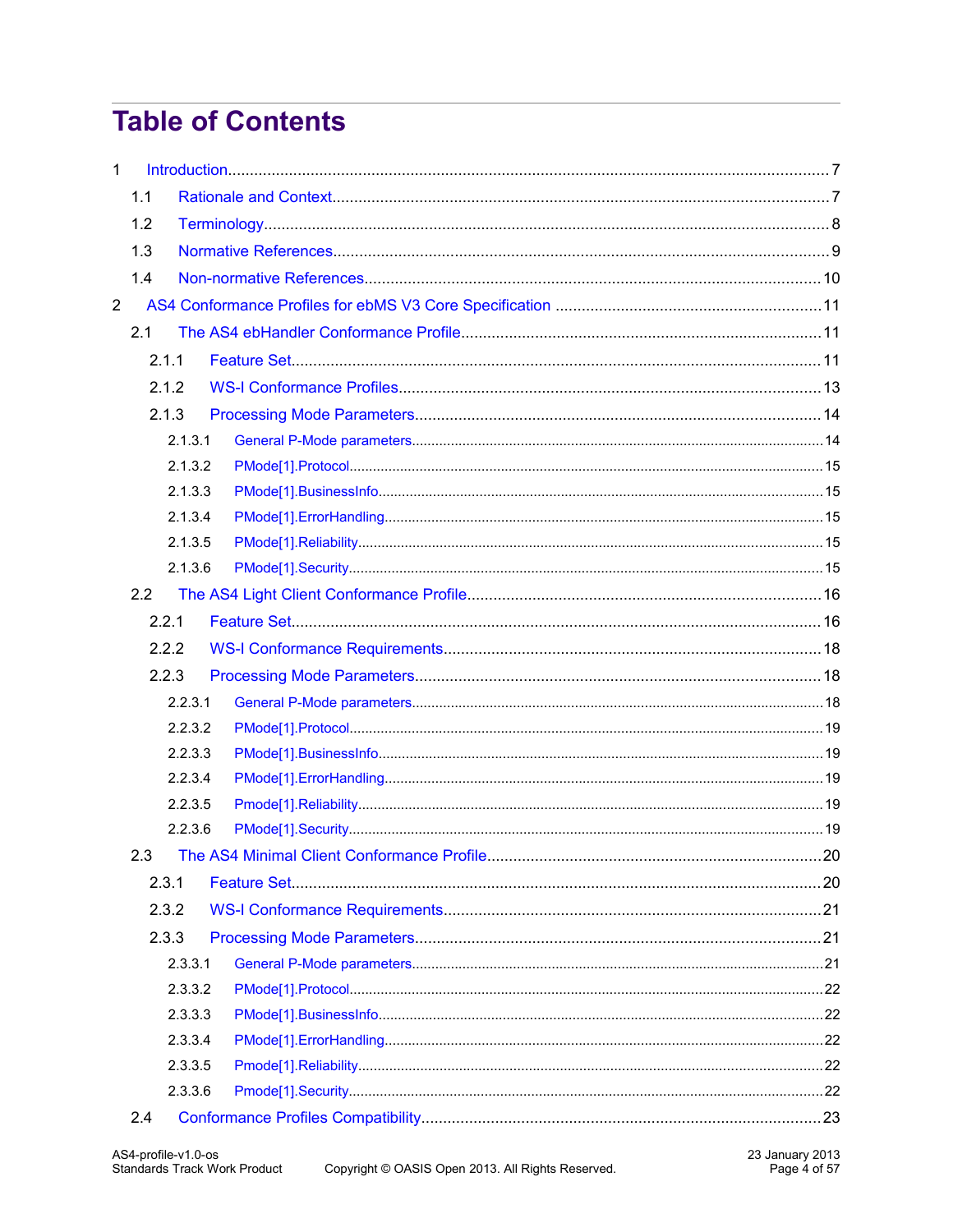# Table of Contents

1 Introduction........................................................................................................................................7

  1.1 Rationale and Context.......................................................................................................................7

  1.2 Terminology......................................................................................................................................8

  1.3 Normative References.......................................................................................................................9

  1.4 Non-normative References...............................................................................................................10

2 AS4 Conformance Profiles for ebMS V3 Core Specification ...........................................................11

  2.1 The AS4 ebHandler Conformance Profile........................................................................................11

    2.1.1 Feature Set...................................................................................................................................11

    2.1.2 WS-I Conformance Profiles.........................................................................................................13

    2.1.3 Processing Mode Parameters......................................................................................................14

      2.1.3.1 General P-Mode parameters...................................................................................................14

      2.1.3.2 PMode[1].Protocol.....................................................................................................................15

      2.1.3.3 PMode[1].BusinessInfo.............................................................................................................15

      2.1.3.4 PMode[1].ErrorHandling............................................................................................................15

      2.1.3.5 PMode[1].Reliability...................................................................................................................15

      2.1.3.6 PMode[1].Security.....................................................................................................................15

  2.2 The AS4 Light Client Conformance Profile.......................................................................................16

    2.2.1 Feature Set...................................................................................................................................16

    2.2.2 WS-I Conformance Requirements................................................................................................18

    2.2.3 Processing Mode Parameters.......................................................................................................18

      2.2.3.1 General P-Mode parameters....................................................................................................18

      2.2.3.2 PMode[1].Protocol.....................................................................................................................19

      2.2.3.3 PMode[1].BusinessInfo.............................................................................................................19

      2.2.3.4 PMode[1].ErrorHandling............................................................................................................19

      2.2.3.5 Pmode[1].Reliability...................................................................................................................19

      2.2.3.6 PMode[1].Security.....................................................................................................................19

  2.3 The AS4 Minimal Client Conformance Profile...................................................................................20

    2.3.1 Feature Set...................................................................................................................................20

    2.3.2 WS-I Conformance Requirements................................................................................................21

    2.3.3 Processing Mode Parameters.......................................................................................................21

      2.3.3.1 General P-Mode parameters....................................................................................................21

      2.3.3.2 PMode[1].Protocol.....................................................................................................................22

      2.3.3.3 PMode[1].BusinessInfo.............................................................................................................22

      2.3.3.4 PMode[1].ErrorHandling............................................................................................................22

      2.3.3.5 Pmode[1].Reliability...................................................................................................................22

      2.3.3.6 Pmode[1].Security.....................................................................................................................22

  2.4 Conformance Profiles Compatibility..................................................................................................23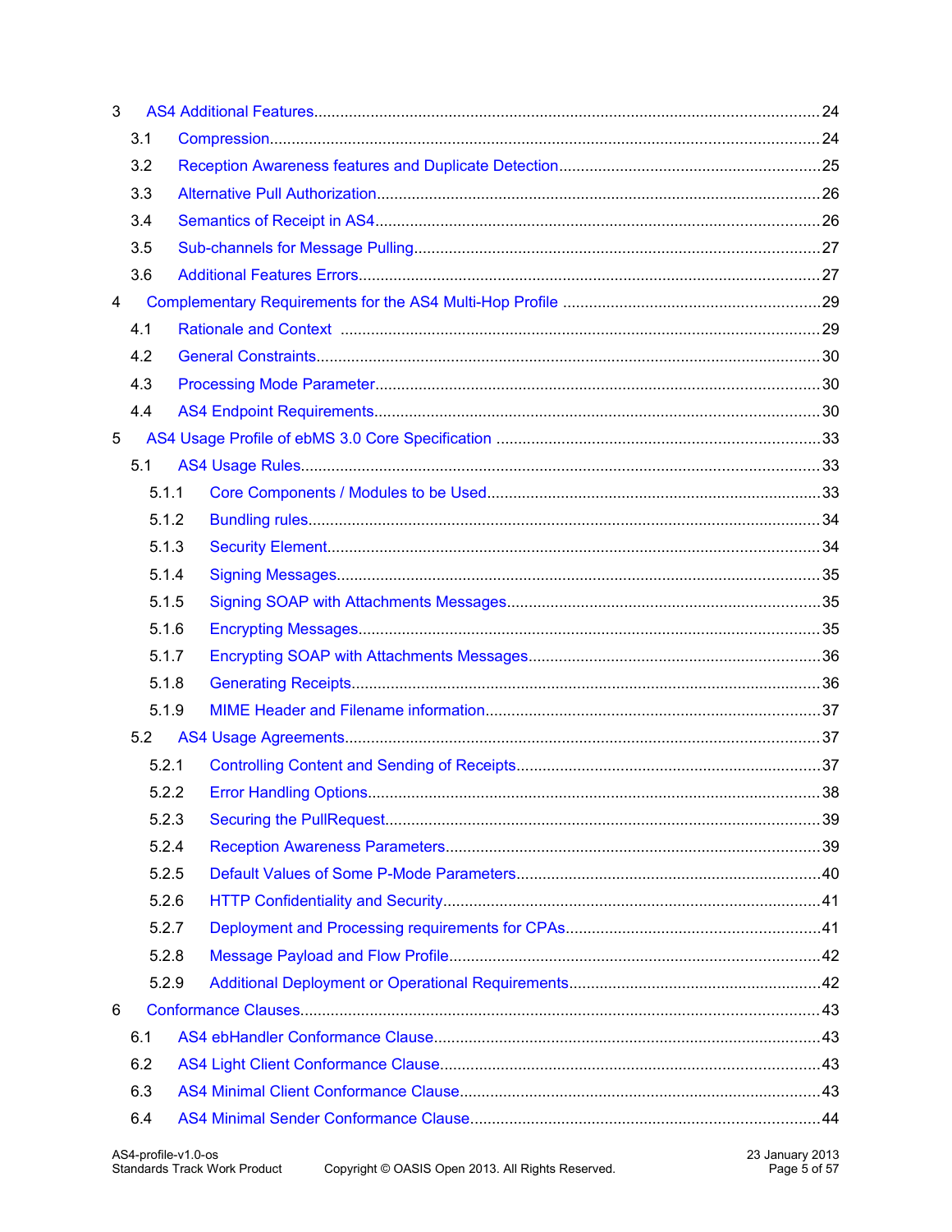3 AS4 Additional Features .......... 24
  3.1 Compression .......... 24
  3.2 Reception Awareness features and Duplicate Detection .......... 25
  3.3 Alternative Pull Authorization .......... 26
  3.4 Semantics of Receipt in AS4 .......... 26
  3.5 Sub-channels for Message Pulling .......... 27
  3.6 Additional Features Errors .......... 27
4 Complementary Requirements for the AS4 Multi-Hop Profile .......... 29
  4.1 Rationale and Context .......... 29
  4.2 General Constraints .......... 30
  4.3 Processing Mode Parameter .......... 30
  4.4 AS4 Endpoint Requirements .......... 30
5 AS4 Usage Profile of ebMS 3.0 Core Specification .......... 33
  5.1 AS4 Usage Rules .......... 33
    5.1.1 Core Components / Modules to be Used .......... 33
    5.1.2 Bundling rules .......... 34
    5.1.3 Security Element .......... 34
    5.1.4 Signing Messages .......... 35
    5.1.5 Signing SOAP with Attachments Messages .......... 35
    5.1.6 Encrypting Messages .......... 35
    5.1.7 Encrypting SOAP with Attachments Messages .......... 36
    5.1.8 Generating Receipts .......... 36
    5.1.9 MIME Header and Filename information .......... 37
  5.2 AS4 Usage Agreements .......... 37
    5.2.1 Controlling Content and Sending of Receipts .......... 37
    5.2.2 Error Handling Options .......... 38
    5.2.3 Securing the PullRequest .......... 39
    5.2.4 Reception Awareness Parameters .......... 39
    5.2.5 Default Values of Some P-Mode Parameters .......... 40
    5.2.6 HTTP Confidentiality and Security .......... 41
    5.2.7 Deployment and Processing requirements for CPAs .......... 41
    5.2.8 Message Payload and Flow Profile .......... 42
    5.2.9 Additional Deployment or Operational Requirements .......... 42
6 Conformance Clauses .......... 43
  6.1 AS4 ebHandler Conformance Clause .......... 43
  6.2 AS4 Light Client Conformance Clause .......... 43
  6.3 AS4 Minimal Client Conformance Clause .......... 43
  6.4 AS4 Minimal Sender Conformance Clause .......... 44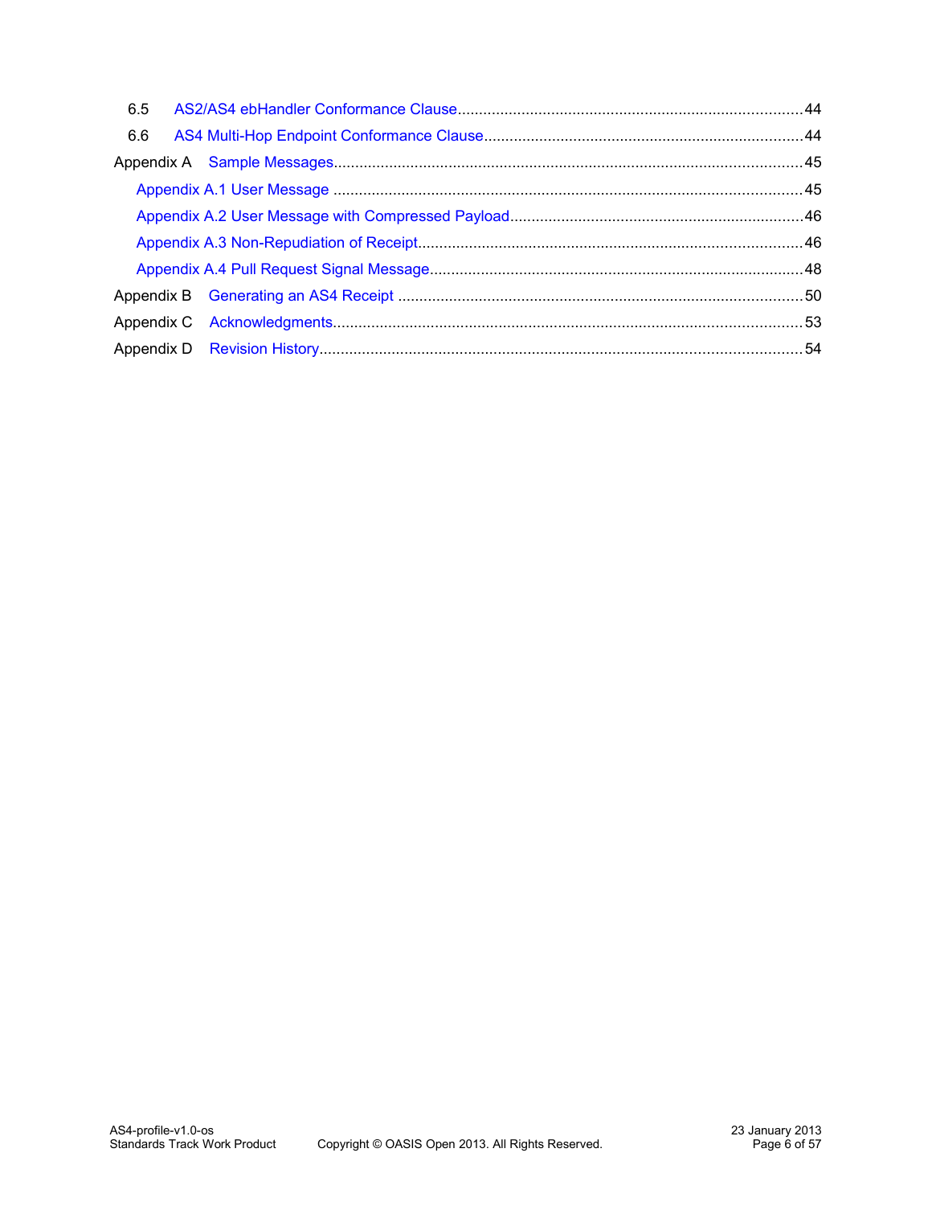6.5 AS2/AS4 ebHandler Conformance Clause ........................................................................ 44
6.6 AS4 Multi-Hop Endpoint Conformance Clause ................................................................. 44
Appendix A Sample Messages .................................................................................................... 45
Appendix A.1 User Message ..................................................................................................... 45
Appendix A.2 User Message with Compressed Payload ........................................................... 46
Appendix A.3 Non-Repudiation of Receipt ................................................................................ 46
Appendix A.4 Pull Request Signal Message .............................................................................. 48
Appendix B Generating an AS4 Receipt ..................................................................................... 50
Appendix C Acknowledgments .................................................................................................... 53
Appendix D Revision History ....................................................................................................... 54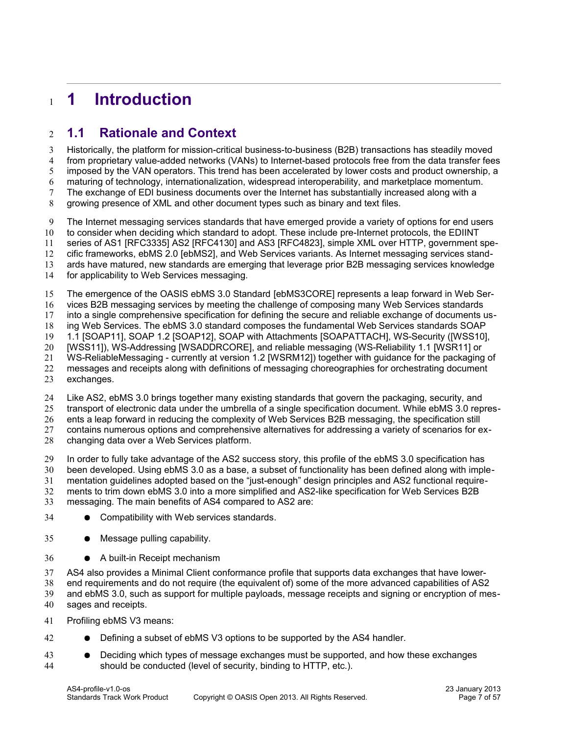# 1 Introduction

## 1.1 Rationale and Context

Historically, the platform for mission-critical business-to-business (B2B) transactions has steadily moved from proprietary value-added networks (VANs) to Internet-based protocols free from the data transfer fees imposed by the VAN operators. This trend has been accelerated by lower costs and product ownership, a maturing of technology, internationalization, widespread interoperability, and marketplace momentum. The exchange of EDI business documents over the Internet has substantially increased along with a growing presence of XML and other document types such as binary and text files.

The Internet messaging services standards that have emerged provide a variety of options for end users to consider when deciding which standard to adopt. These include pre-Internet protocols, the EDIINT series of AS1 [RFC3335] AS2 [RFC4130] and AS3 [RFC4823], simple XML over HTTP, government specific frameworks, ebMS 2.0 [ebMS2], and Web Services variants. As Internet messaging services standards have matured, new standards are emerging that leverage prior B2B messaging services knowledge for applicability to Web Services messaging.

The emergence of the OASIS ebMS 3.0 Standard [ebMS3CORE] represents a leap forward in Web Services B2B messaging services by meeting the challenge of composing many Web Services standards into a single comprehensive specification for defining the secure and reliable exchange of documents using Web Services. The ebMS 3.0 standard composes the fundamental Web Services standards SOAP 1.1 [SOAP11], SOAP 1.2 [SOAP12], SOAP with Attachments [SOAPATTACH], WS-Security ([WSS10], [WSS11]), WS-Addressing [WSADDRCORE], and reliable messaging (WS-Reliability 1.1 [WSR11] or WS-ReliableMessaging - currently at version 1.2 [WSRM12]) together with guidance for the packaging of messages and receipts along with definitions of messaging choreographies for orchestrating document exchanges.

Like AS2, ebMS 3.0 brings together many existing standards that govern the packaging, security, and transport of electronic data under the umbrella of a single specification document. While ebMS 3.0 represents a leap forward in reducing the complexity of Web Services B2B messaging, the specification still contains numerous options and comprehensive alternatives for addressing a variety of scenarios for exchanging data over a Web Services platform.

In order to fully take advantage of the AS2 success story, this profile of the ebMS 3.0 specification has been developed. Using ebMS 3.0 as a base, a subset of functionality has been defined along with implementation guidelines adopted based on the “just-enough” design principles and AS2 functional requirements to trim down ebMS 3.0 into a more simplified and AS2-like specification for Web Services B2B messaging. The main benefits of AS4 compared to AS2 are:

- Compatibility with Web services standards.
- Message pulling capability.
- A built-in Receipt mechanism

AS4 also provides a Minimal Client conformance profile that supports data exchanges that have lower-end requirements and do not require (the equivalent of) some of the more advanced capabilities of AS2 and ebMS 3.0, such as support for multiple payloads, message receipts and signing or encryption of messages and receipts.

Profiling ebMS V3 means:

- Defining a subset of ebMS V3 options to be supported by the AS4 handler.
- Deciding which types of message exchanges must be supported, and how these exchanges should be conducted (level of security, binding to HTTP, etc.).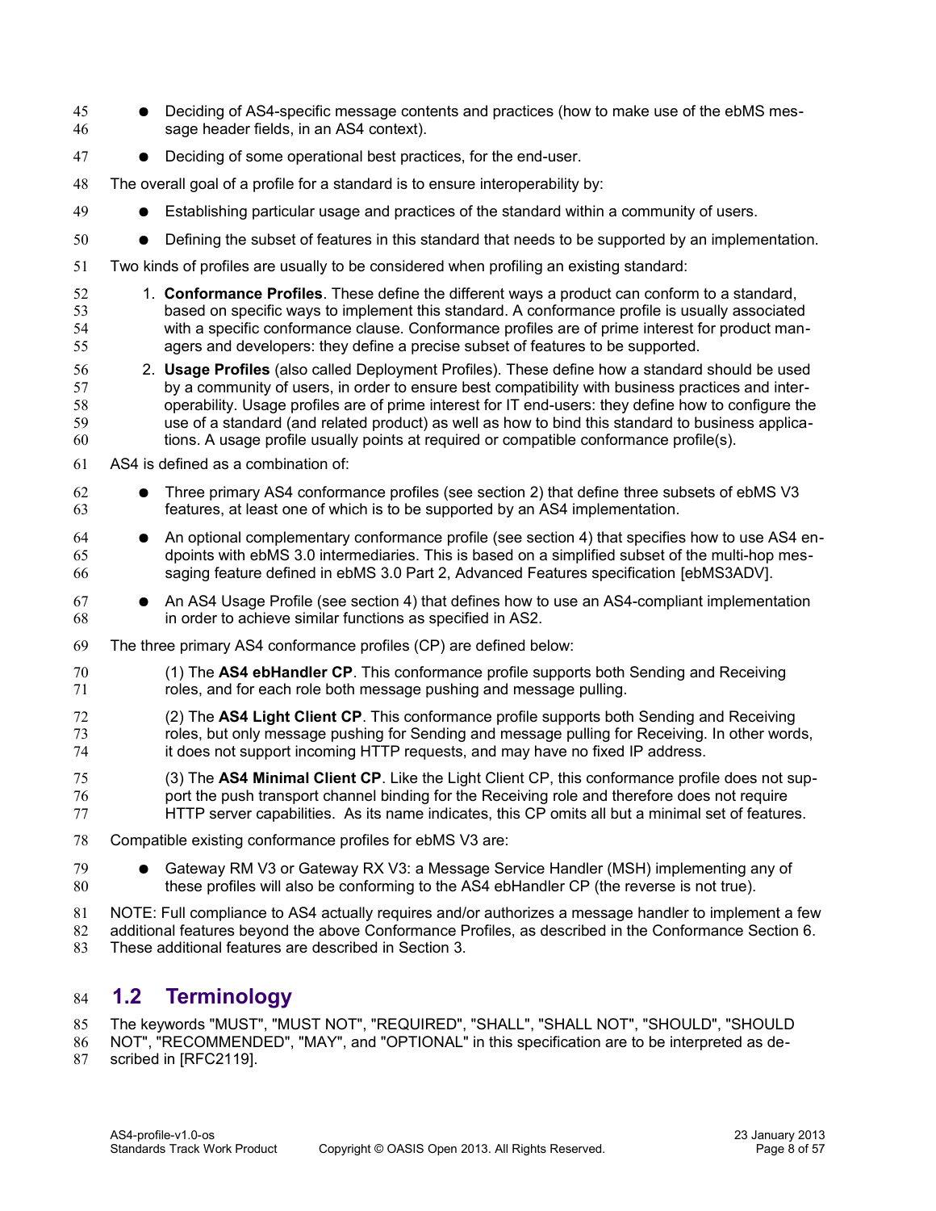- Deciding of AS4-specific message contents and practices (how to make use of the ebMS message header fields, in an AS4 context).
- Deciding of some operational best practices, for the end-user.

The overall goal of a profile for a standard is to ensure interoperability by:

- Establishing particular usage and practices of the standard within a community of users.
- Defining the subset of features in this standard that needs to be supported by an implementation.

Two kinds of profiles are usually to be considered when profiling an existing standard:

1. **Conformance Profiles**. These define the different ways a product can conform to a standard, based on specific ways to implement this standard. A conformance profile is usually associated with a specific conformance clause. Conformance profiles are of prime interest for product managers and developers: they define a precise subset of features to be supported.
2. **Usage Profiles** (also called Deployment Profiles). These define how a standard should be used by a community of users, in order to ensure best compatibility with business practices and interoperability. Usage profiles are of prime interest for IT end-users: they define how to configure the use of a standard (and related product) as well as how to bind this standard to business applications. A usage profile usually points at required or compatible conformance profile(s).

AS4 is defined as a combination of:

- Three primary AS4 conformance profiles (see section 2) that define three subsets of ebMS V3 features, at least one of which is to be supported by an AS4 implementation.
- An optional complementary conformance profile (see section 4) that specifies how to use AS4 endpoints with ebMS 3.0 intermediaries. This is based on a simplified subset of the multi-hop messaging feature defined in ebMS 3.0 Part 2, Advanced Features specification [ebMS3ADV].
- An AS4 Usage Profile (see section 4) that defines how to use an AS4-compliant implementation in order to achieve similar functions as specified in AS2.

The three primary AS4 conformance profiles (CP) are defined below:

(1) The **AS4 ebHandler CP**. This conformance profile supports both Sending and Receiving roles, and for each role both message pushing and message pulling.

(2) The **AS4 Light Client CP**. This conformance profile supports both Sending and Receiving roles, but only message pushing for Sending and message pulling for Receiving. In other words, it does not support incoming HTTP requests, and may have no fixed IP address.

(3) The **AS4 Minimal Client CP**. Like the Light Client CP, this conformance profile does not support the push transport channel binding for the Receiving role and therefore does not require HTTP server capabilities. As its name indicates, this CP omits all but a minimal set of features.

Compatible existing conformance profiles for ebMS V3 are:

- Gateway RM V3 or Gateway RX V3: a Message Service Handler (MSH) implementing any of these profiles will also be conforming to the AS4 ebHandler CP (the reverse is not true).

NOTE: Full compliance to AS4 actually requires and/or authorizes a message handler to implement a few additional features beyond the above Conformance Profiles, as described in the Conformance Section 6. These additional features are described in Section 3.

## 1.2 Terminology

The keywords "MUST", "MUST NOT", "REQUIRED", "SHALL", "SHALL NOT", "SHOULD", "SHOULD NOT", "RECOMMENDED", "MAY", and "OPTIONAL" in this specification are to be interpreted as described in [RFC2119].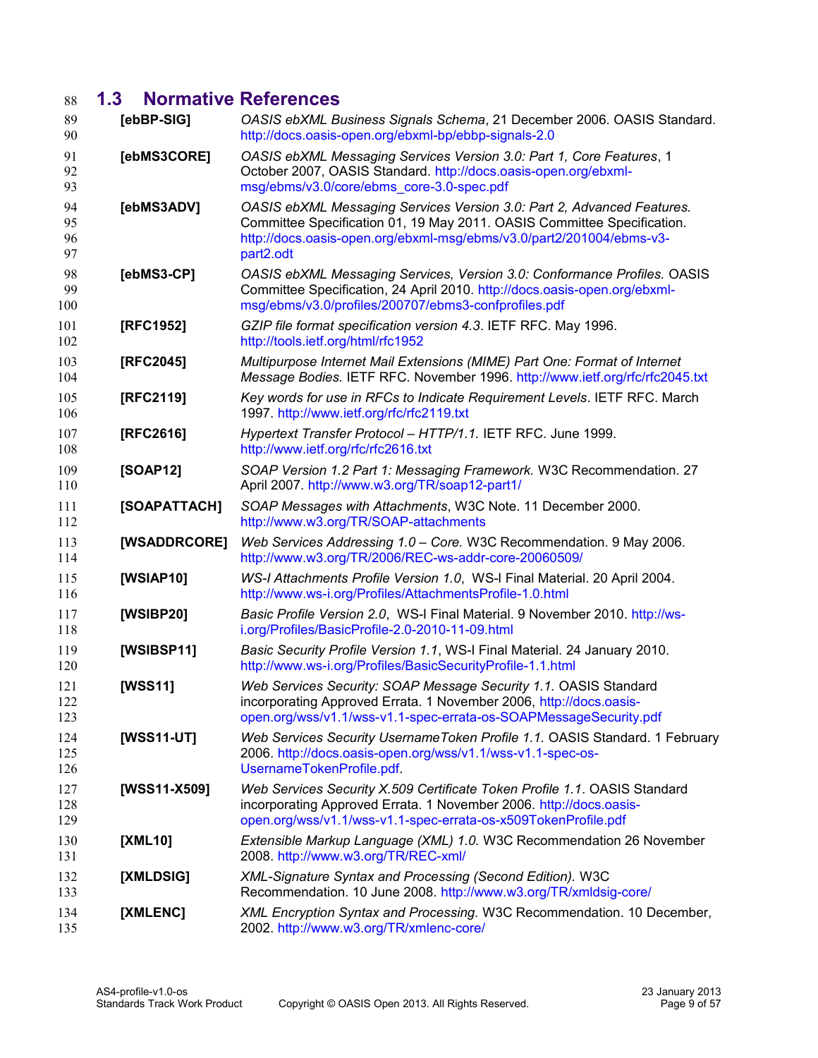## 1.3 Normative References

**[ebBP-SIG]** *OASIS ebXML Business Signals Schema*, 21 December 2006. OASIS Standard. http://docs.oasis-open.org/ebxml-bp/ebbp-signals-2.0

**[ebMS3CORE]** *OASIS ebXML Messaging Services Version 3.0: Part 1, Core Features*, 1 October 2007, OASIS Standard. http://docs.oasis-open.org/ebxml-msg/ebms/v3.0/core/ebms_core-3.0-spec.pdf

**[ebMS3ADV]** *OASIS ebXML Messaging Services Version 3.0: Part 2, Advanced Features.* Committee Specification 01, 19 May 2011. OASIS Committee Specification. http://docs.oasis-open.org/ebxml-msg/ebms/v3.0/part2/201004/ebms-v3-part2.odt

**[ebMS3-CP]** *OASIS ebXML Messaging Services, Version 3.0: Conformance Profiles.* OASIS Committee Specification, 24 April 2010. http://docs.oasis-open.org/ebxml-msg/ebms/v3.0/profiles/200707/ebms3-confprofiles.pdf

**[RFC1952]** *GZIP file format specification version 4.3*. IETF RFC. May 1996. http://tools.ietf.org/html/rfc1952

**[RFC2045]** *Multipurpose Internet Mail Extensions (MIME) Part One: Format of Internet Message Bodies.* IETF RFC. November 1996. http://www.ietf.org/rfc/rfc2045.txt

**[RFC2119]** *Key words for use in RFCs to Indicate Requirement Levels*. IETF RFC. March 1997. http://www.ietf.org/rfc/rfc2119.txt

**[RFC2616]** *Hypertext Transfer Protocol – HTTP/1.1.* IETF RFC. June 1999. http://www.ietf.org/rfc/rfc2616.txt

**[SOAP12]** *SOAP Version 1.2 Part 1: Messaging Framework.* W3C Recommendation. 27 April 2007. http://www.w3.org/TR/soap12-part1/

**[SOAPATTACH]** *SOAP Messages with Attachments*, W3C Note. 11 December 2000. http://www.w3.org/TR/SOAP-attachments

**[WSADDRCORE]** *Web Services Addressing 1.0 – Core.* W3C Recommendation. 9 May 2006. http://www.w3.org/TR/2006/REC-ws-addr-core-20060509/

**[WSIAP10]** *WS-I Attachments Profile Version 1.0*, WS-I Final Material. 20 April 2004. http://www.ws-i.org/Profiles/AttachmentsProfile-1.0.html

**[WSIBP20]** *Basic Profile Version 2.0*, WS-I Final Material. 9 November 2010. http://ws-i.org/Profiles/BasicProfile-2.0-2010-11-09.html

**[WSIBSP11]** *Basic Security Profile Version 1.1*, WS-I Final Material. 24 January 2010. http://www.ws-i.org/Profiles/BasicSecurityProfile-1.1.html

**[WSS11]** *Web Services Security: SOAP Message Security 1.1.* OASIS Standard incorporating Approved Errata. 1 November 2006, http://docs.oasis-open.org/wss/v1.1/wss-v1.1-spec-errata-os-SOAPMessageSecurity.pdf

**[WSS11-UT]** *Web Services Security UsernameToken Profile 1.1.* OASIS Standard. 1 February 2006. http://docs.oasis-open.org/wss/v1.1/wss-v1.1-spec-os-UsernameTokenProfile.pdf.

**[WSS11-X509]** *Web Services Security X.509 Certificate Token Profile 1.1*. OASIS Standard incorporating Approved Errata. 1 November 2006. http://docs.oasis-open.org/wss/v1.1/wss-v1.1-spec-errata-os-x509TokenProfile.pdf

**[XML10]** *Extensible Markup Language (XML) 1.0.* W3C Recommendation 26 November 2008. http://www.w3.org/TR/REC-xml/

**[XMLDSIG]** *XML-Signature Syntax and Processing (Second Edition).* W3C Recommendation. 10 June 2008. http://www.w3.org/TR/xmldsig-core/

**[XMLENC]** *XML Encryption Syntax and Processing.* W3C Recommendation. 10 December, 2002. http://www.w3.org/TR/xmlenc-core/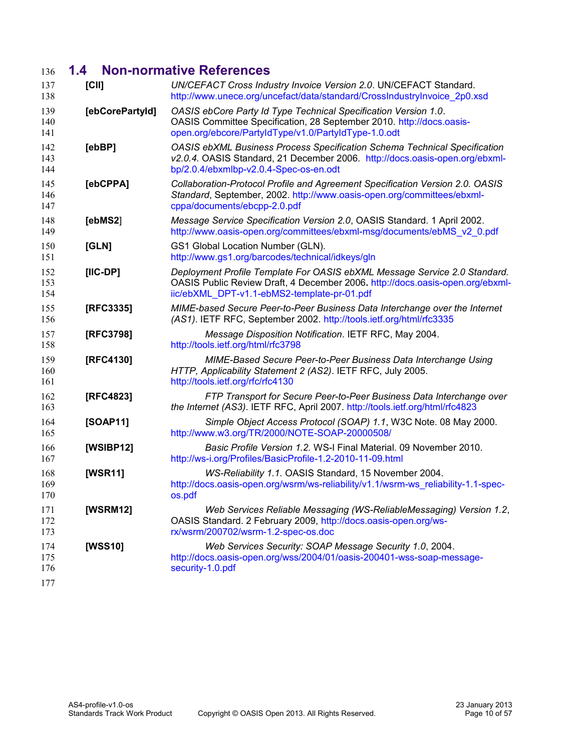## 1.4 Non-normative References

**[CII]** *UN/CEFACT Cross Industry Invoice Version 2.0*. UN/CEFACT Standard. http://www.unece.org/uncefact/data/standard/CrossIndustryInvoice_2p0.xsd

**[ebCorePartyId]** *OASIS ebCore Party Id Type Technical Specification Version 1.0*. OASIS Committee Specification, 28 September 2010. http://docs.oasis-open.org/ebcore/PartyIdType/v1.0/PartyIdType-1.0.odt

**[ebBP]** *OASIS ebXML Business Process Specification Schema Technical Specification v2.0.4.* OASIS Standard, 21 December 2006. http://docs.oasis-open.org/ebxml-bp/2.0.4/ebxmlbp-v2.0.4-Spec-os-en.odt

**[ebCPPA]** *Collaboration-Protocol Profile and Agreement Specification Version 2.0. OASIS Standard*, September, 2002. http://www.oasis-open.org/committees/ebxml-cppa/documents/ebcpp-2.0.pdf

**[ebMS2]** *Message Service Specification Version 2.0*, OASIS Standard. 1 April 2002. http://www.oasis-open.org/committees/ebxml-msg/documents/ebMS_v2_0.pdf

**[GLN]** GS1 Global Location Number (GLN). http://www.gs1.org/barcodes/technical/idkeys/gln

**[IIC-DP]** *Deployment Profile Template For OASIS ebXML Message Service 2.0 Standard.* OASIS Public Review Draft, 4 December 2006**.** http://docs.oasis-open.org/ebxml-iic/ebXML_DPT-v1.1-ebMS2-template-pr-01.pdf

**[RFC3335]** *MIME-based Secure Peer-to-Peer Business Data Interchange over the Internet (AS1).* IETF RFC, September 2002. http://tools.ietf.org/html/rfc3335

**[RFC3798]** *Message Disposition Notification*. IETF RFC, May 2004. http://tools.ietf.org/html/rfc3798

**[RFC4130]** *MIME-Based Secure Peer-to-Peer Business Data Interchange Using HTTP, Applicability Statement 2 (AS2)*. IETF RFC, July 2005. http://tools.ietf.org/rfc/rfc4130

**[RFC4823]** *FTP Transport for Secure Peer-to-Peer Business Data Interchange over the Internet (AS3)*. IETF RFC, April 2007. http://tools.ietf.org/html/rfc4823

**[SOAP11]** *Simple Object Access Protocol (SOAP) 1.1*, W3C Note. 08 May 2000. http://www.w3.org/TR/2000/NOTE-SOAP-20000508/

**[WSIBP12]** *Basic Profile Version 1.2.* WS-I Final Material. 09 November 2010. http://ws-i.org/Profiles/BasicProfile-1.2-2010-11-09.html

**[WSR11]** *WS-Reliability 1.1.* OASIS Standard, 15 November 2004. http://docs.oasis-open.org/wsrm/ws-reliability/v1.1/wsrm-ws_reliability-1.1-spec-os.pdf

**[WSRM12]** *Web Services Reliable Messaging (WS-ReliableMessaging) Version 1.2*, OASIS Standard. 2 February 2009, http://docs.oasis-open.org/ws-rx/wsrm/200702/wsrm-1.2-spec-os.doc

**[WSS10]** *Web Services Security: SOAP Message Security 1.0*, 2004. http://docs.oasis-open.org/wss/2004/01/oasis-200401-wss-soap-message-security-1.0.pdf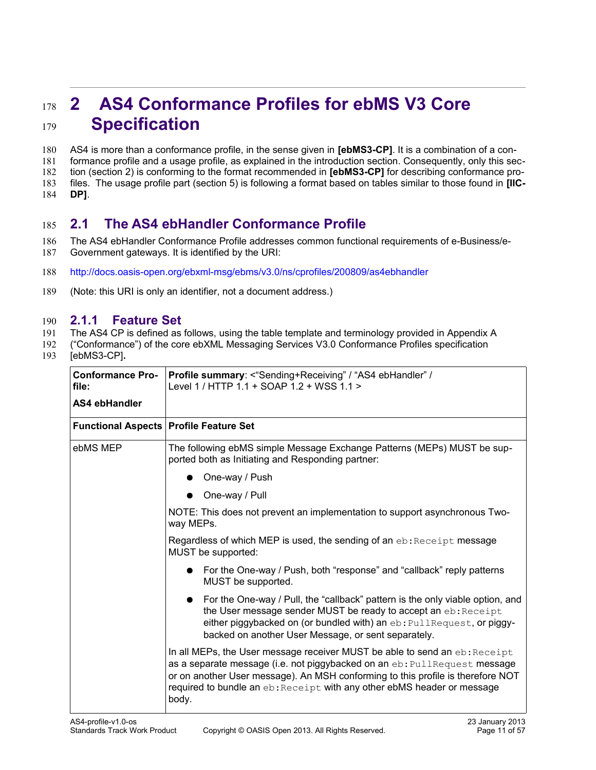# 2 AS4 Conformance Profiles for ebMS V3 Core Specification

AS4 is more than a conformance profile, in the sense given in **[ebMS3-CP]**. It is a combination of a conformance profile and a usage profile, as explained in the introduction section. Consequently, only this section (section 2) is conforming to the format recommended in **[ebMS3-CP]** for describing conformance profiles. The usage profile part (section 5) is following a format based on tables similar to those found in **[IIC-DP]**.

## 2.1 The AS4 ebHandler Conformance Profile

The AS4 ebHandler Conformance Profile addresses common functional requirements of e-Business/e-Government gateways. It is identified by the URI:

http://docs.oasis-open.org/ebxml-msg/ebms/v3.0/ns/cprofiles/200809/as4ebhandler

(Note: this URI is only an identifier, not a document address.)

### 2.1.1 Feature Set

The AS4 CP is defined as follows, using the table template and terminology provided in Appendix A ("Conformance") of the core ebXML Messaging Services V3.0 Conformance Profiles specification [ebMS3-CP]**.**

| **Conformance Profile:**<br><br>**AS4 ebHandler** | **Profile summary**: <"Sending+Receiving" / "AS4 ebHandler" / Level 1 / HTTP 1.1 + SOAP 1.2 + WSS 1.1 > |
|---|---|
| **Functional Aspects** | **Profile Feature Set** |
| ebMS MEP | The following ebMS simple Message Exchange Patterns (MEPs) MUST be supported both as Initiating and Responding partner:<br><br>● One-way / Push<br>● One-way / Pull<br><br>NOTE: This does not prevent an implementation to support asynchronous Two-way MEPs.<br><br>Regardless of which MEP is used, the sending of an `eb:Receipt` message MUST be supported:<br><br>● For the One-way / Push, both "response" and "callback" reply patterns MUST be supported.<br>● For the One-way / Pull, the "callback" pattern is the only viable option, and the User message sender MUST be ready to accept an `eb:Receipt` either piggybacked on (or bundled with) an `eb:PullRequest`, or piggybacked on another User Message, or sent separately.<br><br>In all MEPs, the User message receiver MUST be able to send an `eb:Receipt` as a separate message (i.e. not piggybacked on an `eb:PullRequest` message or on another User message). An MSH conforming to this profile is therefore NOT required to bundle an `eb:Receipt` with any other ebMS header or message body. |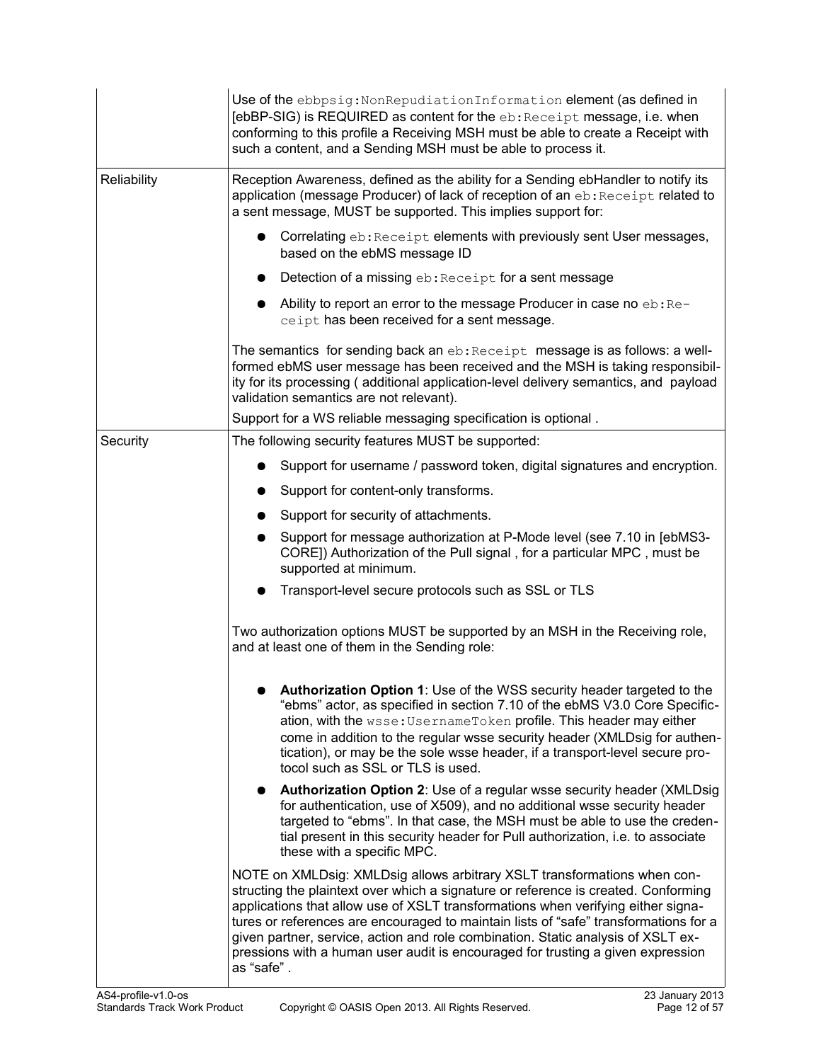| | |
|---|---|
| | Use of the `ebbpsig:NonRepudiationInformation` element (as defined in [ebBP-SIG) is REQUIRED as content for the `eb:Receipt` message, i.e. when conforming to this profile a Receiving MSH must be able to create a Receipt with such a content, and a Sending MSH must be able to process it. |
| Reliability | Reception Awareness, defined as the ability for a Sending ebHandler to notify its application (message Producer) of lack of reception of an `eb:Receipt` related to a sent message, MUST be supported. This implies support for:<br>● Correlating `eb:Receipt` elements with previously sent User messages, based on the ebMS message ID<br>● Detection of a missing `eb:Receipt` for a sent message<br>● Ability to report an error to the message Producer in case no `eb:Receipt` has been received for a sent message.<br><br>The semantics for sending back an `eb:Receipt` message is as follows: a well-formed ebMS user message has been received and the MSH is taking responsibility for its processing ( additional application-level delivery semantics, and payload validation semantics are not relevant).<br>Support for a WS reliable messaging specification is optional . |
| Security | The following security features MUST be supported:<br>● Support for username / password token, digital signatures and encryption.<br>● Support for content-only transforms.<br>● Support for security of attachments.<br>● Support for message authorization at P-Mode level (see 7.10 in [ebMS3-CORE]) Authorization of the Pull signal , for a particular MPC , must be supported at minimum.<br>● Transport-level secure protocols such as SSL or TLS<br><br>Two authorization options MUST be supported by an MSH in the Receiving role, and at least one of them in the Sending role:<br><br>● **Authorization Option 1**: Use of the WSS security header targeted to the "ebms" actor, as specified in section 7.10 of the ebMS V3.0 Core Specification, with the `wsse:UsernameToken` profile. This header may either come in addition to the regular wsse security header (XMLDsig for authentication), or may be the sole wsse header, if a transport-level secure protocol such as SSL or TLS is used.<br>● **Authorization Option 2**: Use of a regular wsse security header (XMLDsig for authentication, use of X509), and no additional wsse security header targeted to "ebms". In that case, the MSH must be able to use the credential present in this security header for Pull authorization, i.e. to associate these with a specific MPC.<br><br>NOTE on XMLDsig: XMLDsig allows arbitrary XSLT transformations when constructing the plaintext over which a signature or reference is created. Conforming applications that allow use of XSLT transformations when verifying either signatures or references are encouraged to maintain lists of "safe" transformations for a given partner, service, action and role combination. Static analysis of XSLT expressions with a human user audit is encouraged for trusting a given expression as "safe" . |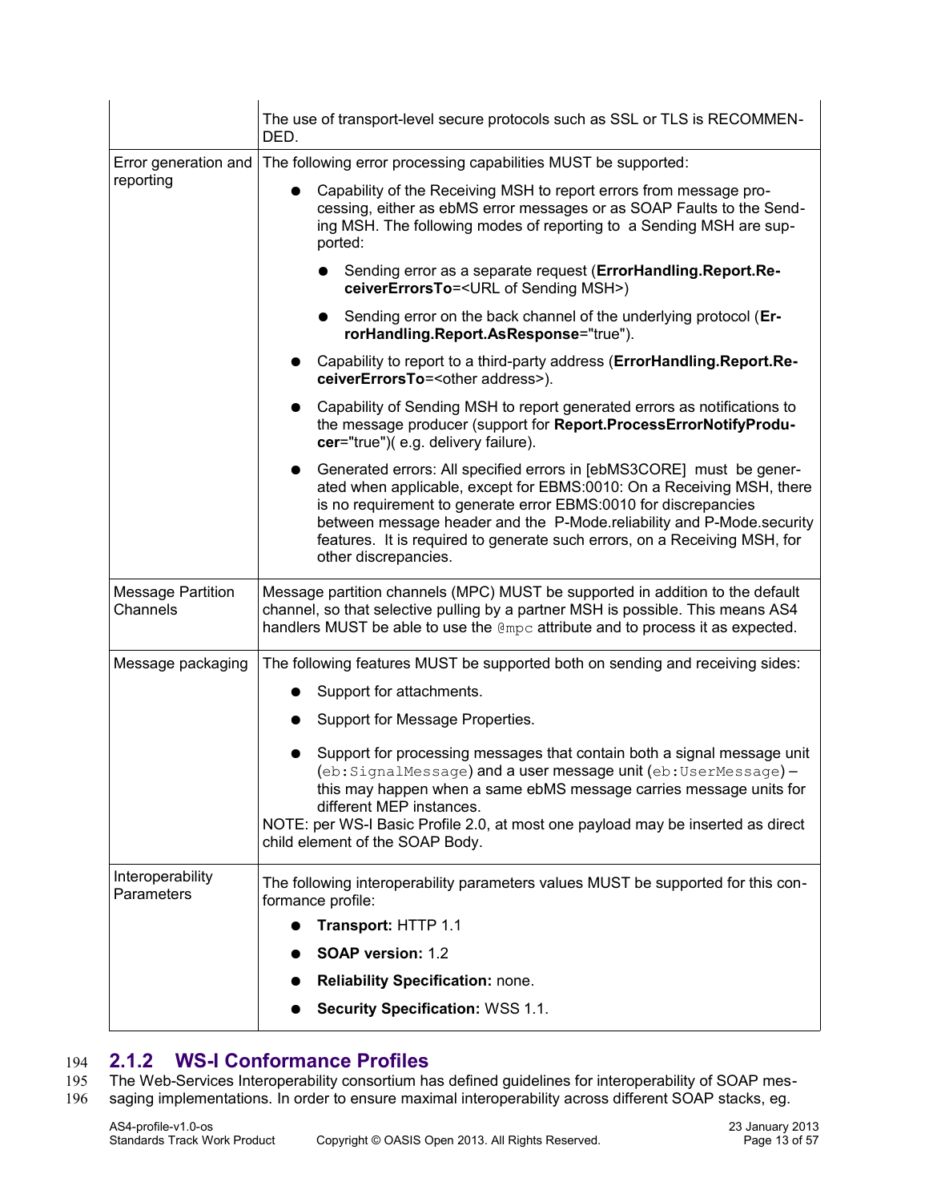| | |
|---|---|
| | The use of transport-level secure protocols such as SSL or TLS is RECOMMENDED. |
| Error generation and reporting | The following error processing capabilities MUST be supported:<br>● Capability of the Receiving MSH to report errors from message processing, either as ebMS error messages or as SOAP Faults to the Sending MSH. The following modes of reporting to a Sending MSH are supported:<br>&nbsp;&nbsp;&nbsp;&nbsp;● Sending error as a separate request (**ErrorHandling.Report.ReceiverErrorsTo**=<URL of Sending MSH>)<br>&nbsp;&nbsp;&nbsp;&nbsp;● Sending error on the back channel of the underlying protocol (**ErrorHandling.Report.AsResponse**="true").<br>● Capability to report to a third-party address (**ErrorHandling.Report.ReceiverErrorsTo**=<other address>).<br>● Capability of Sending MSH to report generated errors as notifications to the message producer (support for **Report.ProcessErrorNotifyProducer**="true")( e.g. delivery failure).<br>● Generated errors: All specified errors in [ebMS3CORE] must be generated when applicable, except for EBMS:0010: On a Receiving MSH, there is no requirement to generate error EBMS:0010 for discrepancies between message header and the P-Mode.reliability and P-Mode.security features. It is required to generate such errors, on a Receiving MSH, for other discrepancies. |
| Message Partition Channels | Message partition channels (MPC) MUST be supported in addition to the default channel, so that selective pulling by a partner MSH is possible. This means AS4 handlers MUST be able to use the `@mpc` attribute and to process it as expected. |
| Message packaging | The following features MUST be supported both on sending and receiving sides:<br>● Support for attachments.<br>● Support for Message Properties.<br>● Support for processing messages that contain both a signal message unit (`eb:SignalMessage`) and a user message unit (`eb:UserMessage`) – this may happen when a same ebMS message carries message units for different MEP instances.<br>NOTE: per WS-I Basic Profile 2.0, at most one payload may be inserted as direct child element of the SOAP Body. |
| Interoperability Parameters | The following interoperability parameters values MUST be supported for this conformance profile:<br>● **Transport:** HTTP 1.1<br>● **SOAP version:** 1.2<br>● **Reliability Specification:** none.<br>● **Security Specification:** WSS 1.1. |

### 2.1.2 WS-I Conformance Profiles

The Web-Services Interoperability consortium has defined guidelines for interoperability of SOAP messaging implementations. In order to ensure maximal interoperability across different SOAP stacks, eg.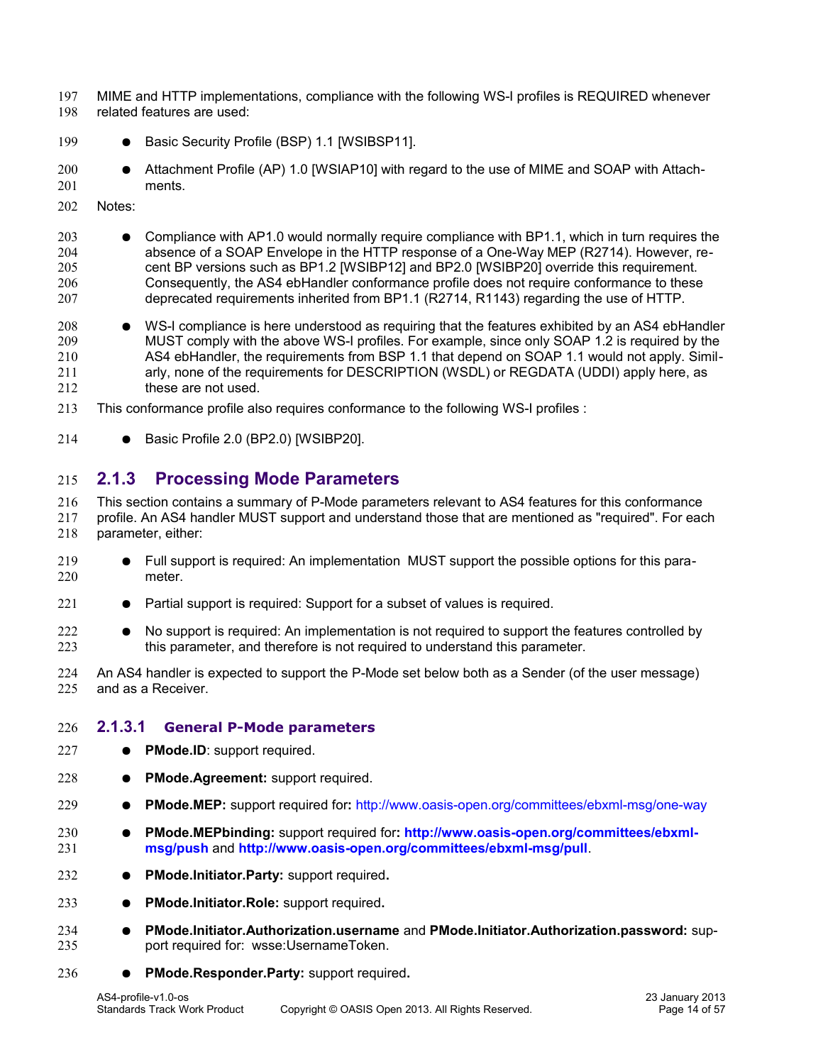MIME and HTTP implementations, compliance with the following WS-I profiles is REQUIRED whenever related features are used:

- Basic Security Profile (BSP) 1.1 [WSIBSP11].
- Attachment Profile (AP) 1.0 [WSIAP10] with regard to the use of MIME and SOAP with Attachments.

Notes:

- Compliance with AP1.0 would normally require compliance with BP1.1, which in turn requires the absence of a SOAP Envelope in the HTTP response of a One-Way MEP (R2714). However, recent BP versions such as BP1.2 [WSIBP12] and BP2.0 [WSIBP20] override this requirement. Consequently, the AS4 ebHandler conformance profile does not require conformance to these deprecated requirements inherited from BP1.1 (R2714, R1143) regarding the use of HTTP.
- WS-I compliance is here understood as requiring that the features exhibited by an AS4 ebHandler MUST comply with the above WS-I profiles. For example, since only SOAP 1.2 is required by the AS4 ebHandler, the requirements from BSP 1.1 that depend on SOAP 1.1 would not apply. Similarly, none of the requirements for DESCRIPTION (WSDL) or REGDATA (UDDI) apply here, as these are not used.

This conformance profile also requires conformance to the following WS-I profiles :

- Basic Profile 2.0 (BP2.0) [WSIBP20].

### 2.1.3 Processing Mode Parameters

This section contains a summary of P-Mode parameters relevant to AS4 features for this conformance profile. An AS4 handler MUST support and understand those that are mentioned as "required". For each parameter, either:

- Full support is required: An implementation MUST support the possible options for this parameter.
- Partial support is required: Support for a subset of values is required.
- No support is required: An implementation is not required to support the features controlled by this parameter, and therefore is not required to understand this parameter.

An AS4 handler is expected to support the P-Mode set below both as a Sender (of the user message) and as a Receiver.

#### 2.1.3.1 General P-Mode parameters

- **PMode.ID**: support required.
- **PMode.Agreement:** support required.
- **PMode.MEP:** support required for**:** http://www.oasis-open.org/committees/ebxml-msg/one-way
- **PMode.MEPbinding:** support required for**: http://www.oasis-open.org/committees/ebxml-msg/push** and **http://www.oasis-open.org/committees/ebxml-msg/pull**.
- **PMode.Initiator.Party:** support required**.**
- **PMode.Initiator.Role:** support required**.**
- **PMode.Initiator.Authorization.username** and **PMode.Initiator.Authorization.password:** support required for: wsse:UsernameToken.
- **PMode.Responder.Party:** support required**.**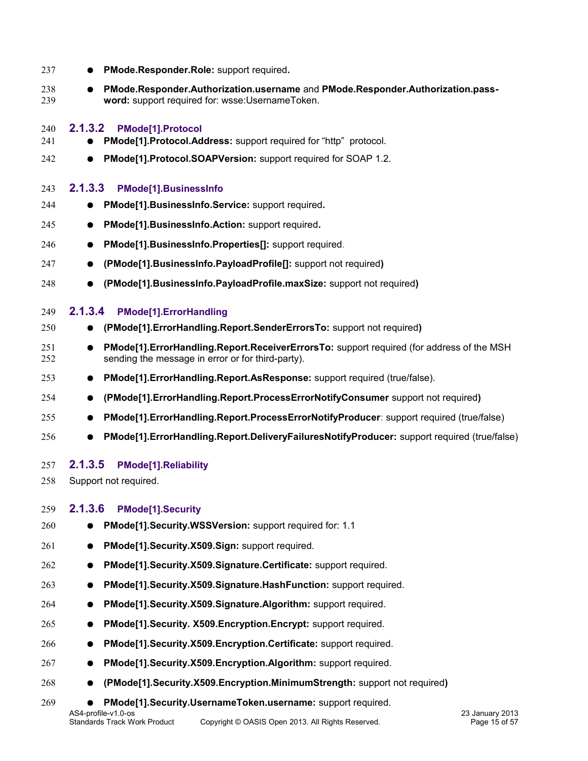- **PMode.Responder.Role:** support required**.**
- **PMode.Responder.Authorization.username** and **PMode.Responder.Authorization.password:** support required for: wsse:UsernameToken.

#### 2.1.3.2 PMode[1].Protocol

- **PMode[1].Protocol.Address:** support required for “http” protocol.
- **PMode[1].Protocol.SOAPVersion:** support required for SOAP 1.2.

#### 2.1.3.3 PMode[1].BusinessInfo

- **PMode[1].BusinessInfo.Service:** support required**.**
- **PMode[1].BusinessInfo.Action:** support required**.**
- **PMode[1].BusinessInfo.Properties[]:** support required.
- **(PMode[1].BusinessInfo.PayloadProfile[]:** support not required**)**
- **(PMode[1].BusinessInfo.PayloadProfile.maxSize:** support not required**)**

#### 2.1.3.4 PMode[1].ErrorHandling

- **(PMode[1].ErrorHandling.Report.SenderErrorsTo:** support not required**)**
- **PMode[1].ErrorHandling.Report.ReceiverErrorsTo:** support required (for address of the MSH sending the message in error or for third-party).
- **PMode[1].ErrorHandling.Report.AsResponse:** support required (true/false).
- **(PMode[1].ErrorHandling.Report.ProcessErrorNotifyConsumer** support not required**)**
- **PMode[1].ErrorHandling.Report.ProcessErrorNotifyProducer**: support required (true/false)
- **PMode[1].ErrorHandling.Report.DeliveryFailuresNotifyProducer:** support required (true/false)

#### 2.1.3.5 PMode[1].Reliability

Support not required.

#### 2.1.3.6 PMode[1].Security

- **PMode[1].Security.WSSVersion:** support required for: 1.1
- **PMode[1].Security.X509.Sign:** support required.
- **PMode[1].Security.X509.Signature.Certificate:** support required.
- **PMode[1].Security.X509.Signature.HashFunction:** support required.
- **PMode[1].Security.X509.Signature.Algorithm:** support required.
- **PMode[1].Security. X509.Encryption.Encrypt:** support required.
- **PMode[1].Security.X509.Encryption.Certificate:** support required.
- **PMode[1].Security.X509.Encryption.Algorithm:** support required.
- **(PMode[1].Security.X509.Encryption.MinimumStrength:** support not required**)**
- **PMode[1].Security.UsernameToken.username:** support required.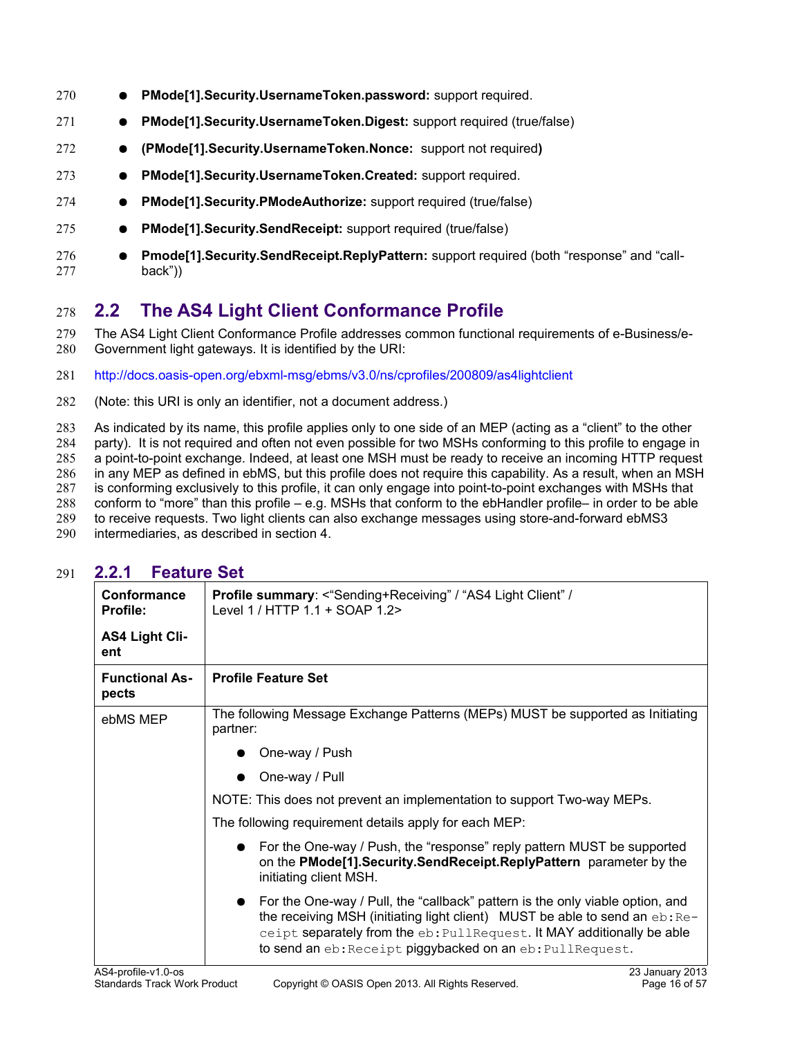- **PMode[1].Security.UsernameToken.password:** support required.
- **PMode[1].Security.UsernameToken.Digest:** support required (true/false)
- **(PMode[1].Security.UsernameToken.Nonce:** support not required**)**
- **PMode[1].Security.UsernameToken.Created:** support required.
- **PMode[1].Security.PModeAuthorize:** support required (true/false)
- **PMode[1].Security.SendReceipt:** support required (true/false)
- **Pmode[1].Security.SendReceipt.ReplyPattern:** support required (both “response” and “call-back”))

## 2.2 The AS4 Light Client Conformance Profile

The AS4 Light Client Conformance Profile addresses common functional requirements of e-Business/e-Government light gateways. It is identified by the URI:

http://docs.oasis-open.org/ebxml-msg/ebms/v3.0/ns/cprofiles/200809/as4lightclient

(Note: this URI is only an identifier, not a document address.)

As indicated by its name, this profile applies only to one side of an MEP (acting as a “client” to the other party). It is not required and often not even possible for two MSHs conforming to this profile to engage in a point-to-point exchange. Indeed, at least one MSH must be ready to receive an incoming HTTP request in any MEP as defined in ebMS, but this profile does not require this capability. As a result, when an MSH is conforming exclusively to this profile, it can only engage into point-to-point exchanges with MSHs that conform to “more” than this profile – e.g. MSHs that conform to the ebHandler profile– in order to be able to receive requests. Two light clients can also exchange messages using store-and-forward ebMS3 intermediaries, as described in section 4.

### 2.2.1 Feature Set

| **Conformance Profile:**<br><br>**AS4 Light Client** | **Profile summary**: <“Sending+Receiving” / “AS4 Light Client” / Level 1 / HTTP 1.1 + SOAP 1.2> |
|---|---|
| **Functional Aspects** | **Profile Feature Set** |
| ebMS MEP | The following Message Exchange Patterns (MEPs) MUST be supported as Initiating partner:<br><br>● One-way / Push<br>● One-way / Pull<br><br>NOTE: This does not prevent an implementation to support Two-way MEPs.<br><br>The following requirement details apply for each MEP:<br><br>● For the One-way / Push, the “response” reply pattern MUST be supported on the **PMode[1].Security.SendReceipt.ReplyPattern** parameter by the initiating client MSH.<br>● For the One-way / Pull, the “callback” pattern is the only viable option, and the receiving MSH (initiating light client) MUST be able to send an `eb:Receipt` separately from the `eb:PullRequest`. It MAY additionally be able to send an `eb:Receipt` piggybacked on an `eb:PullRequest`. |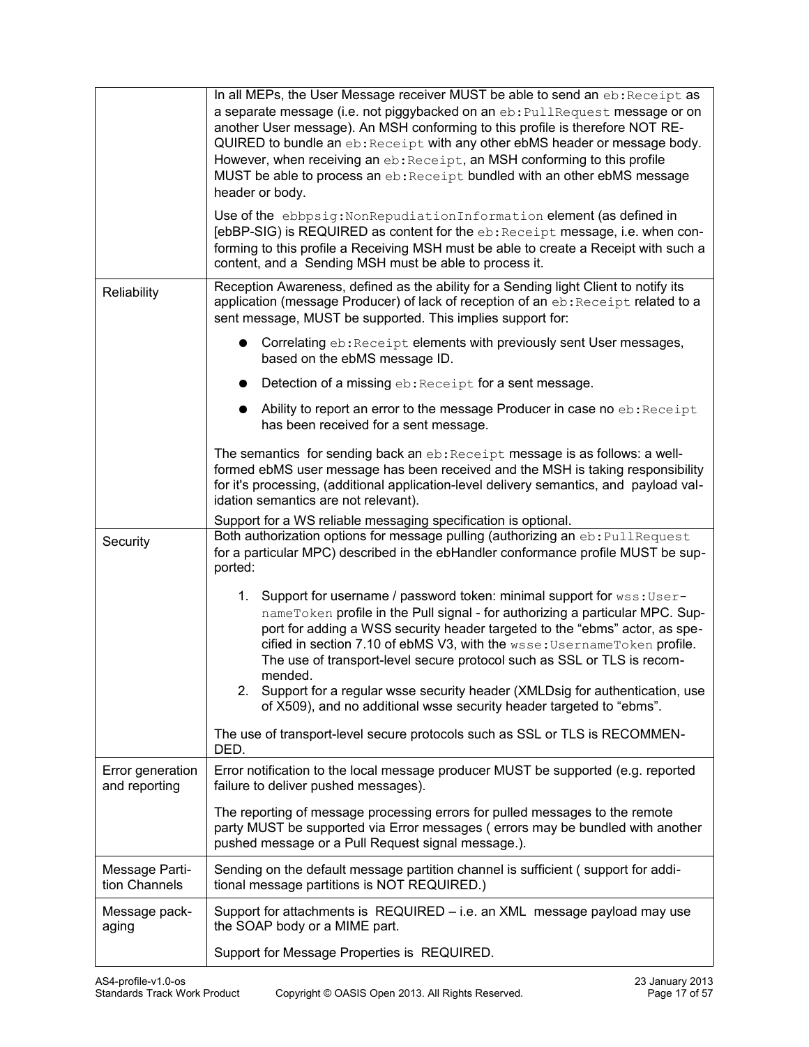| | |
|---|---|
| | In all MEPs, the User Message receiver MUST be able to send an `eb:Receipt` as a separate message (i.e. not piggybacked on an `eb:PullRequest` message or on another User message). An MSH conforming to this profile is therefore NOT REQUIRED to bundle an `eb:Receipt` with any other ebMS header or message body. However, when receiving an `eb:Receipt`, an MSH conforming to this profile MUST be able to process an `eb:Receipt` bundled with an other ebMS message header or body.<br><br>Use of the `ebbpsig:NonRepudiationInformation` element (as defined in [ebBP-SIG) is REQUIRED as content for the `eb:Receipt` message, i.e. when conforming to this profile a Receiving MSH must be able to create a Receipt with such a content, and a Sending MSH must be able to process it. |
| Reliability | Reception Awareness, defined as the ability for a Sending light Client to notify its application (message Producer) of lack of reception of an `eb:Receipt` related to a sent message, MUST be supported. This implies support for:<br><br>● Correlating `eb:Receipt` elements with previously sent User messages, based on the ebMS message ID.<br>● Detection of a missing `eb:Receipt` for a sent message.<br>● Ability to report an error to the message Producer in case no `eb:Receipt` has been received for a sent message.<br><br>The semantics for sending back an `eb:Receipt` message is as follows: a well-formed ebMS user message has been received and the MSH is taking responsibility for it's processing, (additional application-level delivery semantics, and payload validation semantics are not relevant).<br><br>Support for a WS reliable messaging specification is optional. |
| Security | Both authorization options for message pulling (authorizing an `eb:PullRequest` for a particular MPC) described in the ebHandler conformance profile MUST be supported:<br><br>1. Support for username / password token: minimal support for `wss:UsernameToken` profile in the Pull signal - for authorizing a particular MPC. Support for adding a WSS security header targeted to the "ebms" actor, as specified in section 7.10 of ebMS V3, with the `wsse:UsernameToken` profile. The use of transport-level secure protocol such as SSL or TLS is recommended.<br>2. Support for a regular wsse security header (XMLDsig for authentication, use of X509), and no additional wsse security header targeted to "ebms".<br><br>The use of transport-level secure protocols such as SSL or TLS is RECOMMENDED. |
| Error generation and reporting | Error notification to the local message producer MUST be supported (e.g. reported failure to deliver pushed messages).<br><br>The reporting of message processing errors for pulled messages to the remote party MUST be supported via Error messages ( errors may be bundled with another pushed message or a Pull Request signal message.). |
| Message Partition Channels | Sending on the default message partition channel is sufficient ( support for additional message partitions is NOT REQUIRED.) |
| Message packaging | Support for attachments is REQUIRED – i.e. an XML message payload may use the SOAP body or a MIME part.<br><br>Support for Message Properties is REQUIRED. |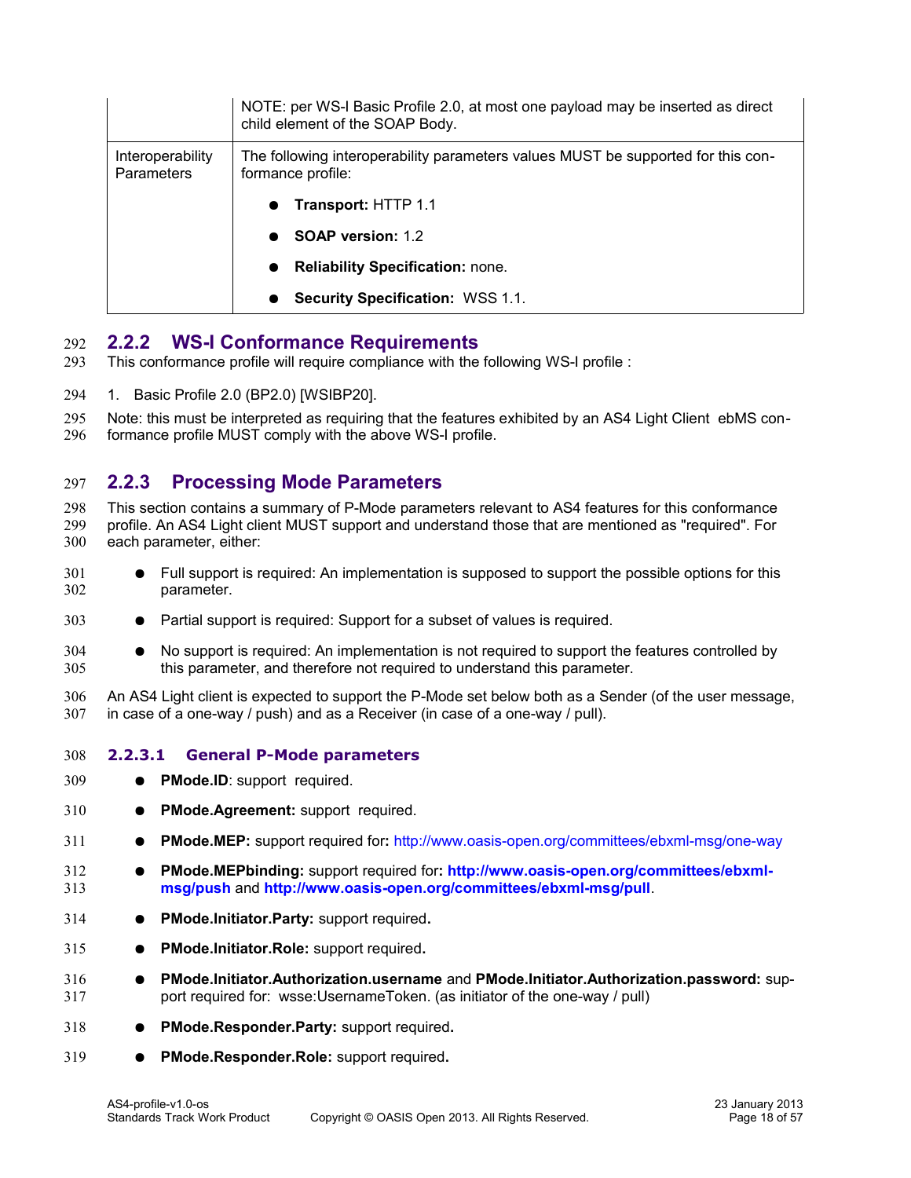| | |
|---|---|
| | NOTE: per WS-I Basic Profile 2.0, at most one payload may be inserted as direct child element of the SOAP Body. |
| Interoperability Parameters | The following interoperability parameters values MUST be supported for this conformance profile:<br>● **Transport:** HTTP 1.1<br>● **SOAP version:** 1.2<br>● **Reliability Specification:** none.<br>● **Security Specification:** WSS 1.1. |

### 2.2.2 WS-I Conformance Requirements

This conformance profile will require compliance with the following WS-I profile :

1. Basic Profile 2.0 (BP2.0) [WSIBP20].

Note: this must be interpreted as requiring that the features exhibited by an AS4 Light Client ebMS conformance profile MUST comply with the above WS-I profile.

### 2.2.3 Processing Mode Parameters

This section contains a summary of P-Mode parameters relevant to AS4 features for this conformance profile. An AS4 Light client MUST support and understand those that are mentioned as "required". For each parameter, either:

- Full support is required: An implementation is supposed to support the possible options for this parameter.
- Partial support is required: Support for a subset of values is required.
- No support is required: An implementation is not required to support the features controlled by this parameter, and therefore not required to understand this parameter.

An AS4 Light client is expected to support the P-Mode set below both as a Sender (of the user message, in case of a one-way / push) and as a Receiver (in case of a one-way / pull).

#### 2.2.3.1 General P-Mode parameters

- **PMode.ID**: support required.
- **PMode.Agreement:** support required.
- **PMode.MEP:** support required for: http://www.oasis-open.org/committees/ebxml-msg/one-way
- **PMode.MEPbinding:** support required for: **http://www.oasis-open.org/committees/ebxml-msg/push** and **http://www.oasis-open.org/committees/ebxml-msg/pull**.
- **PMode.Initiator.Party:** support required.
- **PMode.Initiator.Role:** support required.
- **PMode.Initiator.Authorization.username** and **PMode.Initiator.Authorization.password:** support required for: wsse:UsernameToken. (as initiator of the one-way / pull)
- **PMode.Responder.Party:** support required.
- **PMode.Responder.Role:** support required.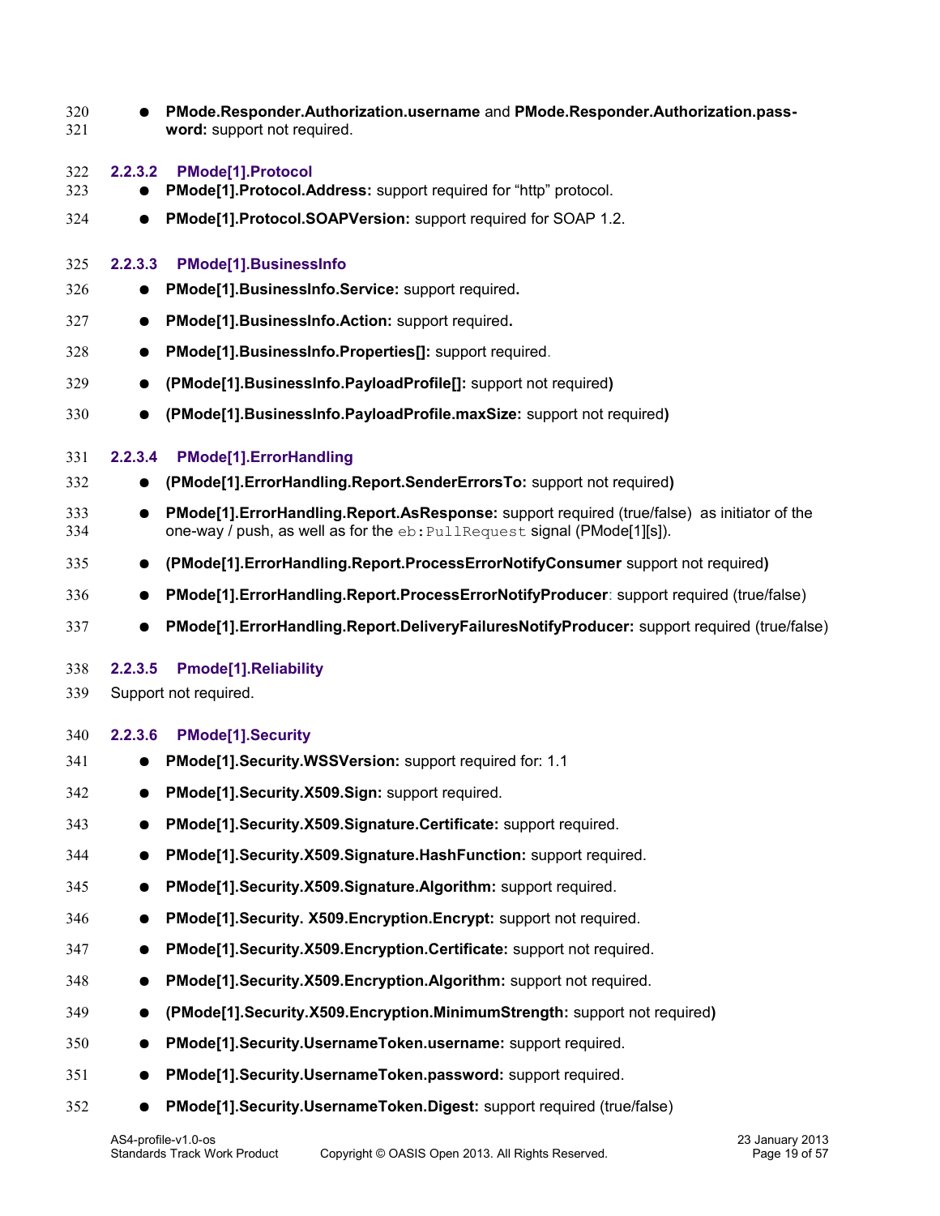- **PMode.Responder.Authorization.username** and **PMode.Responder.Authorization.password:** support not required.

#### 2.2.3.2 PMode[1].Protocol

- **PMode[1].Protocol.Address:** support required for “http” protocol.
- **PMode[1].Protocol.SOAPVersion:** support required for SOAP 1.2.

#### 2.2.3.3 PMode[1].BusinessInfo

- **PMode[1].BusinessInfo.Service:** support required**.**
- **PMode[1].BusinessInfo.Action:** support required**.**
- **PMode[1].BusinessInfo.Properties[]:** support required.
- **(PMode[1].BusinessInfo.PayloadProfile[]:** support not required**)**
- **(PMode[1].BusinessInfo.PayloadProfile.maxSize:** support not required**)**

#### 2.2.3.4 PMode[1].ErrorHandling

- **(PMode[1].ErrorHandling.Report.SenderErrorsTo:** support not required**)**
- **PMode[1].ErrorHandling.Report.AsResponse:** support required (true/false) as initiator of the one-way / push, as well as for the `eb:PullRequest` signal (PMode[1][s]).
- **(PMode[1].ErrorHandling.Report.ProcessErrorNotifyConsumer** support not required**)**
- **PMode[1].ErrorHandling.Report.ProcessErrorNotifyProducer**: support required (true/false)
- **PMode[1].ErrorHandling.Report.DeliveryFailuresNotifyProducer:** support required (true/false)

#### 2.2.3.5 Pmode[1].Reliability

Support not required.

#### 2.2.3.6 PMode[1].Security

- **PMode[1].Security.WSSVersion:** support required for: 1.1
- **PMode[1].Security.X509.Sign:** support required.
- **PMode[1].Security.X509.Signature.Certificate:** support required.
- **PMode[1].Security.X509.Signature.HashFunction:** support required.
- **PMode[1].Security.X509.Signature.Algorithm:** support required.
- **PMode[1].Security. X509.Encryption.Encrypt:** support not required.
- **PMode[1].Security.X509.Encryption.Certificate:** support not required.
- **PMode[1].Security.X509.Encryption.Algorithm:** support not required.
- **(PMode[1].Security.X509.Encryption.MinimumStrength:** support not required**)**
- **PMode[1].Security.UsernameToken.username:** support required.
- **PMode[1].Security.UsernameToken.password:** support required.
- **PMode[1].Security.UsernameToken.Digest:** support required (true/false)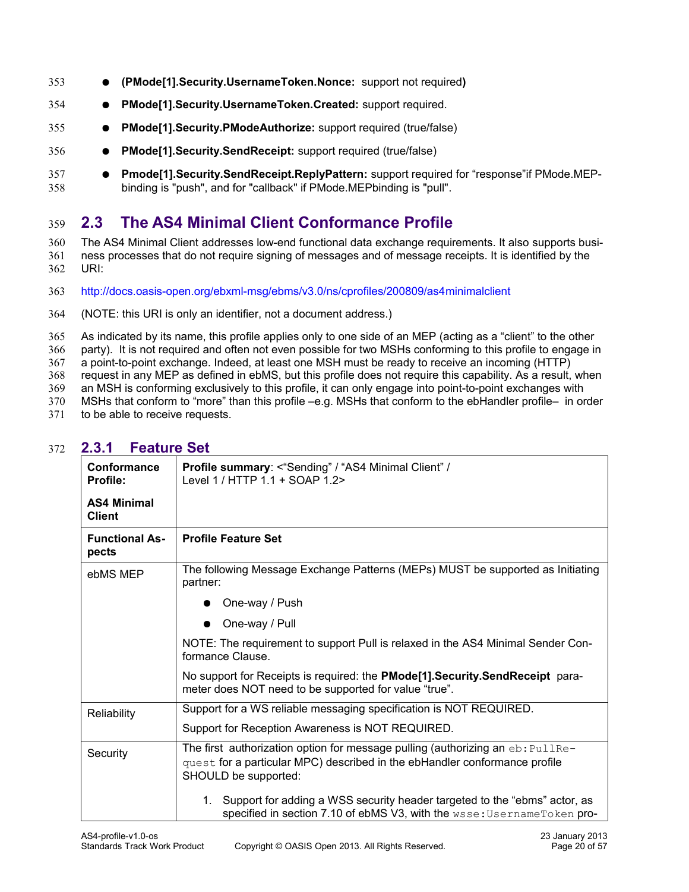- **(PMode[1].Security.UsernameToken.Nonce:** support not required**)**
- **PMode[1].Security.UsernameToken.Created:** support required.
- **PMode[1].Security.PModeAuthorize:** support required (true/false)
- **PMode[1].Security.SendReceipt:** support required (true/false)
- **Pmode[1].Security.SendReceipt.ReplyPattern:** support required for "response"if PMode.MEP-binding is "push", and for "callback" if PMode.MEPbinding is "pull".

## 2.3 The AS4 Minimal Client Conformance Profile

The AS4 Minimal Client addresses low-end functional data exchange requirements. It also supports business processes that do not require signing of messages and of message receipts. It is identified by the URI:

http://docs.oasis-open.org/ebxml-msg/ebms/v3.0/ns/cprofiles/200809/as4minimalclient

(NOTE: this URI is only an identifier, not a document address.)

As indicated by its name, this profile applies only to one side of an MEP (acting as a "client" to the other party). It is not required and often not even possible for two MSHs conforming to this profile to engage in a point-to-point exchange. Indeed, at least one MSH must be ready to receive an incoming (HTTP) request in any MEP as defined in ebMS, but this profile does not require this capability. As a result, when an MSH is conforming exclusively to this profile, it can only engage into point-to-point exchanges with MSHs that conform to "more" than this profile –e.g. MSHs that conform to the ebHandler profile– in order to be able to receive requests.

### 2.3.1 Feature Set

| **Conformance Profile:** **AS4 Minimal Client** | **Profile summary**: <"Sending" / "AS4 Minimal Client" / Level 1 / HTTP 1.1 + SOAP 1.2> |
|---|---|
| **Functional Aspects** | **Profile Feature Set** |
| ebMS MEP | The following Message Exchange Patterns (MEPs) MUST be supported as Initiating partner: <br> • One-way / Push <br> • One-way / Pull <br> NOTE: The requirement to support Pull is relaxed in the AS4 Minimal Sender Conformance Clause. <br> No support for Receipts is required: the **PMode[1].Security.SendReceipt** parameter does NOT need to be supported for value "true". |
| Reliability | Support for a WS reliable messaging specification is NOT REQUIRED. <br> Support for Reception Awareness is NOT REQUIRED. |
| Security | The first authorization option for message pulling (authorizing an `eb:PullRequest` for a particular MPC) described in the ebHandler conformance profile SHOULD be supported: <br> 1. Support for adding a WSS security header targeted to the "ebms" actor, as specified in section 7.10 of ebMS V3, with the `wsse:UsernameToken` pro- |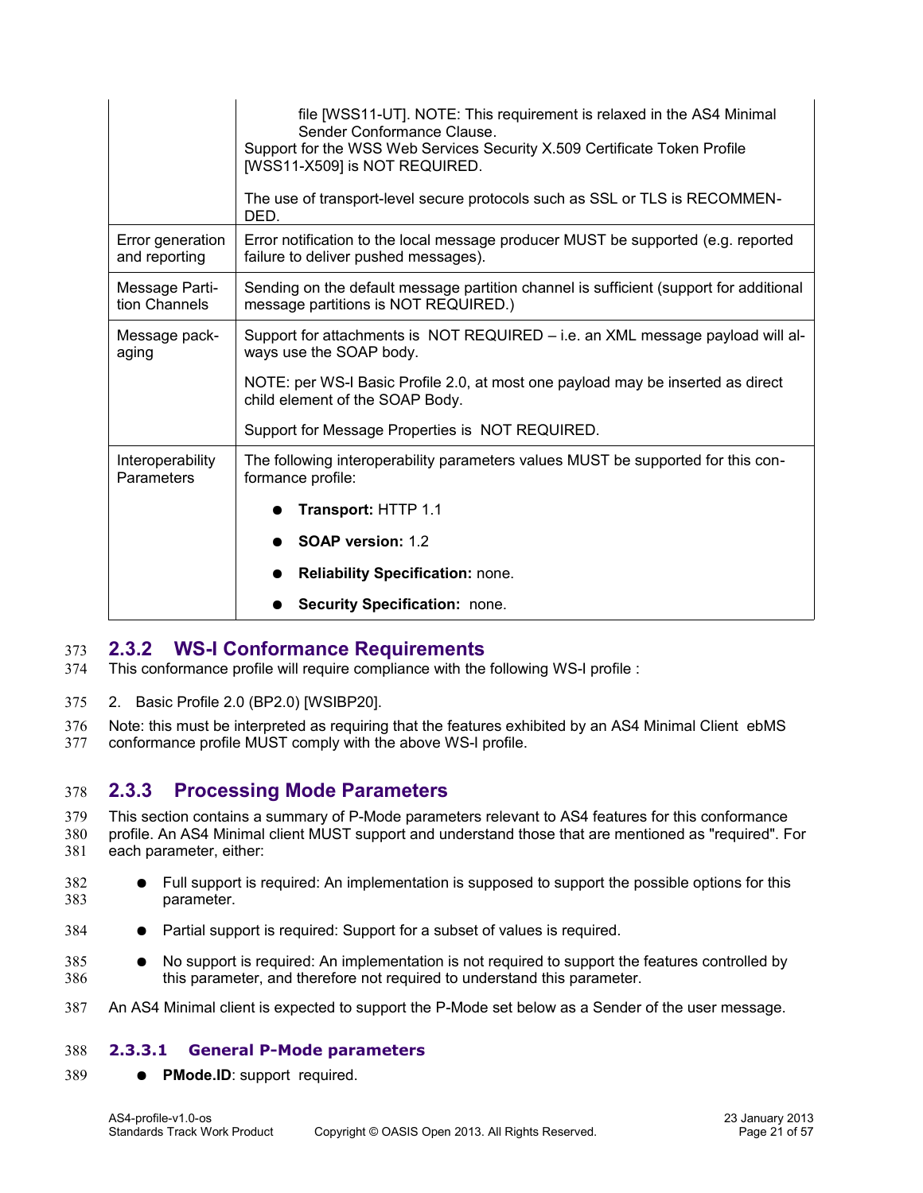| | |
|---|---|
| | file [WSS11-UT]. NOTE: This requirement is relaxed in the AS4 Minimal Sender Conformance Clause.<br>Support for the WSS Web Services Security X.509 Certificate Token Profile [WSS11-X509] is NOT REQUIRED.<br><br>The use of transport-level secure protocols such as SSL or TLS is RECOMMENDED. |
| Error generation and reporting | Error notification to the local message producer MUST be supported (e.g. reported failure to deliver pushed messages). |
| Message Partition Channels | Sending on the default message partition channel is sufficient (support for additional message partitions is NOT REQUIRED.) |
| Message packaging | Support for attachments is NOT REQUIRED – i.e. an XML message payload will always use the SOAP body.<br><br>NOTE: per WS-I Basic Profile 2.0, at most one payload may be inserted as direct child element of the SOAP Body.<br><br>Support for Message Properties is NOT REQUIRED. |
| Interoperability Parameters | The following interoperability parameters values MUST be supported for this conformance profile:<br><br>● **Transport:** HTTP 1.1<br>● **SOAP version:** 1.2<br>● **Reliability Specification:** none.<br>● **Security Specification:** none. |

### 2.3.2 WS-I Conformance Requirements

This conformance profile will require compliance with the following WS-I profile :

2. Basic Profile 2.0 (BP2.0) [WSIBP20].

Note: this must be interpreted as requiring that the features exhibited by an AS4 Minimal Client ebMS conformance profile MUST comply with the above WS-I profile.

### 2.3.3 Processing Mode Parameters

This section contains a summary of P-Mode parameters relevant to AS4 features for this conformance profile. An AS4 Minimal client MUST support and understand those that are mentioned as "required". For each parameter, either:

- Full support is required: An implementation is supposed to support the possible options for this parameter.
- Partial support is required: Support for a subset of values is required.
- No support is required: An implementation is not required to support the features controlled by this parameter, and therefore not required to understand this parameter.

An AS4 Minimal client is expected to support the P-Mode set below as a Sender of the user message.

#### 2.3.3.1 General P-Mode parameters

- **PMode.ID**: support required.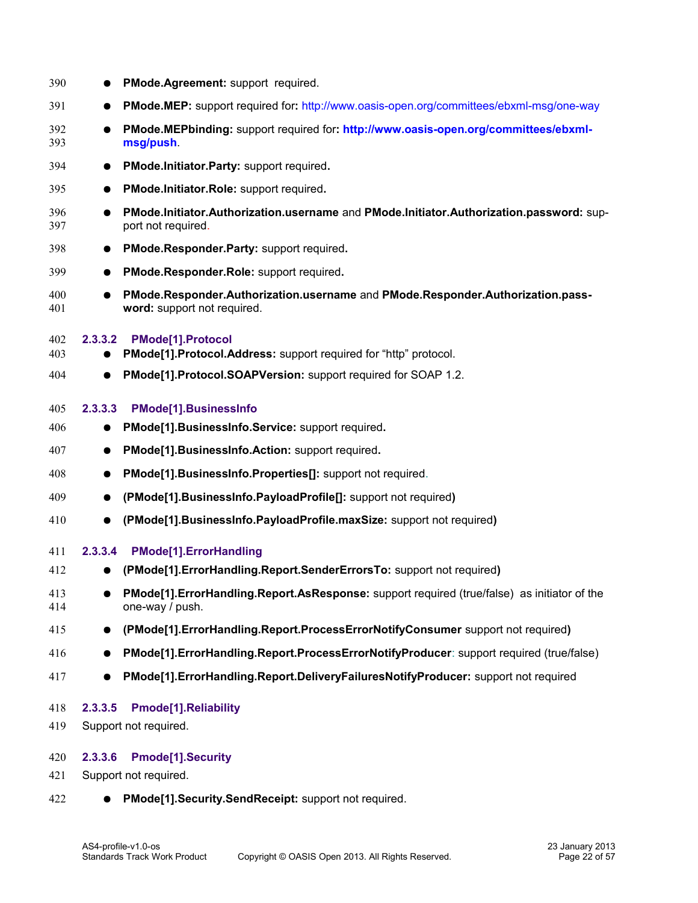- **PMode.Agreement:** support required.
- **PMode.MEP:** support required for**:** http://www.oasis-open.org/committees/ebxml-msg/one-way
- **PMode.MEPbinding:** support required for**: http://www.oasis-open.org/committees/ebxml-msg/push**.
- **PMode.Initiator.Party:** support required**.**
- **PMode.Initiator.Role:** support required**.**
- **PMode.Initiator.Authorization.username** and **PMode.Initiator.Authorization.password:** support not required.
- **PMode.Responder.Party:** support required**.**
- **PMode.Responder.Role:** support required**.**
- **PMode.Responder.Authorization.username** and **PMode.Responder.Authorization.password:** support not required.

#### 2.3.3.2 PMode[1].Protocol

- **PMode[1].Protocol.Address:** support required for "http" protocol.
- **PMode[1].Protocol.SOAPVersion:** support required for SOAP 1.2.

#### 2.3.3.3 PMode[1].BusinessInfo

- **PMode[1].BusinessInfo.Service:** support required**.**
- **PMode[1].BusinessInfo.Action:** support required**.**
- **PMode[1].BusinessInfo.Properties[]:** support not required.
- **(PMode[1].BusinessInfo.PayloadProfile[]:** support not required**)**
- **(PMode[1].BusinessInfo.PayloadProfile.maxSize:** support not required**)**

#### 2.3.3.4 PMode[1].ErrorHandling

- **(PMode[1].ErrorHandling.Report.SenderErrorsTo:** support not required**)**
- **PMode[1].ErrorHandling.Report.AsResponse:** support required (true/false) as initiator of the one-way / push.
- **(PMode[1].ErrorHandling.Report.ProcessErrorNotifyConsumer** support not required**)**
- **PMode[1].ErrorHandling.Report.ProcessErrorNotifyProducer**: support required (true/false)
- **PMode[1].ErrorHandling.Report.DeliveryFailuresNotifyProducer:** support not required

#### 2.3.3.5 Pmode[1].Reliability

Support not required.

#### 2.3.3.6 Pmode[1].Security

Support not required.

- **PMode[1].Security.SendReceipt:** support not required.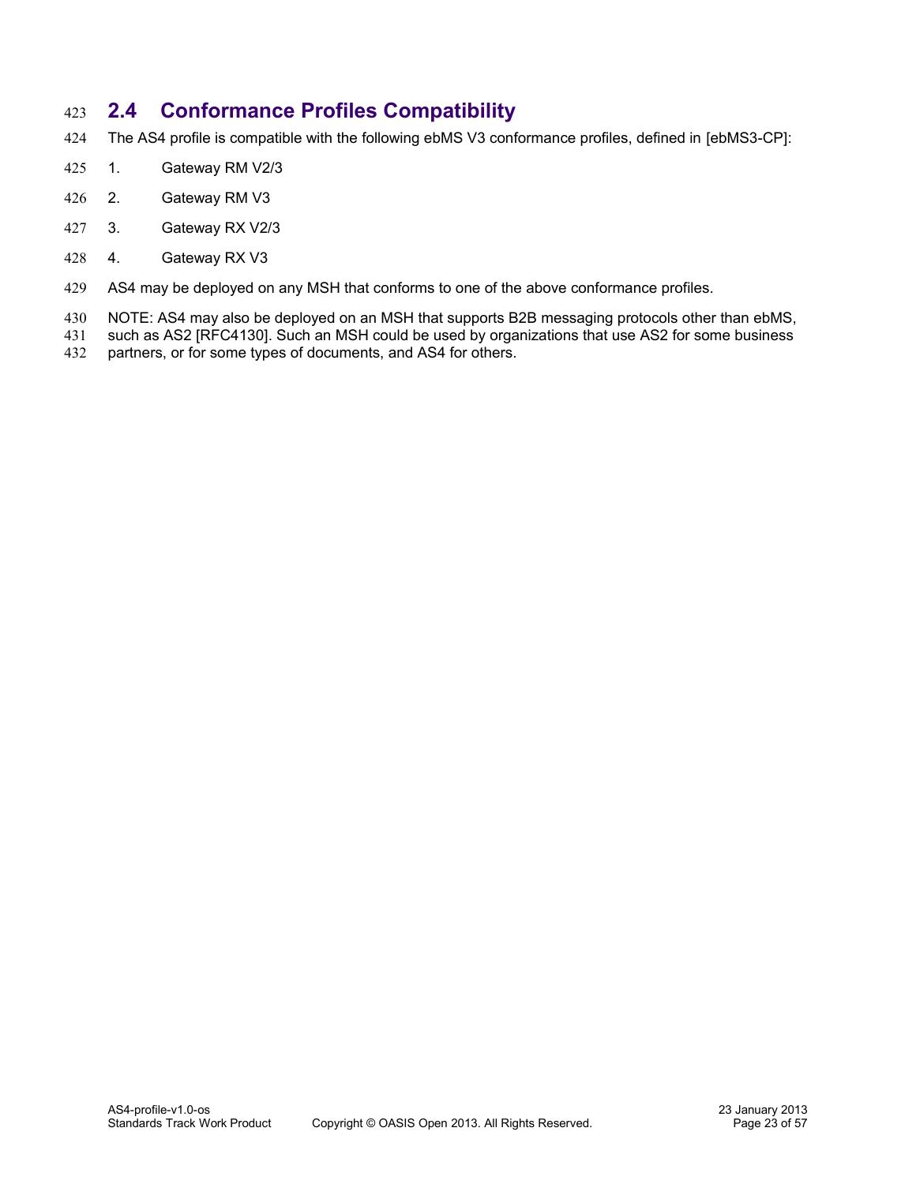## 2.4 Conformance Profiles Compatibility

The AS4 profile is compatible with the following ebMS V3 conformance profiles, defined in [ebMS3-CP]:

1. Gateway RM V2/3
2. Gateway RM V3
3. Gateway RX V2/3
4. Gateway RX V3

AS4 may be deployed on any MSH that conforms to one of the above conformance profiles.

NOTE: AS4 may also be deployed on an MSH that supports B2B messaging protocols other than ebMS, such as AS2 [RFC4130]. Such an MSH could be used by organizations that use AS2 for some business partners, or for some types of documents, and AS4 for others.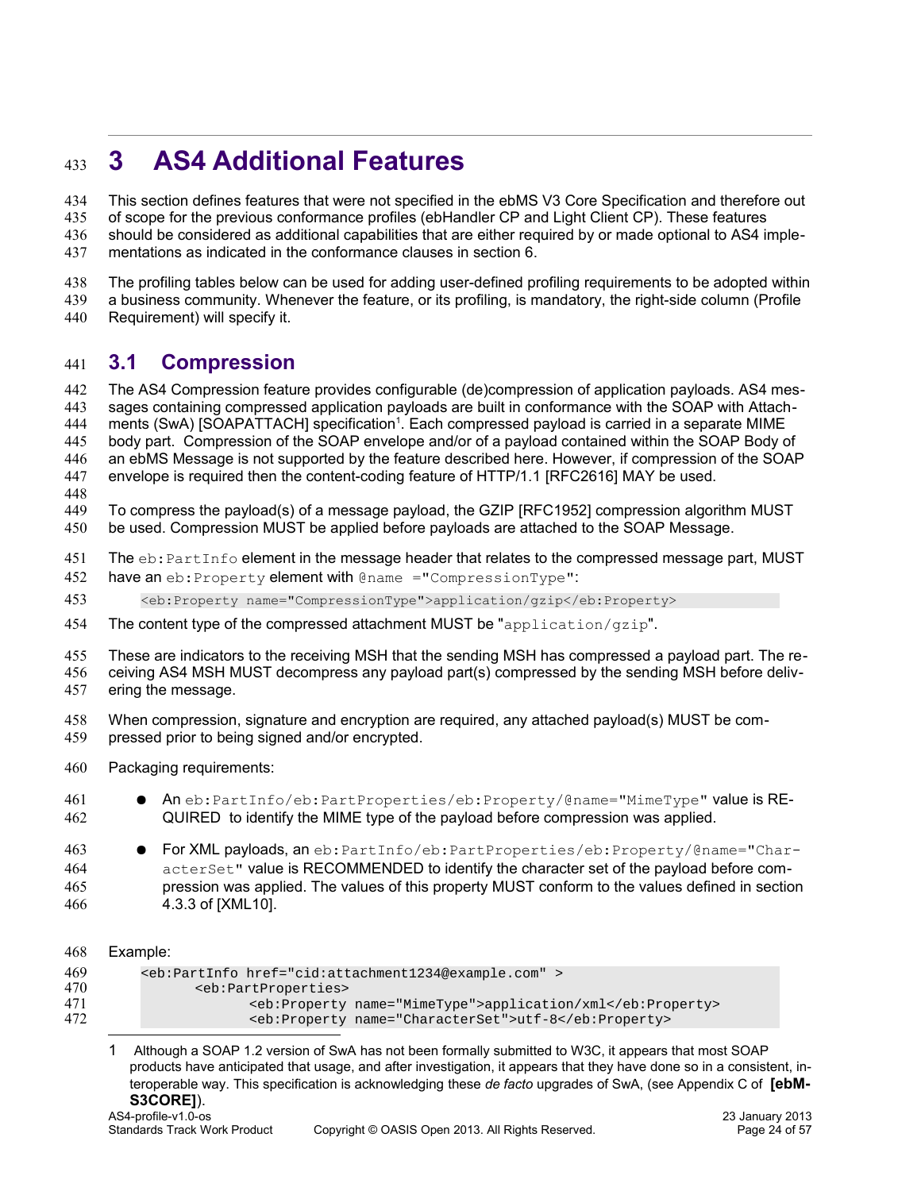# 3 AS4 Additional Features

This section defines features that were not specified in the ebMS V3 Core Specification and therefore out of scope for the previous conformance profiles (ebHandler CP and Light Client CP). These features should be considered as additional capabilities that are either required by or made optional to AS4 implementations as indicated in the conformance clauses in section 6.

The profiling tables below can be used for adding user-defined profiling requirements to be adopted within a business community. Whenever the feature, or its profiling, is mandatory, the right-side column (Profile Requirement) will specify it.

## 3.1 Compression

The AS4 Compression feature provides configurable (de)compression of application payloads. AS4 messages containing compressed application payloads are built in conformance with the SOAP with Attachments (SwA) [SOAPATTACH] specification[1]. Each compressed payload is carried in a separate MIME body part. Compression of the SOAP envelope and/or of a payload contained within the SOAP Body of an ebMS Message is not supported by the feature described here. However, if compression of the SOAP envelope is required then the content-coding feature of HTTP/1.1 [RFC2616] MAY be used.

To compress the payload(s) of a message payload, the GZIP [RFC1952] compression algorithm MUST be used. Compression MUST be applied before payloads are attached to the SOAP Message.

The `eb:PartInfo` element in the message header that relates to the compressed message part, MUST have an `eb:Property` element with `@name ="CompressionType"`:

```
<eb:Property name="CompressionType">application/gzip</eb:Property>
```

The content type of the compressed attachment MUST be "`application/gzip`".

These are indicators to the receiving MSH that the sending MSH has compressed a payload part. The receiving AS4 MSH MUST decompress any payload part(s) compressed by the sending MSH before delivering the message.

When compression, signature and encryption are required, any attached payload(s) MUST be compressed prior to being signed and/or encrypted.

Packaging requirements:

- An `eb:PartInfo/eb:PartProperties/eb:Property/@name="MimeType"` value is REQUIRED to identify the MIME type of the payload before compression was applied.
- For XML payloads, an `eb:PartInfo/eb:PartProperties/eb:Property/@name="CharacterSet"` value is RECOMMENDED to identify the character set of the payload before compression was applied. The values of this property MUST conform to the values defined in section 4.3.3 of [XML10].

Example:

```
<eb:PartInfo href="cid:attachment1234@example.com" >
      <eb:PartProperties>
            <eb:Property name="MimeType">application/xml</eb:Property>
            <eb:Property name="CharacterSet">utf-8</eb:Property>
```

[1] Although a SOAP 1.2 version of SwA has not been formally submitted to W3C, it appears that most SOAP products have anticipated that usage, and after investigation, it appears that they have done so in a consistent, interoperable way. This specification is acknowledging these *de facto* upgrades of SwA, (see Appendix C of **[ebMS3CORE]**).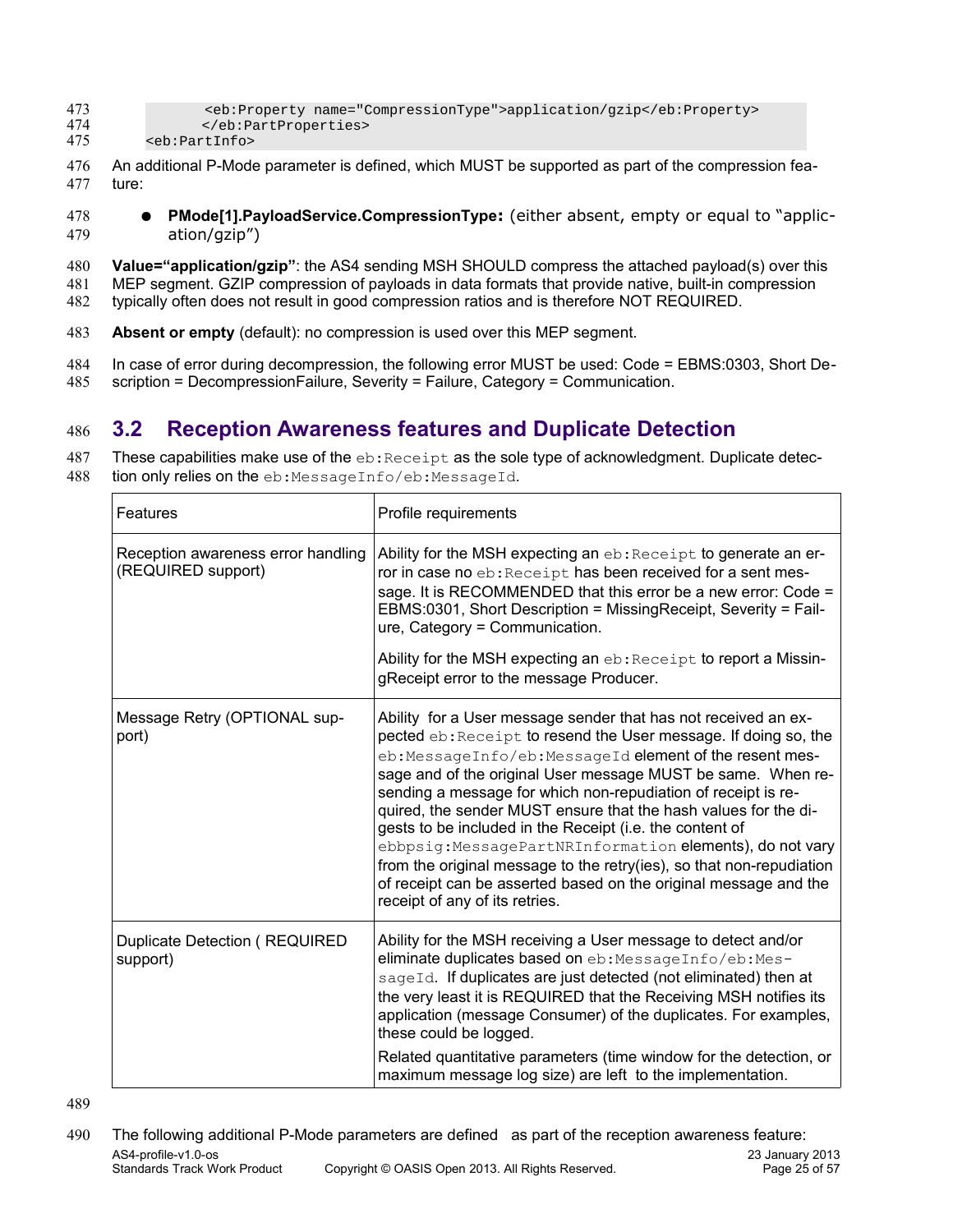```
        <eb:Property name="CompressionType">application/gzip</eb:Property>
       </eb:PartProperties>
<eb:PartInfo>
```

An additional P-Mode parameter is defined, which MUST be supported as part of the compression feature:

- **PMode[1].PayloadService.CompressionType:** (either absent, empty or equal to "application/gzip")

**Value="application/gzip"**: the AS4 sending MSH SHOULD compress the attached payload(s) over this MEP segment. GZIP compression of payloads in data formats that provide native, built-in compression typically often does not result in good compression ratios and is therefore NOT REQUIRED.

**Absent or empty** (default): no compression is used over this MEP segment.

In case of error during decompression, the following error MUST be used: Code = EBMS:0303, Short Description = DecompressionFailure, Severity = Failure, Category = Communication.

## 3.2 Reception Awareness features and Duplicate Detection

These capabilities make use of the `eb:Receipt` as the sole type of acknowledgment. Duplicate detection only relies on the `eb:MessageInfo/eb:MessageId`.

| Features | Profile requirements |
|---|---|
| Reception awareness error handling (REQUIRED support) | Ability for the MSH expecting an `eb:Receipt` to generate an error in case no `eb:Receipt` has been received for a sent message. It is RECOMMENDED that this error be a new error: Code = EBMS:0301, Short Description = MissingReceipt, Severity = Failure, Category = Communication. <br><br> Ability for the MSH expecting an `eb:Receipt` to report a MissingReceipt error to the message Producer. |
| Message Retry (OPTIONAL support) | Ability for a User message sender that has not received an expected `eb:Receipt` to resend the User message. If doing so, the `eb:MessageInfo/eb:MessageId` element of the resent message and of the original User message MUST be same. When resending a message for which non-repudiation of receipt is required, the sender MUST ensure that the hash values for the digests to be included in the Receipt (i.e. the content of `ebbpsig:MessagePartNRInformation` elements), do not vary from the original message to the retry(ies), so that non-repudiation of receipt can be asserted based on the original message and the receipt of any of its retries. |
| Duplicate Detection ( REQUIRED support) | Ability for the MSH receiving a User message to detect and/or eliminate duplicates based on `eb:MessageInfo/eb:MessageId`. If duplicates are just detected (not eliminated) then at the very least it is REQUIRED that the Receiving MSH notifies its application (message Consumer) of the duplicates. For examples, these could be logged. <br><br> Related quantitative parameters (time window for the detection, or maximum message log size) are left to the implementation. |

The following additional P-Mode parameters are defined as part of the reception awareness feature: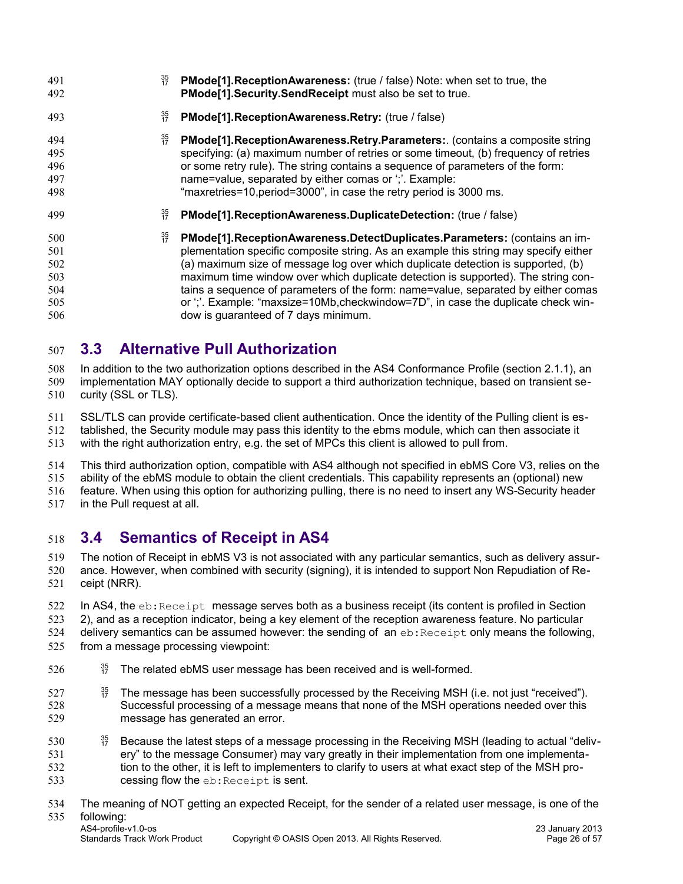- **PMode[1].ReceptionAwareness:** (true / false) Note: when set to true, the **PMode[1].Security.SendReceipt** must also be set to true.
- **PMode[1].ReceptionAwareness.Retry:** (true / false)
- **PMode[1].ReceptionAwareness.Retry.Parameters:**. (contains a composite string specifying: (a) maximum number of retries or some timeout, (b) frequency of retries or some retry rule). The string contains a sequence of parameters of the form: name=value, separated by either comas or ';'. Example: "maxretries=10,period=3000", in case the retry period is 3000 ms.
- **PMode[1].ReceptionAwareness.DuplicateDetection:** (true / false)
- **PMode[1].ReceptionAwareness.DetectDuplicates.Parameters:** (contains an implementation specific composite string. As an example this string may specify either (a) maximum size of message log over which duplicate detection is supported, (b) maximum time window over which duplicate detection is supported). The string contains a sequence of parameters of the form: name=value, separated by either comas or ';'. Example: "maxsize=10Mb,checkwindow=7D", in case the duplicate check window is guaranteed of 7 days minimum.

## 3.3 Alternative Pull Authorization

In addition to the two authorization options described in the AS4 Conformance Profile (section 2.1.1), an implementation MAY optionally decide to support a third authorization technique, based on transient security (SSL or TLS).

SSL/TLS can provide certificate-based client authentication. Once the identity of the Pulling client is established, the Security module may pass this identity to the ebms module, which can then associate it with the right authorization entry, e.g. the set of MPCs this client is allowed to pull from.

This third authorization option, compatible with AS4 although not specified in ebMS Core V3, relies on the ability of the ebMS module to obtain the client credentials. This capability represents an (optional) new feature. When using this option for authorizing pulling, there is no need to insert any WS-Security header in the Pull request at all.

## 3.4 Semantics of Receipt in AS4

The notion of Receipt in ebMS V3 is not associated with any particular semantics, such as delivery assurance. However, when combined with security (signing), it is intended to support Non Repudiation of Receipt (NRR).

In AS4, the `eb:Receipt` message serves both as a business receipt (its content is profiled in Section 2), and as a reception indicator, being a key element of the reception awareness feature. No particular delivery semantics can be assumed however: the sending of an `eb:Receipt` only means the following, from a message processing viewpoint:

- The related ebMS user message has been received and is well-formed.
- The message has been successfully processed by the Receiving MSH (i.e. not just "received"). Successful processing of a message means that none of the MSH operations needed over this message has generated an error.
- Because the latest steps of a message processing in the Receiving MSH (leading to actual "delivery" to the message Consumer) may vary greatly in their implementation from one implementation to the other, it is left to implementers to clarify to users at what exact step of the MSH processing flow the `eb:Receipt` is sent.

The meaning of NOT getting an expected Receipt, for the sender of a related user message, is one of the following: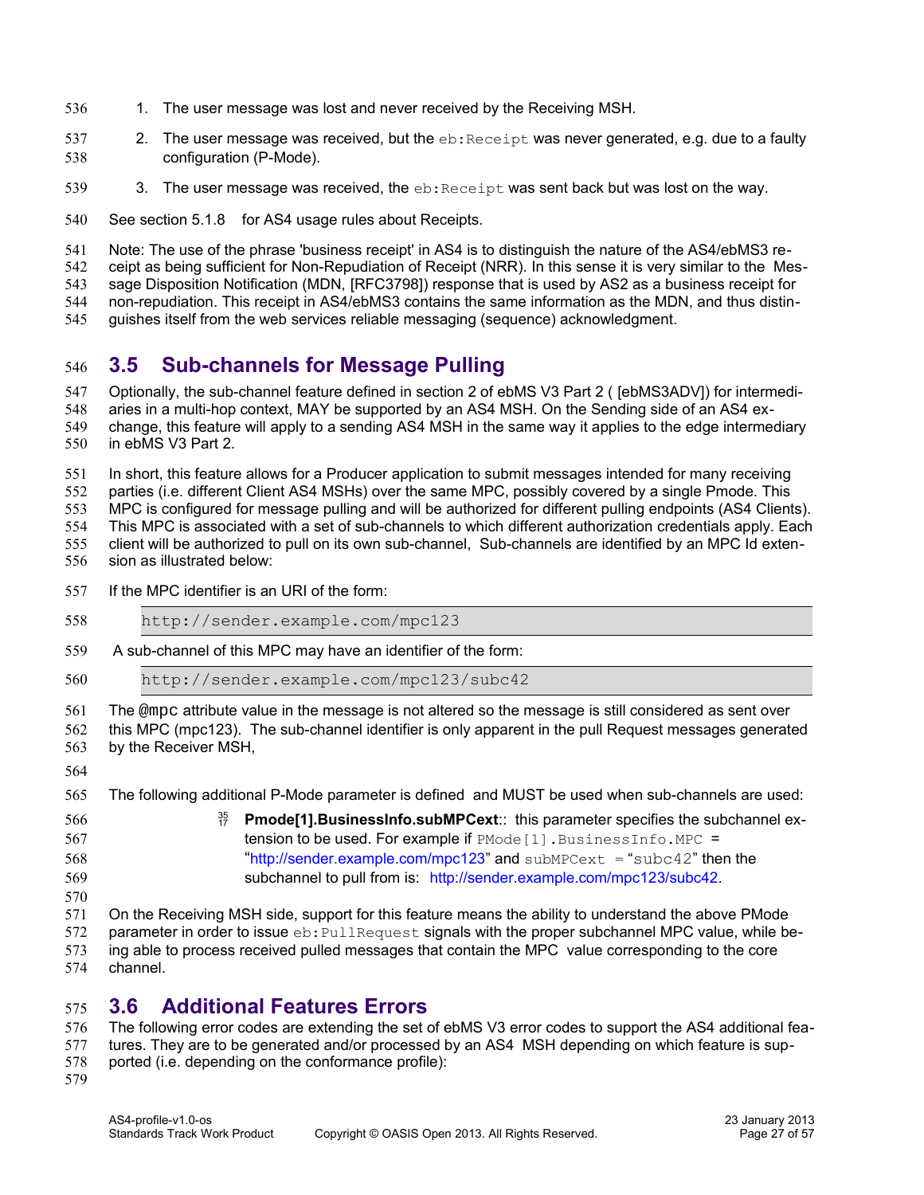1. The user message was lost and never received by the Receiving MSH.
2. The user message was received, but the `eb:Receipt` was never generated, e.g. due to a faulty configuration (P-Mode).
3. The user message was received, the `eb:Receipt` was sent back but was lost on the way.

See section 5.1.8 for AS4 usage rules about Receipts.

Note: The use of the phrase 'business receipt' in AS4 is to distinguish the nature of the AS4/ebMS3 receipt as being sufficient for Non-Repudiation of Receipt (NRR). In this sense it is very similar to the Message Disposition Notification (MDN, [RFC3798]) response that is used by AS2 as a business receipt for non-repudiation. This receipt in AS4/ebMS3 contains the same information as the MDN, and thus distinguishes itself from the web services reliable messaging (sequence) acknowledgment.

## 3.5 Sub-channels for Message Pulling

Optionally, the sub-channel feature defined in section 2 of ebMS V3 Part 2 ( [ebMS3ADV]) for intermediaries in a multi-hop context, MAY be supported by an AS4 MSH. On the Sending side of an AS4 exchange, this feature will apply to a sending AS4 MSH in the same way it applies to the edge intermediary in ebMS V3 Part 2.

In short, this feature allows for a Producer application to submit messages intended for many receiving parties (i.e. different Client AS4 MSHs) over the same MPC, possibly covered by a single Pmode. This MPC is configured for message pulling and will be authorized for different pulling endpoints (AS4 Clients). This MPC is associated with a set of sub-channels to which different authorization credentials apply. Each client will be authorized to pull on its own sub-channel, Sub-channels are identified by an MPC Id extension as illustrated below:

If the MPC identifier is an URI of the form:

```
http://sender.example.com/mpc123
```

A sub-channel of this MPC may have an identifier of the form:

```
http://sender.example.com/mpc123/subc42
```

The `@mpc` attribute value in the message is not altered so the message is still considered as sent over this MPC (mpc123). The sub-channel identifier is only apparent in the pull Request messages generated by the Receiver MSH,

The following additional P-Mode parameter is defined and MUST be used when sub-channels are used:

- **Pmode[1].BusinessInfo.subMPCext**:: this parameter specifies the subchannel extension to be used. For example if `PMode[1].BusinessInfo.MPC` = "http://sender.example.com/mpc123" and `subMPCext` = "`subc42`" then the subchannel to pull from is: http://sender.example.com/mpc123/subc42.

On the Receiving MSH side, support for this feature means the ability to understand the above PMode parameter in order to issue `eb:PullRequest` signals with the proper subchannel MPC value, while being able to process received pulled messages that contain the MPC value corresponding to the core channel.

## 3.6 Additional Features Errors

The following error codes are extending the set of ebMS V3 error codes to support the AS4 additional features. They are to be generated and/or processed by an AS4 MSH depending on which feature is supported (i.e. depending on the conformance profile):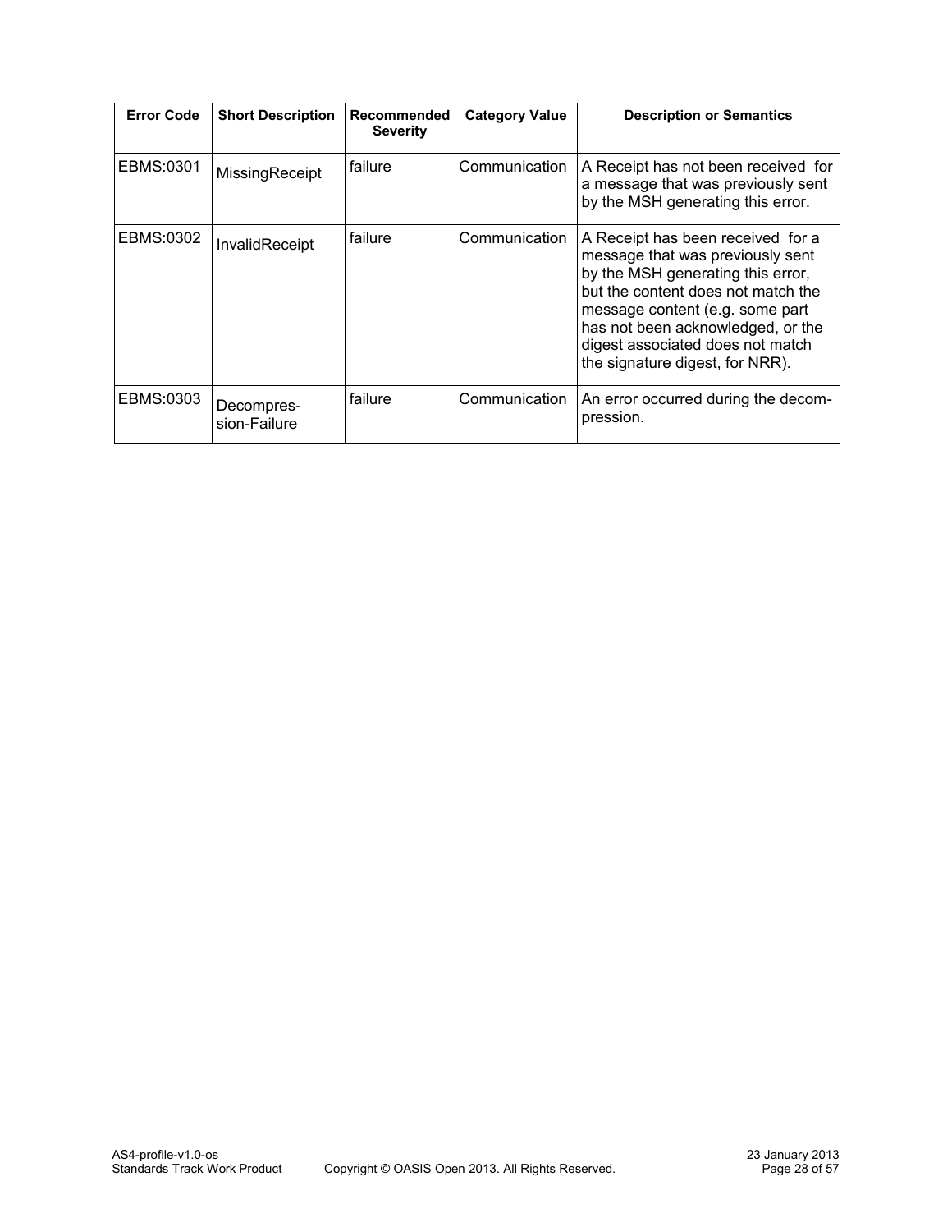| Error Code | Short Description | Recommended Severity | Category Value | Description or Semantics |
|---|---|---|---|---|
| EBMS:0301 | MissingReceipt | failure | Communication | A Receipt has not been received for a message that was previously sent by the MSH generating this error. |
| EBMS:0302 | InvalidReceipt | failure | Communication | A Receipt has been received for a message that was previously sent by the MSH generating this error, but the content does not match the message content (e.g. some part has not been acknowledged, or the digest associated does not match the signature digest, for NRR). |
| EBMS:0303 | Decompression-Failure | failure | Communication | An error occurred during the decompression. |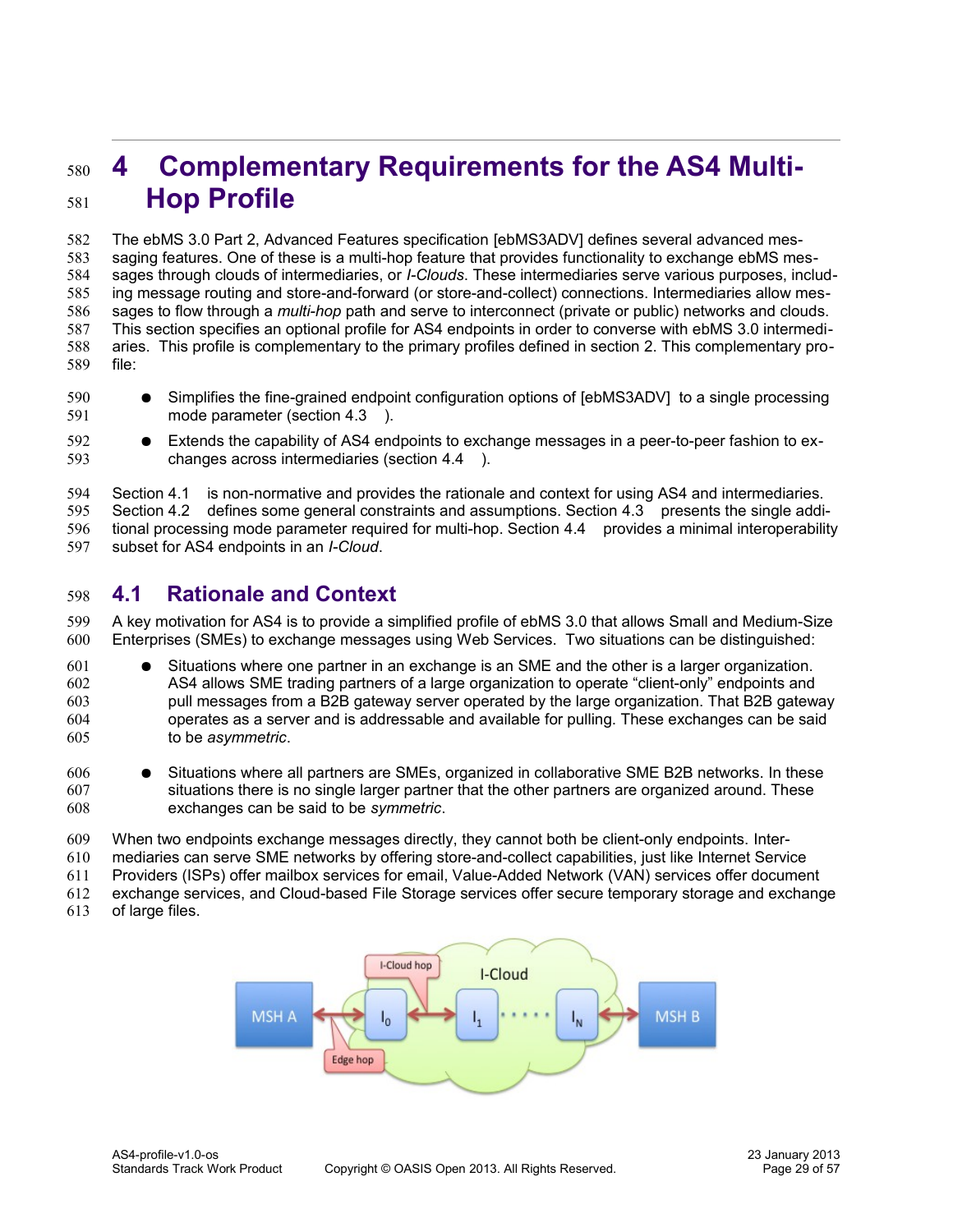# 4 Complementary Requirements for the AS4 Multi-Hop Profile

The ebMS 3.0 Part 2, Advanced Features specification [ebMS3ADV] defines several advanced messaging features. One of these is a multi-hop feature that provides functionality to exchange ebMS messages through clouds of intermediaries, or *I-Clouds*. These intermediaries serve various purposes, including message routing and store-and-forward (or store-and-collect) connections. Intermediaries allow messages to flow through a *multi-hop* path and serve to interconnect (private or public) networks and clouds. This section specifies an optional profile for AS4 endpoints in order to converse with ebMS 3.0 intermediaries. This profile is complementary to the primary profiles defined in section 2. This complementary profile:

- Simplifies the fine-grained endpoint configuration options of [ebMS3ADV] to a single processing mode parameter (section 4.3 ).
- Extends the capability of AS4 endpoints to exchange messages in a peer-to-peer fashion to exchanges across intermediaries (section 4.4 ).

Section 4.1 is non-normative and provides the rationale and context for using AS4 and intermediaries. Section 4.2 defines some general constraints and assumptions. Section 4.3 presents the single additional processing mode parameter required for multi-hop. Section 4.4 provides a minimal interoperability subset for AS4 endpoints in an *I-Cloud*.

## 4.1 Rationale and Context

A key motivation for AS4 is to provide a simplified profile of ebMS 3.0 that allows Small and Medium-Size Enterprises (SMEs) to exchange messages using Web Services. Two situations can be distinguished:

- Situations where one partner in an exchange is an SME and the other is a larger organization. AS4 allows SME trading partners of a large organization to operate “client-only” endpoints and pull messages from a B2B gateway server operated by the large organization. That B2B gateway operates as a server and is addressable and available for pulling. These exchanges can be said to be *asymmetric*.
- Situations where all partners are SMEs, organized in collaborative SME B2B networks. In these situations there is no single larger partner that the other partners are organized around. These exchanges can be said to be *symmetric*.

When two endpoints exchange messages directly, they cannot both be client-only endpoints. Intermediaries can serve SME networks by offering store-and-collect capabilities, just like Internet Service Providers (ISPs) offer mailbox services for email, Value-Added Network (VAN) services offer document exchange services, and Cloud-based File Storage services offer secure temporary storage and exchange of large files.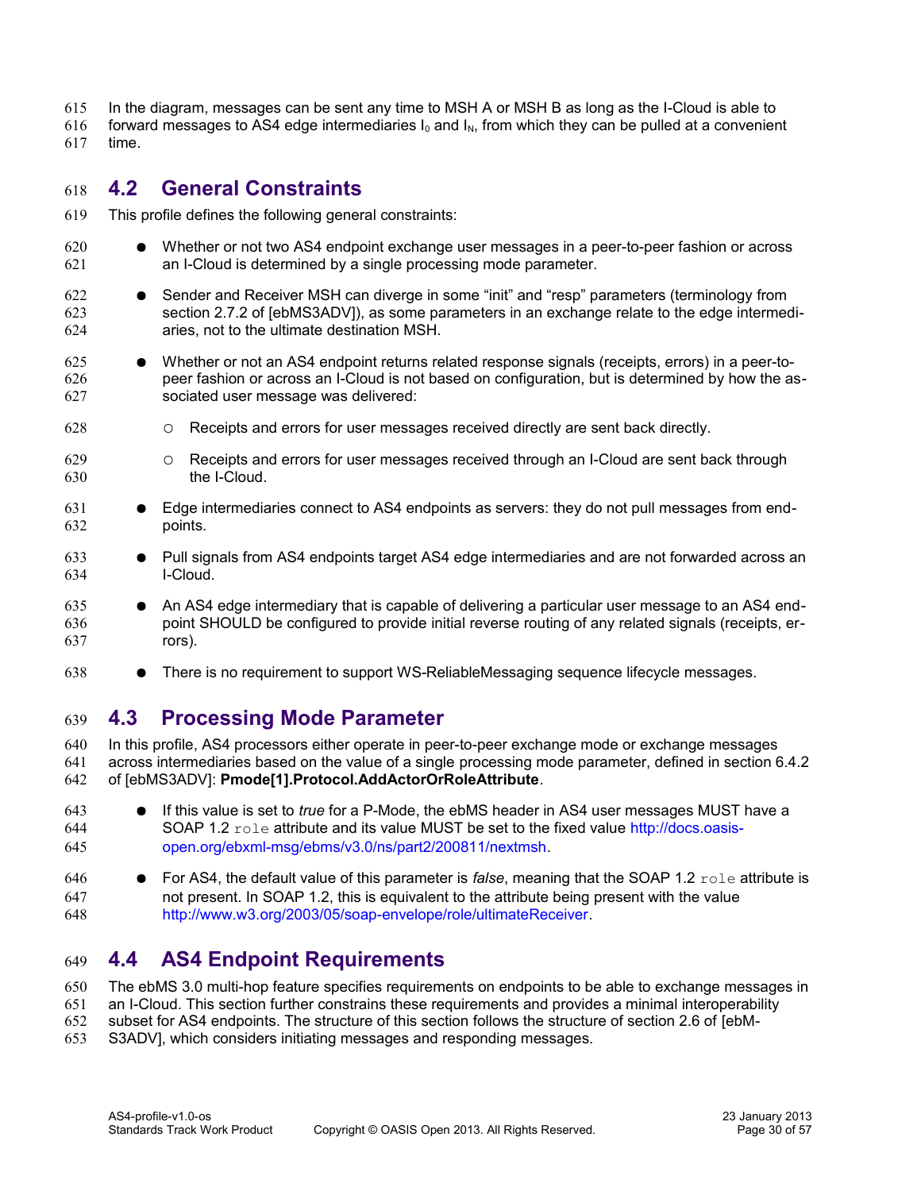In the diagram, messages can be sent any time to MSH A or MSH B as long as the I-Cloud is able to forward messages to AS4 edge intermediaries $I_0$ and $I_N$, from which they can be pulled at a convenient time.

## 4.2 General Constraints

This profile defines the following general constraints:

- Whether or not two AS4 endpoint exchange user messages in a peer-to-peer fashion or across an I-Cloud is determined by a single processing mode parameter.
- Sender and Receiver MSH can diverge in some “init” and “resp” parameters (terminology from section 2.7.2 of [ebMS3ADV]), as some parameters in an exchange relate to the edge intermediaries, not to the ultimate destination MSH.
- Whether or not an AS4 endpoint returns related response signals (receipts, errors) in a peer-to-peer fashion or across an I-Cloud is not based on configuration, but is determined by how the associated user message was delivered:
  - Receipts and errors for user messages received directly are sent back directly.
  - Receipts and errors for user messages received through an I-Cloud are sent back through the I-Cloud.
- Edge intermediaries connect to AS4 endpoints as servers: they do not pull messages from endpoints.
- Pull signals from AS4 endpoints target AS4 edge intermediaries and are not forwarded across an I-Cloud.
- An AS4 edge intermediary that is capable of delivering a particular user message to an AS4 endpoint SHOULD be configured to provide initial reverse routing of any related signals (receipts, errors).
- There is no requirement to support WS-ReliableMessaging sequence lifecycle messages.

## 4.3 Processing Mode Parameter

In this profile, AS4 processors either operate in peer-to-peer exchange mode or exchange messages across intermediaries based on the value of a single processing mode parameter, defined in section 6.4.2 of [ebMS3ADV]: **Pmode[1].Protocol.AddActorOrRoleAttribute**.

- If this value is set to *true* for a P-Mode, the ebMS header in AS4 user messages MUST have a SOAP 1.2 `role` attribute and its value MUST be set to the fixed value http://docs.oasis-open.org/ebxml-msg/ebms/v3.0/ns/part2/200811/nextmsh.
- For AS4, the default value of this parameter is *false*, meaning that the SOAP 1.2 `role` attribute is not present. In SOAP 1.2, this is equivalent to the attribute being present with the value http://www.w3.org/2003/05/soap-envelope/role/ultimateReceiver.

## 4.4 AS4 Endpoint Requirements

The ebMS 3.0 multi-hop feature specifies requirements on endpoints to be able to exchange messages in an I-Cloud. This section further constrains these requirements and provides a minimal interoperability subset for AS4 endpoints. The structure of this section follows the structure of section 2.6 of [ebMS3ADV], which considers initiating messages and responding messages.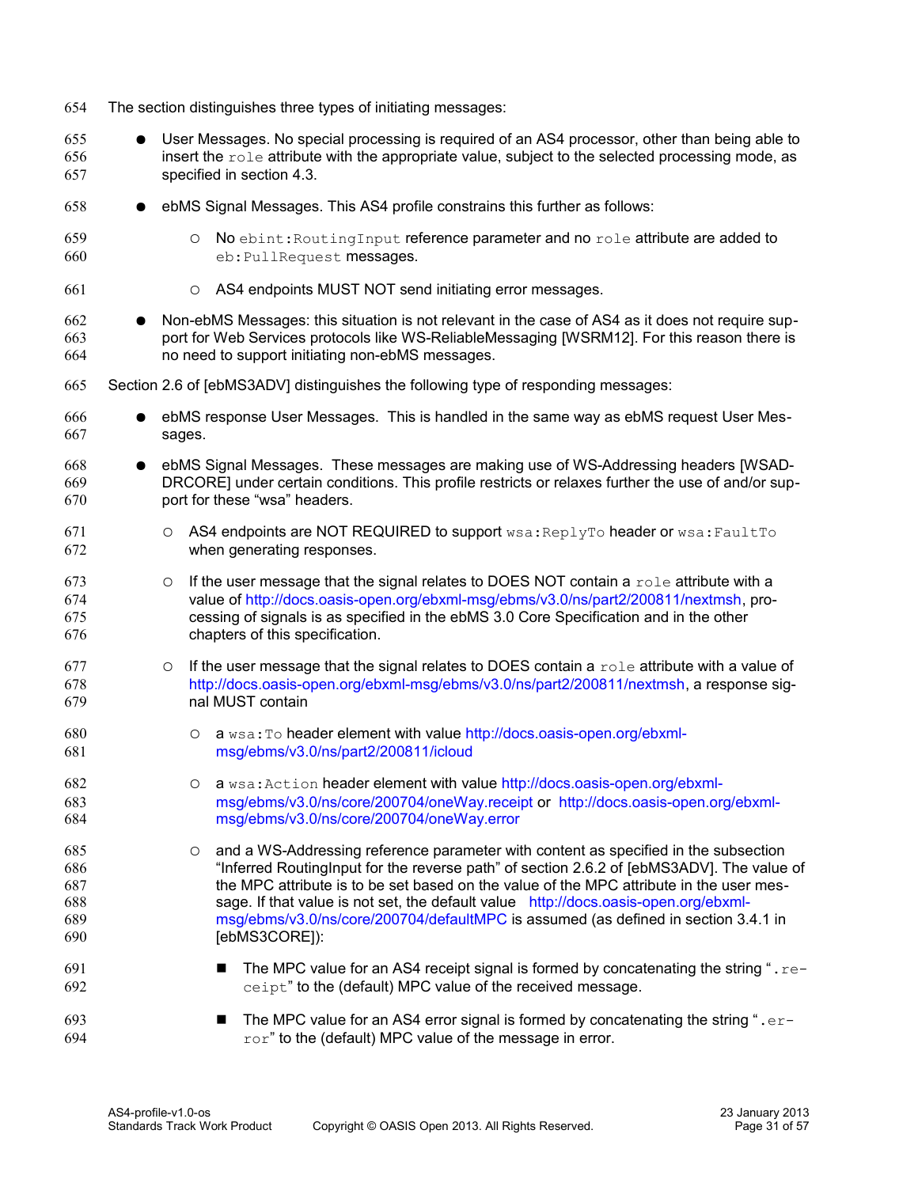The section distinguishes three types of initiating messages:

- User Messages. No special processing is required of an AS4 processor, other than being able to insert the `role` attribute with the appropriate value, subject to the selected processing mode, as specified in section 4.3.
- ebMS Signal Messages. This AS4 profile constrains this further as follows:
  - No `ebint:RoutingInput` reference parameter and no `role` attribute are added to `eb:PullRequest` messages.
  - AS4 endpoints MUST NOT send initiating error messages.
- Non-ebMS Messages: this situation is not relevant in the case of AS4 as it does not require support for Web Services protocols like WS-ReliableMessaging [WSRM12]. For this reason there is no need to support initiating non-ebMS messages.

Section 2.6 of [ebMS3ADV] distinguishes the following type of responding messages:

- ebMS response User Messages. This is handled in the same way as ebMS request User Messages.
- ebMS Signal Messages. These messages are making use of WS-Addressing headers [WSADDRCORE] under certain conditions. This profile restricts or relaxes further the use of and/or support for these "wsa" headers.
  - AS4 endpoints are NOT REQUIRED to support `wsa:ReplyTo` header or `wsa:FaultTo` when generating responses.
  - If the user message that the signal relates to DOES NOT contain a `role` attribute with a value of http://docs.oasis-open.org/ebxml-msg/ebms/v3.0/ns/part2/200811/nextmsh, processing of signals is as specified in the ebMS 3.0 Core Specification and in the other chapters of this specification.
  - If the user message that the signal relates to DOES contain a `role` attribute with a value of http://docs.oasis-open.org/ebxml-msg/ebms/v3.0/ns/part2/200811/nextmsh, a response signal MUST contain
    - a `wsa:To` header element with value http://docs.oasis-open.org/ebxml-msg/ebms/v3.0/ns/part2/200811/icloud
    - a `wsa:Action` header element with value http://docs.oasis-open.org/ebxml-msg/ebms/v3.0/ns/core/200704/oneWay.receipt or http://docs.oasis-open.org/ebxml-msg/ebms/v3.0/ns/core/200704/oneWay.error
    - and a WS-Addressing reference parameter with content as specified in the subsection "Inferred RoutingInput for the reverse path" of section 2.6.2 of [ebMS3ADV]. The value of the MPC attribute is to be set based on the value of the MPC attribute in the user message. If that value is not set, the default value http://docs.oasis-open.org/ebxml-msg/ebms/v3.0/ns/core/200704/defaultMPC is assumed (as defined in section 3.4.1 in [ebMS3CORE]):
      - The MPC value for an AS4 receipt signal is formed by concatenating the string "`.receipt`" to the (default) MPC value of the received message.
      - The MPC value for an AS4 error signal is formed by concatenating the string "`.error`" to the (default) MPC value of the message in error.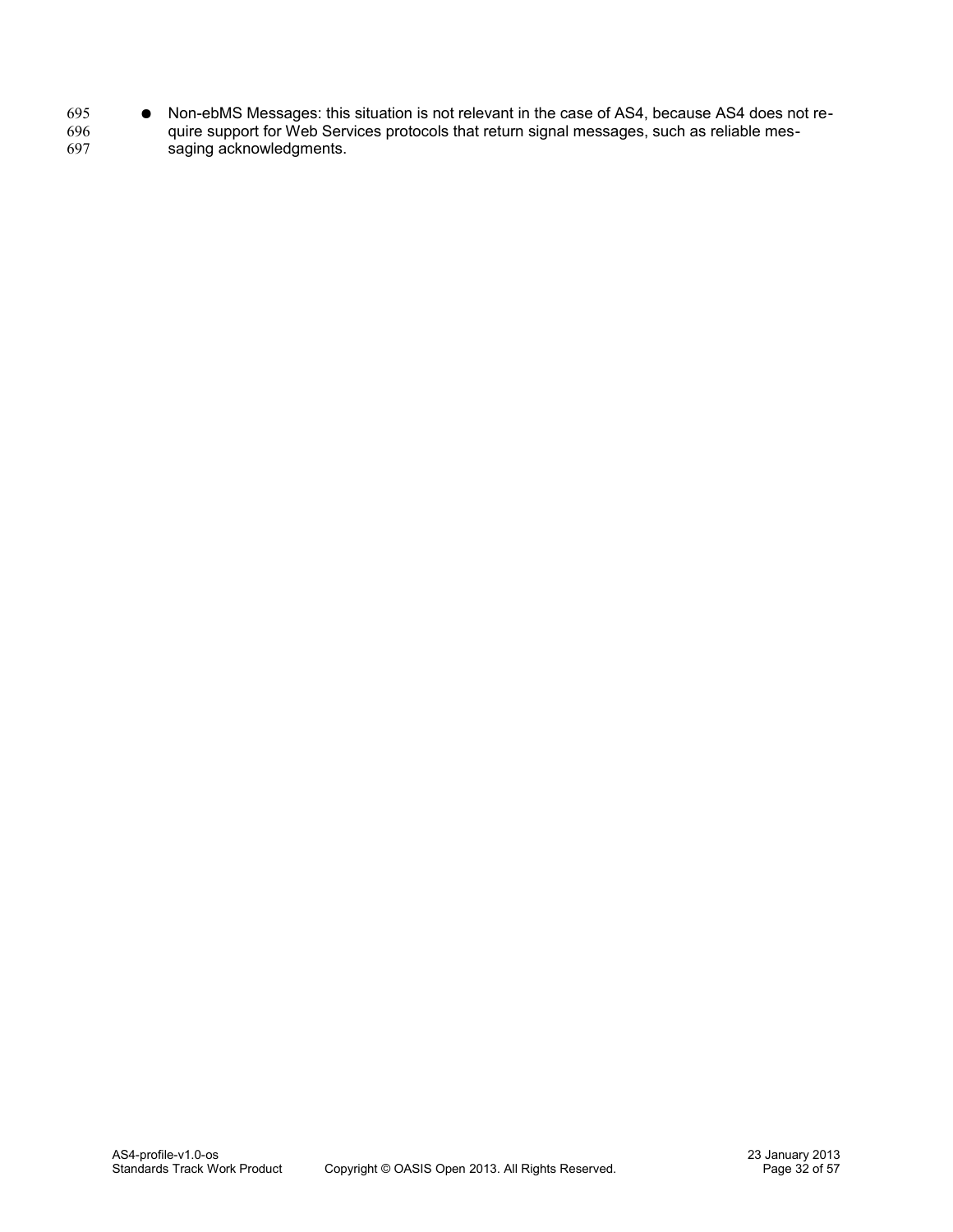- Non-ebMS Messages: this situation is not relevant in the case of AS4, because AS4 does not require support for Web Services protocols that return signal messages, such as reliable messaging acknowledgments.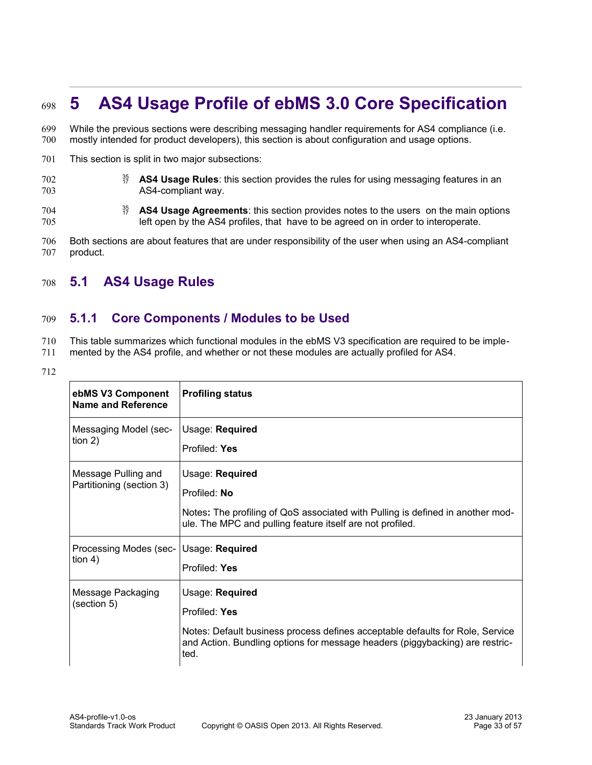# 5 AS4 Usage Profile of ebMS 3.0 Core Specification

While the previous sections were describing messaging handler requirements for AS4 compliance (i.e. mostly intended for product developers), this section is about configuration and usage options.

This section is split in two major subsections:

- **AS4 Usage Rules**: this section provides the rules for using messaging features in an AS4-compliant way.
- **AS4 Usage Agreements**: this section provides notes to the users on the main options left open by the AS4 profiles, that have to be agreed on in order to interoperate.

Both sections are about features that are under responsibility of the user when using an AS4-compliant product.

## 5.1 AS4 Usage Rules

### 5.1.1 Core Components / Modules to be Used

This table summarizes which functional modules in the ebMS V3 specification are required to be implemented by the AS4 profile, and whether or not these modules are actually profiled for AS4.

| ebMS V3 Component Name and Reference | Profiling status |
|---|---|
| Messaging Model (section 2) | Usage: **Required**<br>Profiled: **Yes** |
| Message Pulling and Partitioning (section 3) | Usage: **Required**<br>Profiled: **No**<br>Notes**:** The profiling of QoS associated with Pulling is defined in another module. The MPC and pulling feature itself are not profiled. |
| Processing Modes (section 4) | Usage: **Required**<br>Profiled: **Yes** |
| Message Packaging (section 5) | Usage: **Required**<br>Profiled: **Yes**<br>Notes: Default business process defines acceptable defaults for Role, Service and Action. Bundling options for message headers (piggybacking) are restricted. |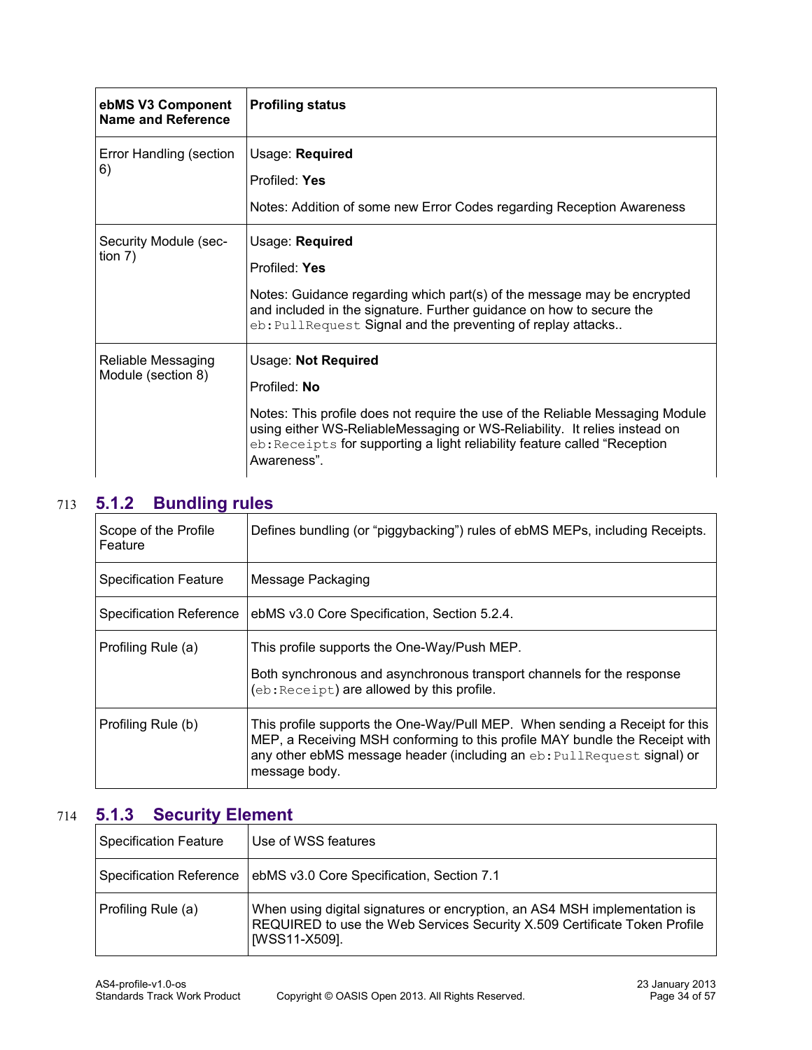| ebMS V3 Component Name and Reference | Profiling status |
|---|---|
| Error Handling (section 6) | Usage: **Required**<br><br>Profiled: **Yes**<br><br>Notes: Addition of some new Error Codes regarding Reception Awareness |
| Security Module (section 7) | Usage: **Required**<br><br>Profiled: **Yes**<br><br>Notes: Guidance regarding which part(s) of the message may be encrypted and included in the signature. Further guidance on how to secure the `eb:PullRequest` Signal and the preventing of replay attacks.. |
| Reliable Messaging Module (section 8) | Usage: **Not Required**<br><br>Profiled: **No**<br><br>Notes: This profile does not require the use of the Reliable Messaging Module using either WS-ReliableMessaging or WS-Reliability. It relies instead on `eb:Receipts` for supporting a light reliability feature called "Reception Awareness". |

### 5.1.2 Bundling rules

| Scope of the Profile Feature | Defines bundling (or "piggybacking") rules of ebMS MEPs, including Receipts. |
|---|---|
| Specification Feature | Message Packaging |
| Specification Reference | ebMS v3.0 Core Specification, Section 5.2.4. |
| Profiling Rule (a) | This profile supports the One-Way/Push MEP.<br><br>Both synchronous and asynchronous transport channels for the response (`eb:Receipt`) are allowed by this profile. |
| Profiling Rule (b) | This profile supports the One-Way/Pull MEP. When sending a Receipt for this MEP, a Receiving MSH conforming to this profile MAY bundle the Receipt with any other ebMS message header (including an `eb:PullRequest` signal) or message body. |

### 5.1.3 Security Element

| Specification Feature | Use of WSS features |
|---|---|
| Specification Reference | ebMS v3.0 Core Specification, Section 7.1 |
| Profiling Rule (a) | When using digital signatures or encryption, an AS4 MSH implementation is REQUIRED to use the Web Services Security X.509 Certificate Token Profile [WSS11-X509]. |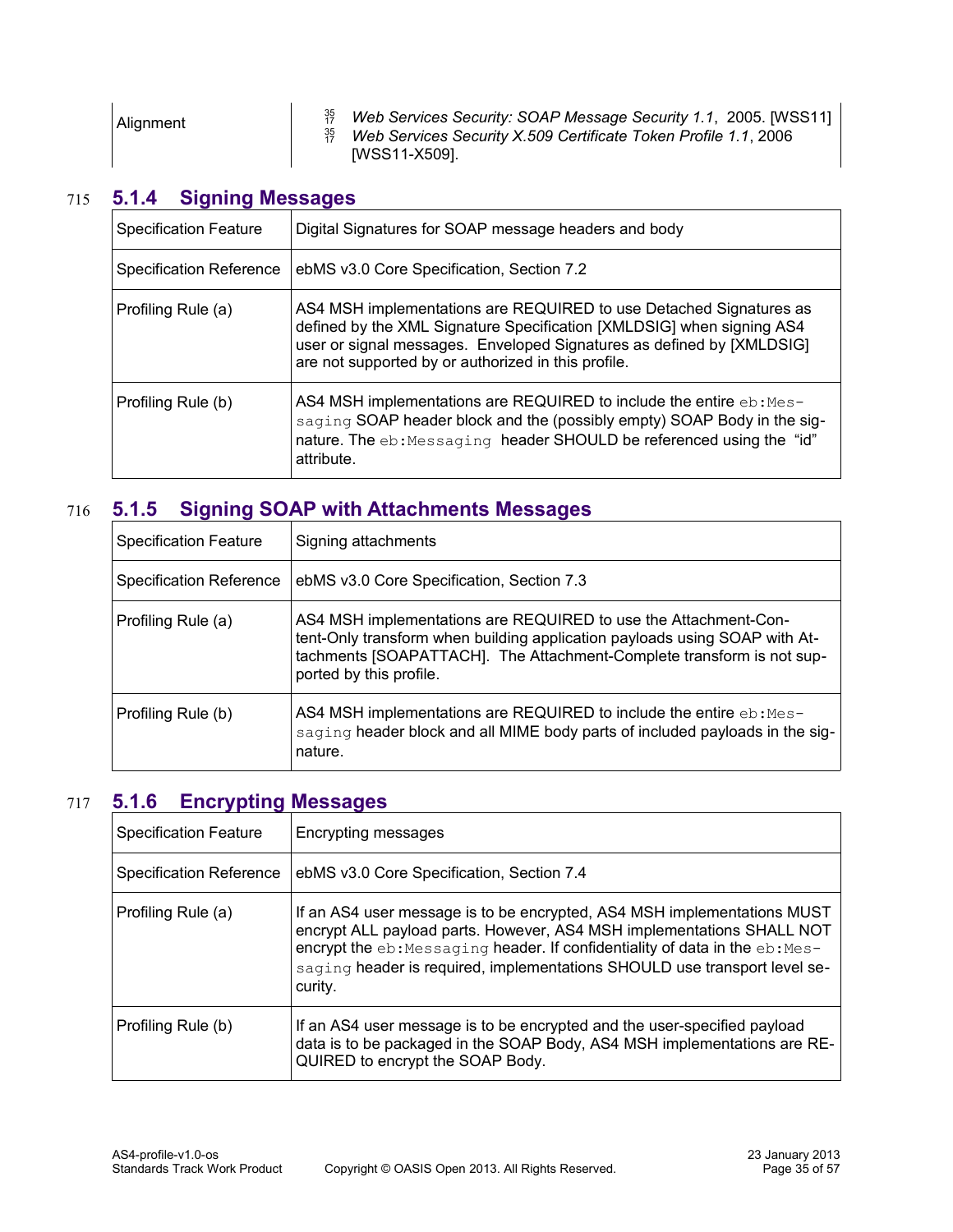| Alignment | Web Services Security: SOAP Message Security 1.1, 2005. [WSS11]<br>Web Services Security X.509 Certificate Token Profile 1.1, 2006 [WSS11-X509]. |
|---|---|

### 5.1.4 Signing Messages

| Specification Feature | Digital Signatures for SOAP message headers and body |
|---|---|
| Specification Reference | ebMS v3.0 Core Specification, Section 7.2 |
| Profiling Rule (a) | AS4 MSH implementations are REQUIRED to use Detached Signatures as defined by the XML Signature Specification [XMLDSIG] when signing AS4 user or signal messages. Enveloped Signatures as defined by [XMLDSIG] are not supported by or authorized in this profile. |
| Profiling Rule (b) | AS4 MSH implementations are REQUIRED to include the entire `eb:Messaging` SOAP header block and the (possibly empty) SOAP Body in the signature. The `eb:Messaging` header SHOULD be referenced using the "id" attribute. |

### 5.1.5 Signing SOAP with Attachments Messages

| Specification Feature | Signing attachments |
|---|---|
| Specification Reference | ebMS v3.0 Core Specification, Section 7.3 |
| Profiling Rule (a) | AS4 MSH implementations are REQUIRED to use the Attachment-Content-Only transform when building application payloads using SOAP with Attachments [SOAPATTACH]. The Attachment-Complete transform is not supported by this profile. |
| Profiling Rule (b) | AS4 MSH implementations are REQUIRED to include the entire `eb:Messaging` header block and all MIME body parts of included payloads in the signature. |

### 5.1.6 Encrypting Messages

| Specification Feature | Encrypting messages |
|---|---|
| Specification Reference | ebMS v3.0 Core Specification, Section 7.4 |
| Profiling Rule (a) | If an AS4 user message is to be encrypted, AS4 MSH implementations MUST encrypt ALL payload parts. However, AS4 MSH implementations SHALL NOT encrypt the `eb:Messaging` header. If confidentiality of data in the `eb:Messaging` header is required, implementations SHOULD use transport level security. |
| Profiling Rule (b) | If an AS4 user message is to be encrypted and the user-specified payload data is to be packaged in the SOAP Body, AS4 MSH implementations are REQUIRED to encrypt the SOAP Body. |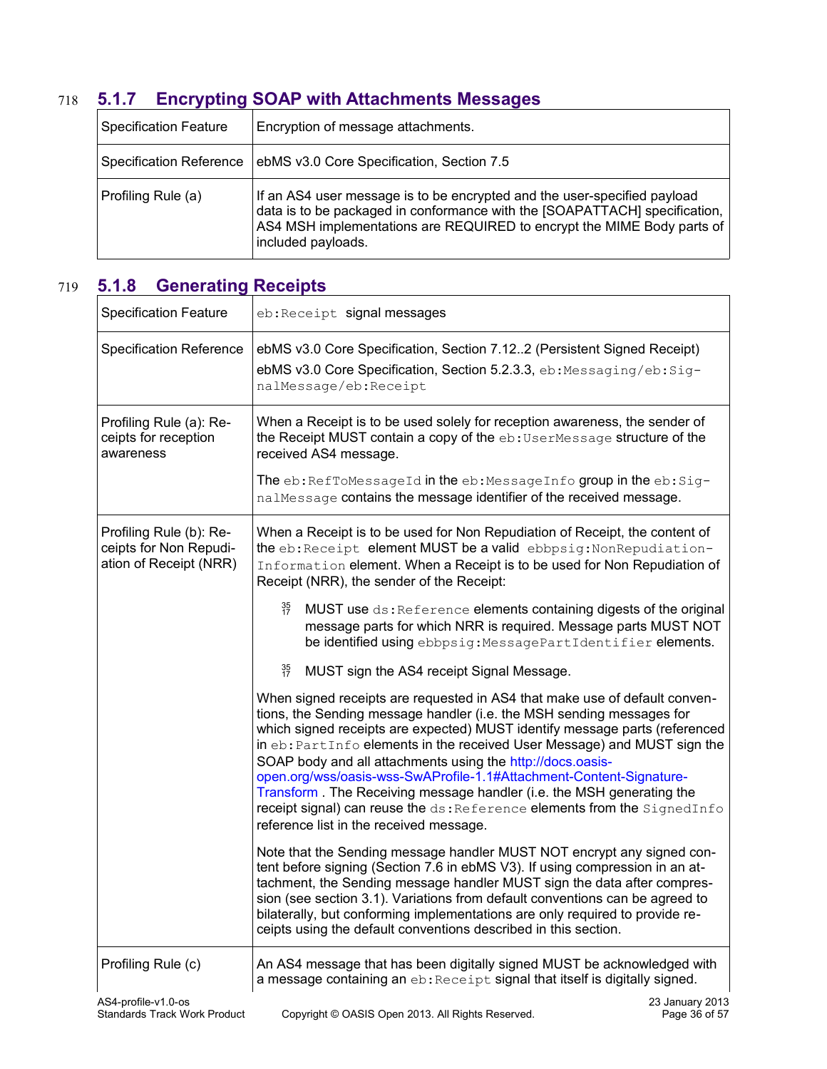### 5.1.7 Encrypting SOAP with Attachments Messages

| Specification Feature | Encryption of message attachments. |
|---|---|
| Specification Reference | ebMS v3.0 Core Specification, Section 7.5 |
| Profiling Rule (a) | If an AS4 user message is to be encrypted and the user-specified payload data is to be packaged in conformance with the [SOAPATTACH] specification, AS4 MSH implementations are REQUIRED to encrypt the MIME Body parts of included payloads. |

### 5.1.8 Generating Receipts

| Specification Feature | `eb:Receipt` signal messages |
|---|---|
| Specification Reference | ebMS v3.0 Core Specification, Section 7.12..2 (Persistent Signed Receipt)<br>ebMS v3.0 Core Specification, Section 5.2.3.3, `eb:Messaging/eb:SignalMessage/eb:Receipt` |
| Profiling Rule (a): Receipts for reception awareness | When a Receipt is to be used solely for reception awareness, the sender of the Receipt MUST contain a copy of the `eb:UserMessage` structure of the received AS4 message.<br><br>The `eb:RefToMessageId` in the `eb:MessageInfo` group in the `eb:SignalMessage` contains the message identifier of the received message. |
| Profiling Rule (b): Receipts for Non Repudiation of Receipt (NRR) | When a Receipt is to be used for Non Repudiation of Receipt, the content of the `eb:Receipt` element MUST be a valid `ebbpsig:NonRepudiationInformation` element. When a Receipt is to be used for Non Repudiation of Receipt (NRR), the sender of the Receipt:<br><br>- MUST use `ds:Reference` elements containing digests of the original message parts for which NRR is required. Message parts MUST NOT be identified using `ebbpsig:MessagePartIdentifier` elements.<br>- MUST sign the AS4 receipt Signal Message.<br><br>When signed receipts are requested in AS4 that make use of default conventions, the Sending message handler (i.e. the MSH sending messages for which signed receipts are expected) MUST identify message parts (referenced in `eb:PartInfo` elements in the received User Message) and MUST sign the SOAP body and all attachments using the http://docs.oasis-open.org/wss/oasis-wss-SwAProfile-1.1#Attachment-Content-Signature-Transform . The Receiving message handler (i.e. the MSH generating the receipt signal) can reuse the `ds:Reference` elements from the `SignedInfo` reference list in the received message.<br><br>Note that the Sending message handler MUST NOT encrypt any signed content before signing (Section 7.6 in ebMS V3). If using compression in an attachment, the Sending message handler MUST sign the data after compression (see section 3.1). Variations from default conventions can be agreed to bilaterally, but conforming implementations are only required to provide receipts using the default conventions described in this section. |
| Profiling Rule (c) | An AS4 message that has been digitally signed MUST be acknowledged with a message containing an `eb:Receipt` signal that itself is digitally signed. |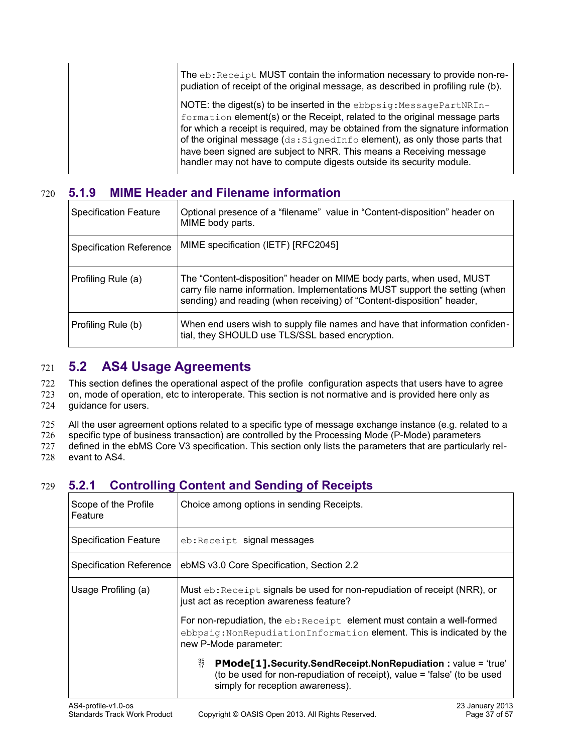| | |
|---|---|
| | The eb:Receipt MUST contain the information necessary to provide non-repudiation of receipt of the original message, as described in profiling rule (b).<br><br>NOTE: the digest(s) to be inserted in the ebbpsig:MessagePartNRInformation element(s) or the Receipt, related to the original message parts for which a receipt is required, may be obtained from the signature information of the original message (ds:SignedInfo element), as only those parts that have been signed are subject to NRR. This means a Receiving message handler may not have to compute digests outside its security module. |

### 5.1.9 MIME Header and Filename information

| | |
|---|---|
| Specification Feature | Optional presence of a "filename" value in "Content-disposition" header on MIME body parts. |
| Specification Reference | MIME specification (IETF) [RFC2045] |
| Profiling Rule (a) | The "Content-disposition" header on MIME body parts, when used, MUST carry file name information. Implementations MUST support the setting (when sending) and reading (when receiving) of "Content-disposition" header, |
| Profiling Rule (b) | When end users wish to supply file names and have that information confidential, they SHOULD use TLS/SSL based encryption. |

## 5.2 AS4 Usage Agreements

This section defines the operational aspect of the profile configuration aspects that users have to agree on, mode of operation, etc to interoperate. This section is not normative and is provided here only as guidance for users.

All the user agreement options related to a specific type of message exchange instance (e.g. related to a specific type of business transaction) are controlled by the Processing Mode (P-Mode) parameters defined in the ebMS Core V3 specification. This section only lists the parameters that are particularly relevant to AS4.

### 5.2.1 Controlling Content and Sending of Receipts

| | |
|---|---|
| Scope of the Profile Feature | Choice among options in sending Receipts. |
| Specification Feature | eb:Receipt signal messages |
| Specification Reference | ebMS v3.0 Core Specification, Section 2.2 |
| Usage Profiling (a) | Must eb:Receipt signals be used for non-repudiation of receipt (NRR), or just act as reception awareness feature?<br><br>For non-repudiation, the eb:Receipt element must contain a well-formed ebbpsig:NonRepudiationInformation element. This is indicated by the new P-Mode parameter:<br><br>- **PMode[1].Security.SendReceipt.NonRepudiation :** value = 'true' (to be used for non-repudiation of receipt), value = 'false' (to be used simply for reception awareness). |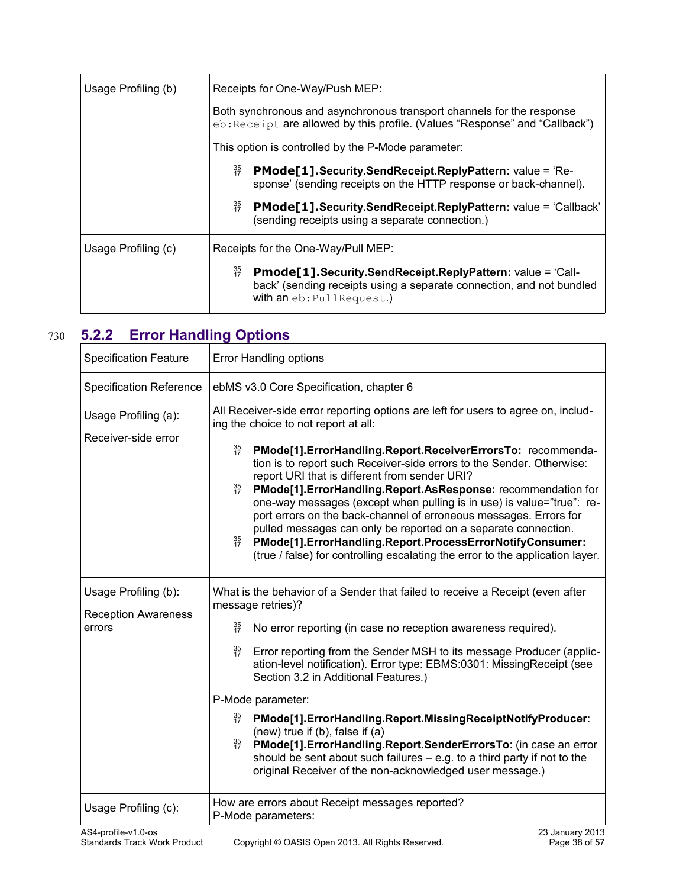| | |
|---|---|
| Usage Profiling (b) | Receipts for One-Way/Push MEP:<br><br>Both synchronous and asynchronous transport channels for the response `eb:Receipt` are allowed by this profile. (Values “Response” and “Callback”)<br><br>This option is controlled by the P-Mode parameter:<br><br>- **PMode[1].Security.SendReceipt.ReplyPattern:** value = ‘Response’ (sending receipts on the HTTP response or back-channel).<br>- **PMode[1].Security.SendReceipt.ReplyPattern:** value = ‘Callback’ (sending receipts using a separate connection.) |
| Usage Profiling (c) | Receipts for the One-Way/Pull MEP:<br><br>- **Pmode[1].Security.SendReceipt.ReplyPattern:** value = ‘Callback’ (sending receipts using a separate connection, and not bundled with an `eb:PullRequest`.) |

### 5.2.2 Error Handling Options

| Specification Feature | Error Handling options |
|---|---|
| Specification Reference | ebMS v3.0 Core Specification, chapter 6 |
| Usage Profiling (a):<br><br>Receiver-side error | All Receiver-side error reporting options are left for users to agree on, including the choice to not report at all:<br><br>- **PMode[1].ErrorHandling.Report.ReceiverErrorsTo:** recommendation is to report such Receiver-side errors to the Sender. Otherwise: report URI that is different from sender URI?<br>- **PMode[1].ErrorHandling.Report.AsResponse:** recommendation for one-way messages (except when pulling is in use) is value="true": report errors on the back-channel of erroneous messages. Errors for pulled messages can only be reported on a separate connection.<br>- **PMode[1].ErrorHandling.Report.ProcessErrorNotifyConsumer:** (true / false) for controlling escalating the error to the application layer. |
| Usage Profiling (b):<br><br>Reception Awareness errors | What is the behavior of a Sender that failed to receive a Receipt (even after message retries)?<br><br>- No error reporting (in case no reception awareness required).<br>- Error reporting from the Sender MSH to its message Producer (application-level notification). Error type: EBMS:0301: MissingReceipt (see Section 3.2 in Additional Features.)<br><br>P-Mode parameter:<br><br>- **PMode[1].ErrorHandling.Report.MissingReceiptNotifyProducer**: (new) true if (b), false if (a)<br>- **PMode[1].ErrorHandling.Report.SenderErrorsTo**: (in case an error should be sent about such failures – e.g. to a third party if not to the original Receiver of the non-acknowledged user message.) |
| Usage Profiling (c): | How are errors about Receipt messages reported?<br>P-Mode parameters: |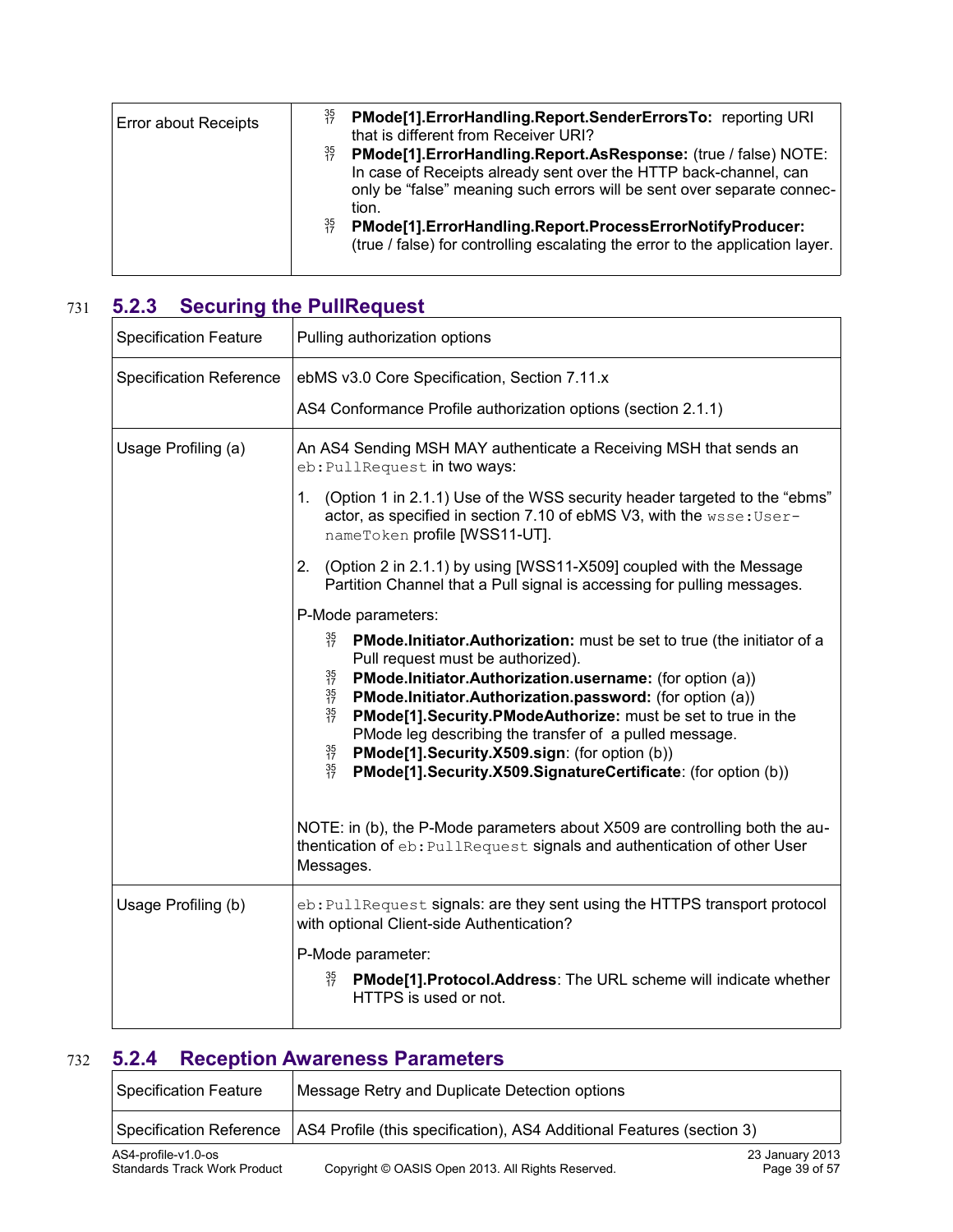| | |
|---|---|
| Error about Receipts | • **PMode[1].ErrorHandling.Report.SenderErrorsTo:** reporting URI that is different from Receiver URI?<br>• **PMode[1].ErrorHandling.Report.AsResponse:** (true / false) NOTE: In case of Receipts already sent over the HTTP back-channel, can only be "false" meaning such errors will be sent over separate connection.<br>• **PMode[1].ErrorHandling.Report.ProcessErrorNotifyProducer:** (true / false) for controlling escalating the error to the application layer. |

### 5.2.3 Securing the PullRequest

| | |
|---|---|
| Specification Feature | Pulling authorization options |
| Specification Reference | ebMS v3.0 Core Specification, Section 7.11.x<br><br>AS4 Conformance Profile authorization options (section 2.1.1) |
| Usage Profiling (a) | An AS4 Sending MSH MAY authenticate a Receiving MSH that sends an `eb:PullRequest` in two ways:<br><br>1. (Option 1 in 2.1.1) Use of the WSS security header targeted to the "ebms" actor, as specified in section 7.10 of ebMS V3, with the `wsse:UsernameToken` profile [WSS11-UT].<br><br>2. (Option 2 in 2.1.1) by using [WSS11-X509] coupled with the Message Partition Channel that a Pull signal is accessing for pulling messages.<br><br>P-Mode parameters:<br><br>• **PMode.Initiator.Authorization:** must be set to true (the initiator of a Pull request must be authorized).<br>• **PMode.Initiator.Authorization.username:** (for option (a))<br>• **PMode.Initiator.Authorization.password:** (for option (a))<br>• **PMode[1].Security.PModeAuthorize:** must be set to true in the PMode leg describing the transfer of a pulled message.<br>• **PMode[1].Security.X509.sign**: (for option (b))<br>• **PMode[1].Security.X509.SignatureCertificate**: (for option (b))<br><br>NOTE: in (b), the P-Mode parameters about X509 are controlling both the authentication of `eb:PullRequest` signals and authentication of other User Messages. |
| Usage Profiling (b) | `eb:PullRequest` signals: are they sent using the HTTPS transport protocol with optional Client-side Authentication?<br><br>P-Mode parameter:<br><br>• **PMode[1].Protocol.Address**: The URL scheme will indicate whether HTTPS is used or not. |

### 5.2.4 Reception Awareness Parameters

| | |
|---|---|
| Specification Feature | Message Retry and Duplicate Detection options |
| Specification Reference | AS4 Profile (this specification), AS4 Additional Features (section 3) |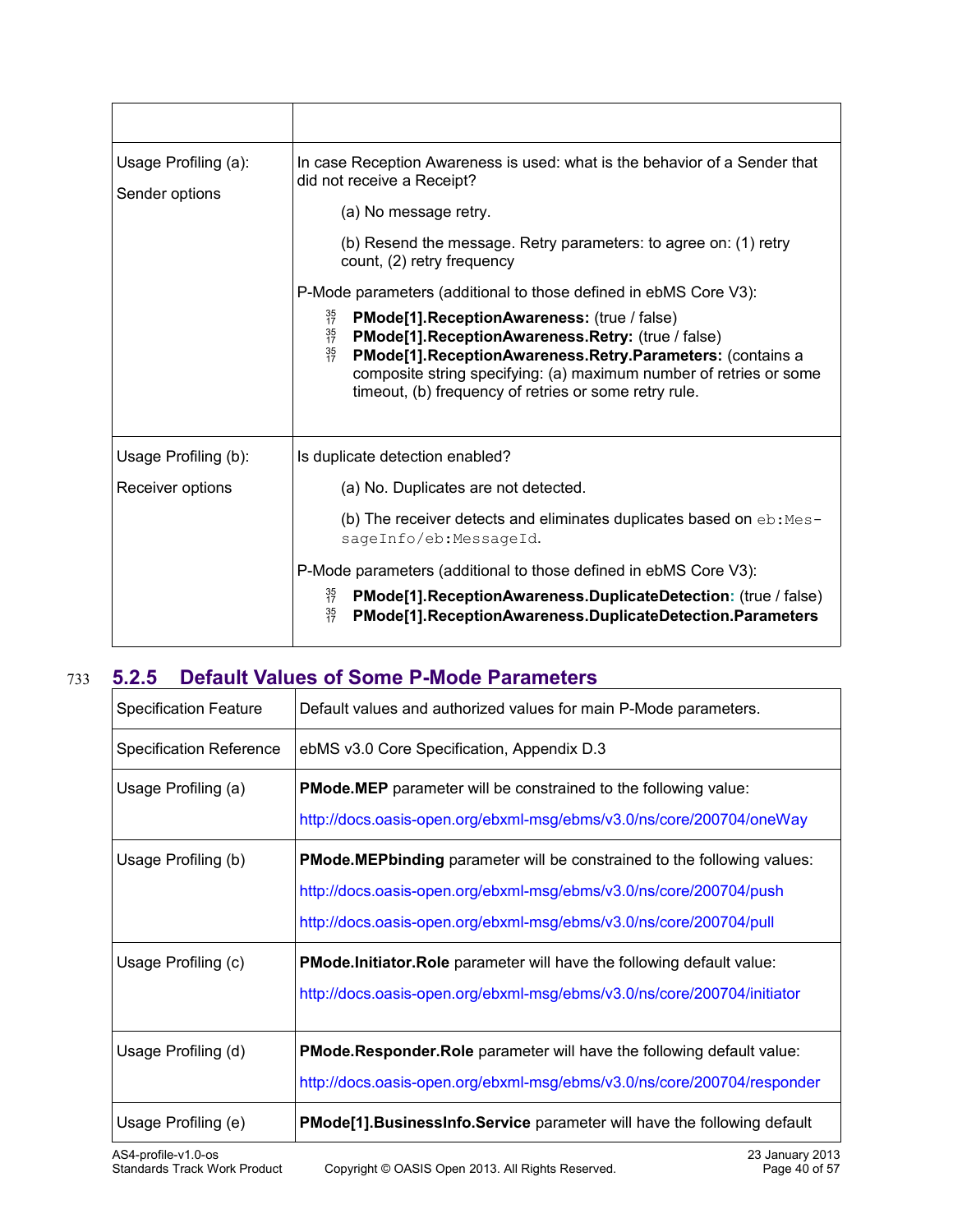| | |
|---|---|
| Usage Profiling (a):<br><br>Sender options | In case Reception Awareness is used: what is the behavior of a Sender that did not receive a Receipt?<br><br>(a) No message retry.<br><br>(b) Resend the message. Retry parameters: to agree on: (1) retry count, (2) retry frequency<br><br>P-Mode parameters (additional to those defined in ebMS Core V3):<br><br>- **PMode[1].ReceptionAwareness:** (true / false)<br>- **PMode[1].ReceptionAwareness.Retry:** (true / false)<br>- **PMode[1].ReceptionAwareness.Retry.Parameters:** (contains a composite string specifying: (a) maximum number of retries or some timeout, (b) frequency of retries or some retry rule. |
| Usage Profiling (b):<br><br>Receiver options | Is duplicate detection enabled?<br><br>(a) No. Duplicates are not detected.<br><br>(b) The receiver detects and eliminates duplicates based on `eb:MessageInfo/eb:MessageId`.<br><br>P-Mode parameters (additional to those defined in ebMS Core V3):<br><br>- **PMode[1].ReceptionAwareness.DuplicateDetection:** (true / false)<br>- **PMode[1].ReceptionAwareness.DuplicateDetection.Parameters** |

### 5.2.5 Default Values of Some P-Mode Parameters

| Specification Feature | Default values and authorized values for main P-Mode parameters. |
|---|---|
| Specification Reference | ebMS v3.0 Core Specification, Appendix D.3 |
| Usage Profiling (a) | **PMode.MEP** parameter will be constrained to the following value:<br><br>http://docs.oasis-open.org/ebxml-msg/ebms/v3.0/ns/core/200704/oneWay |
| Usage Profiling (b) | **PMode.MEPbinding** parameter will be constrained to the following values:<br><br>http://docs.oasis-open.org/ebxml-msg/ebms/v3.0/ns/core/200704/push<br><br>http://docs.oasis-open.org/ebxml-msg/ebms/v3.0/ns/core/200704/pull |
| Usage Profiling (c) | **PMode.Initiator.Role** parameter will have the following default value:<br><br>http://docs.oasis-open.org/ebxml-msg/ebms/v3.0/ns/core/200704/initiator |
| Usage Profiling (d) | **PMode.Responder.Role** parameter will have the following default value:<br><br>http://docs.oasis-open.org/ebxml-msg/ebms/v3.0/ns/core/200704/responder |
| Usage Profiling (e) | **PMode[1].BusinessInfo.Service** parameter will have the following default |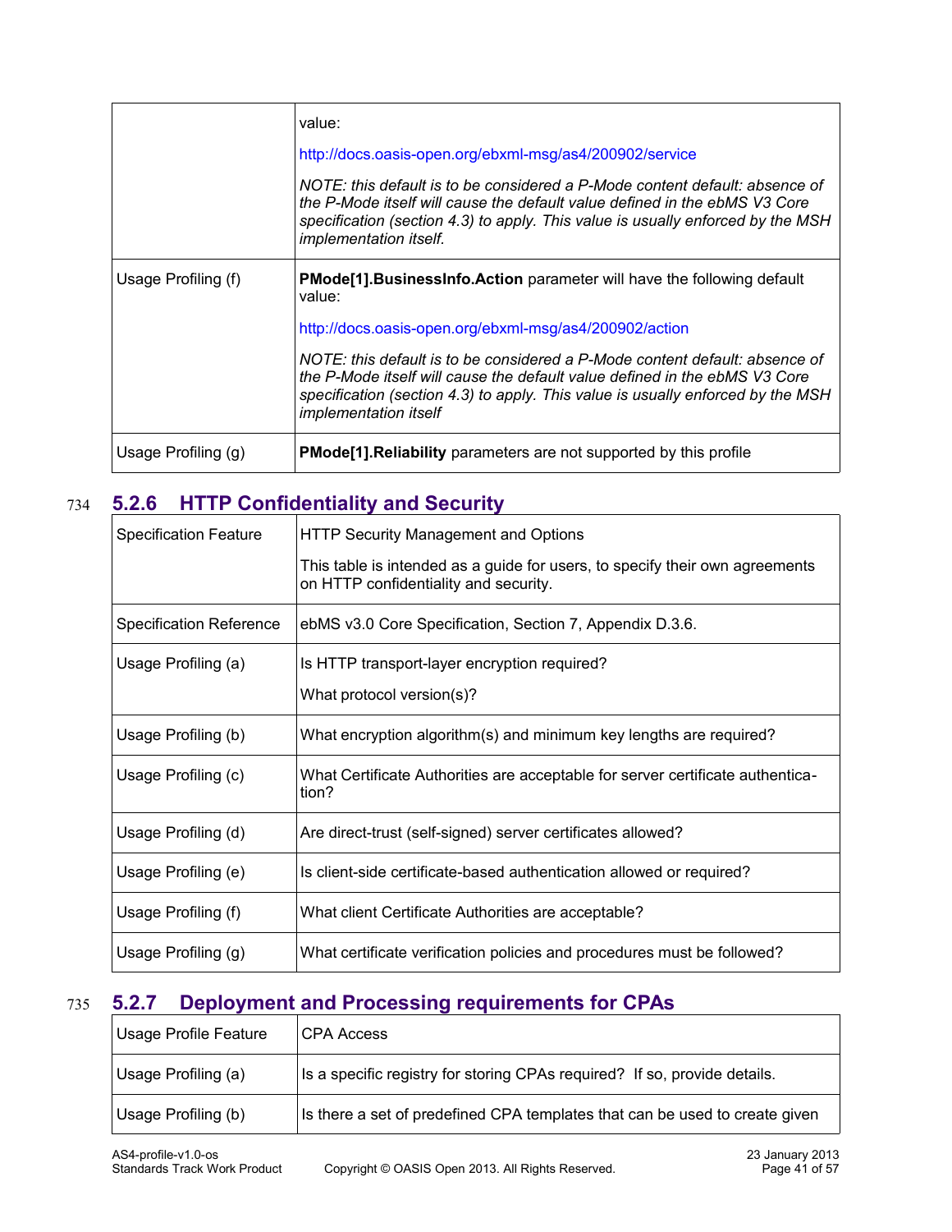|  | value:<br><br>http://docs.oasis-open.org/ebxml-msg/as4/200902/service<br><br>*NOTE: this default is to be considered a P-Mode content default: absence of the P-Mode itself will cause the default value defined in the ebMS V3 Core specification (section 4.3) to apply. This value is usually enforced by the MSH implementation itself.* |
|---|---|
| Usage Profiling (f) | **PMode[1].BusinessInfo.Action** parameter will have the following default value:<br><br>http://docs.oasis-open.org/ebxml-msg/as4/200902/action<br><br>*NOTE: this default is to be considered a P-Mode content default: absence of the P-Mode itself will cause the default value defined in the ebMS V3 Core specification (section 4.3) to apply. This value is usually enforced by the MSH implementation itself* |
| Usage Profiling (g) | **PMode[1].Reliability** parameters are not supported by this profile |

### 5.2.6 HTTP Confidentiality and Security

| Specification Feature | HTTP Security Management and Options<br><br>This table is intended as a guide for users, to specify their own agreements on HTTP confidentiality and security. |
|---|---|
| Specification Reference | ebMS v3.0 Core Specification, Section 7, Appendix D.3.6. |
| Usage Profiling (a) | Is HTTP transport-layer encryption required?<br><br>What protocol version(s)? |
| Usage Profiling (b) | What encryption algorithm(s) and minimum key lengths are required? |
| Usage Profiling (c) | What Certificate Authorities are acceptable for server certificate authentication? |
| Usage Profiling (d) | Are direct-trust (self-signed) server certificates allowed? |
| Usage Profiling (e) | Is client-side certificate-based authentication allowed or required? |
| Usage Profiling (f) | What client Certificate Authorities are acceptable? |
| Usage Profiling (g) | What certificate verification policies and procedures must be followed? |

### 5.2.7 Deployment and Processing requirements for CPAs

| Usage Profile Feature | CPA Access |
|---|---|
| Usage Profiling (a) | Is a specific registry for storing CPAs required? If so, provide details. |
| Usage Profiling (b) | Is there a set of predefined CPA templates that can be used to create given |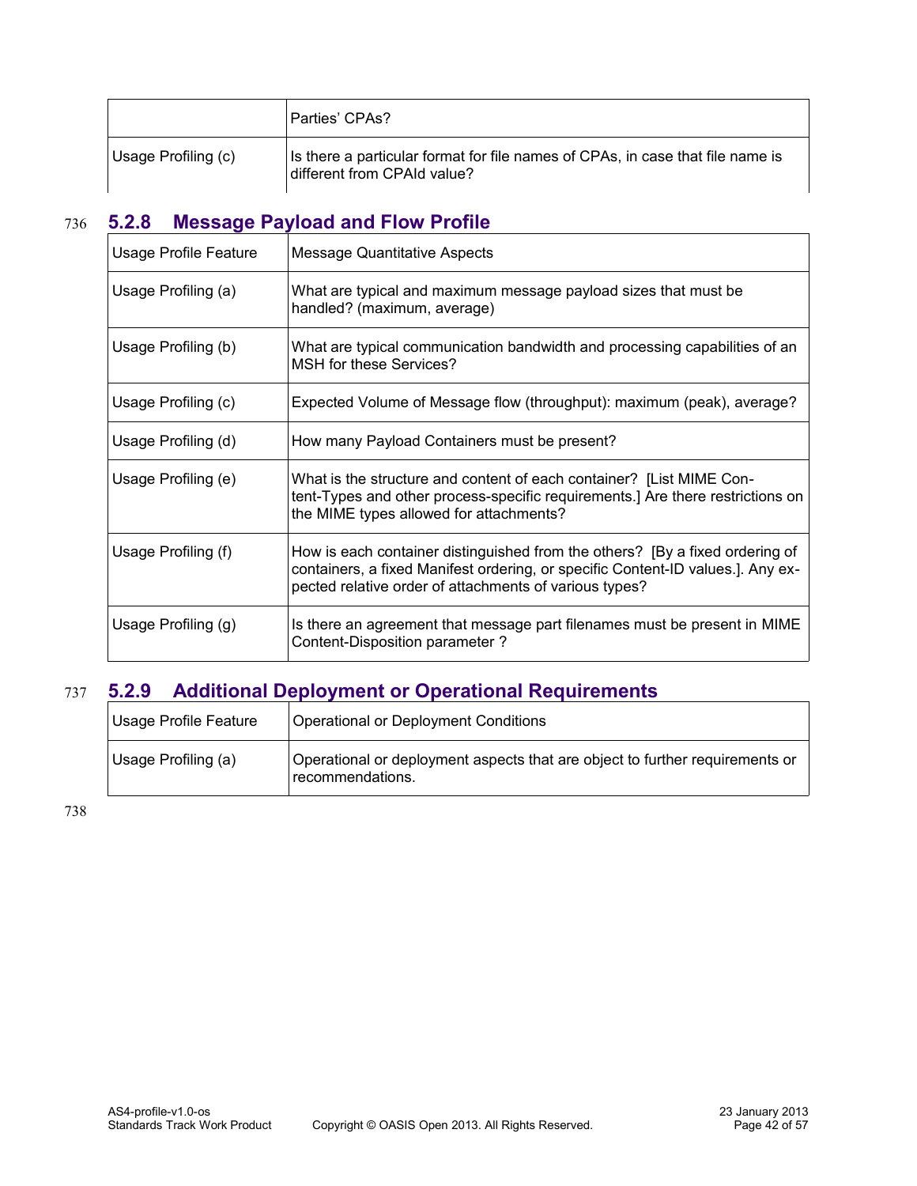| | |
|---|---|
| | Parties' CPAs? |
| Usage Profiling (c) | Is there a particular format for file names of CPAs, in case that file name is different from CPAId value? |

### 5.2.8 Message Payload and Flow Profile

| Usage Profile Feature | Message Quantitative Aspects |
|---|---|
| Usage Profiling (a) | What are typical and maximum message payload sizes that must be handled? (maximum, average) |
| Usage Profiling (b) | What are typical communication bandwidth and processing capabilities of an MSH for these Services? |
| Usage Profiling (c) | Expected Volume of Message flow (throughput): maximum (peak), average? |
| Usage Profiling (d) | How many Payload Containers must be present? |
| Usage Profiling (e) | What is the structure and content of each container? [List MIME Content-Types and other process-specific requirements.] Are there restrictions on the MIME types allowed for attachments? |
| Usage Profiling (f) | How is each container distinguished from the others? [By a fixed ordering of containers, a fixed Manifest ordering, or specific Content-ID values.]. Any expected relative order of attachments of various types? |
| Usage Profiling (g) | Is there an agreement that message part filenames must be present in MIME Content-Disposition parameter ? |

### 5.2.9 Additional Deployment or Operational Requirements

| Usage Profile Feature | Operational or Deployment Conditions |
|---|---|
| Usage Profiling (a) | Operational or deployment aspects that are object to further requirements or recommendations. |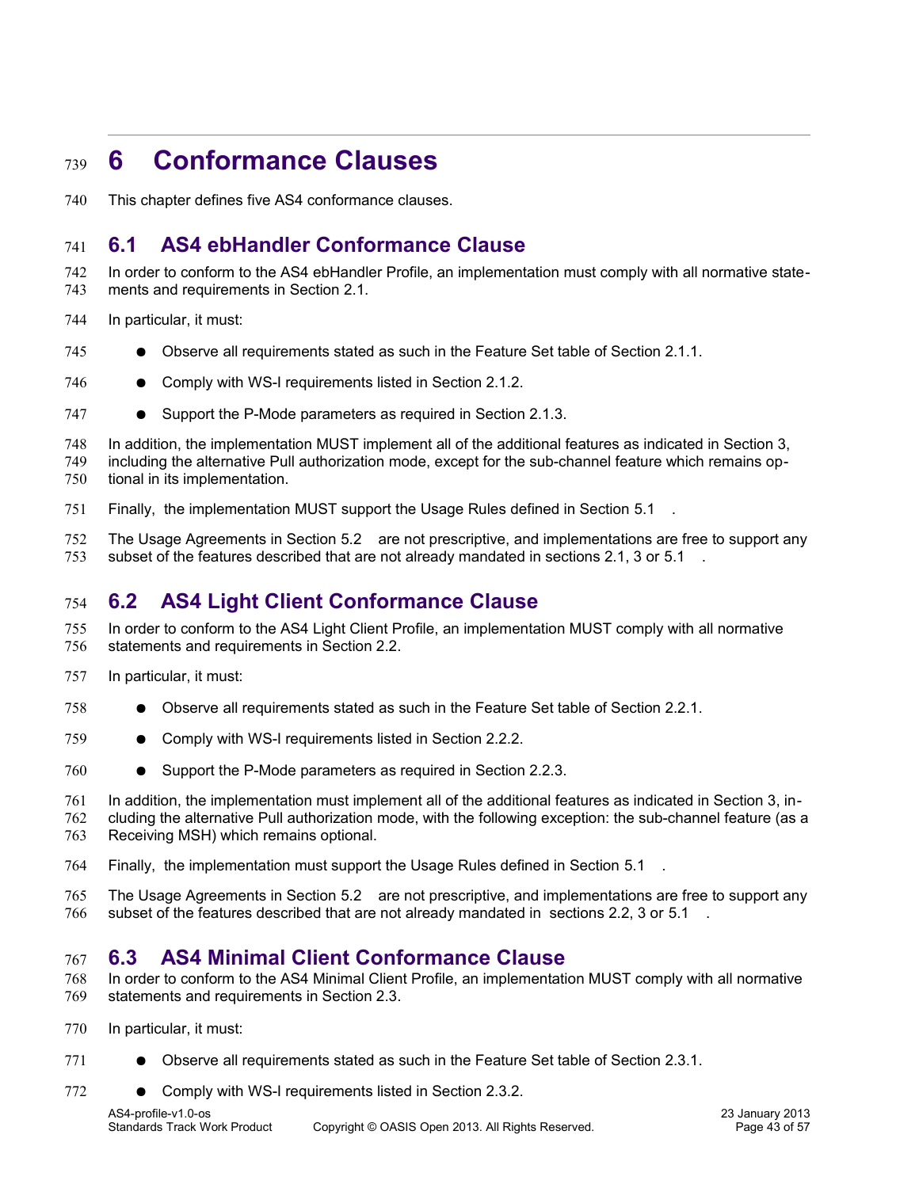# 6 Conformance Clauses

This chapter defines five AS4 conformance clauses.

## 6.1 AS4 ebHandler Conformance Clause

In order to conform to the AS4 ebHandler Profile, an implementation must comply with all normative statements and requirements in Section 2.1.

In particular, it must:

- Observe all requirements stated as such in the Feature Set table of Section 2.1.1.
- Comply with WS-I requirements listed in Section 2.1.2.
- Support the P-Mode parameters as required in Section 2.1.3.

In addition, the implementation MUST implement all of the additional features as indicated in Section 3, including the alternative Pull authorization mode, except for the sub-channel feature which remains optional in its implementation.

Finally, the implementation MUST support the Usage Rules defined in Section 5.1.

The Usage Agreements in Section 5.2 are not prescriptive, and implementations are free to support any subset of the features described that are not already mandated in sections 2.1, 3 or 5.1.

## 6.2 AS4 Light Client Conformance Clause

In order to conform to the AS4 Light Client Profile, an implementation MUST comply with all normative statements and requirements in Section 2.2.

In particular, it must:

- Observe all requirements stated as such in the Feature Set table of Section 2.2.1.
- Comply with WS-I requirements listed in Section 2.2.2.
- Support the P-Mode parameters as required in Section 2.2.3.

In addition, the implementation must implement all of the additional features as indicated in Section 3, including the alternative Pull authorization mode, with the following exception: the sub-channel feature (as a Receiving MSH) which remains optional.

Finally, the implementation must support the Usage Rules defined in Section 5.1.

The Usage Agreements in Section 5.2 are not prescriptive, and implementations are free to support any subset of the features described that are not already mandated in sections 2.2, 3 or 5.1.

## 6.3 AS4 Minimal Client Conformance Clause

In order to conform to the AS4 Minimal Client Profile, an implementation MUST comply with all normative statements and requirements in Section 2.3.

In particular, it must:

- Observe all requirements stated as such in the Feature Set table of Section 2.3.1.
- Comply with WS-I requirements listed in Section 2.3.2.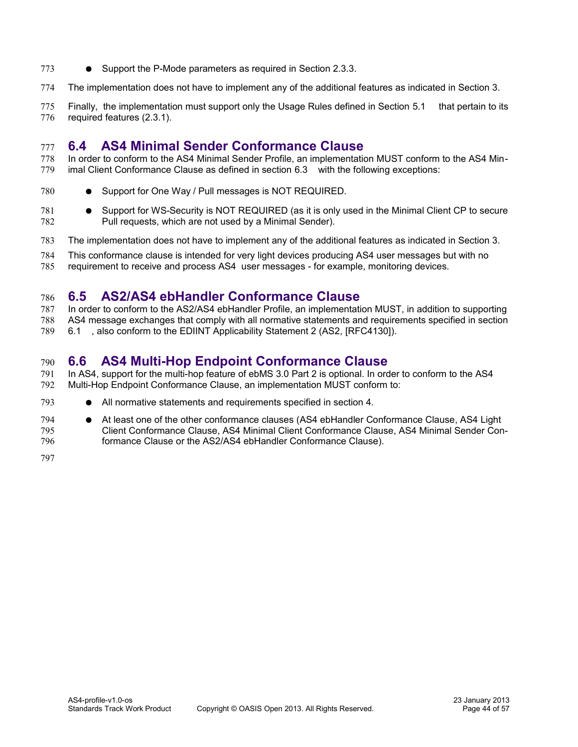- Support the P-Mode parameters as required in Section 2.3.3.

The implementation does not have to implement any of the additional features as indicated in Section 3.

Finally, the implementation must support only the Usage Rules defined in Section 5.1 that pertain to its required features (2.3.1).

## 6.4 AS4 Minimal Sender Conformance Clause

In order to conform to the AS4 Minimal Sender Profile, an implementation MUST conform to the AS4 Minimal Client Conformance Clause as defined in section 6.3 with the following exceptions:

- Support for One Way / Pull messages is NOT REQUIRED.
- Support for WS-Security is NOT REQUIRED (as it is only used in the Minimal Client CP to secure Pull requests, which are not used by a Minimal Sender).

The implementation does not have to implement any of the additional features as indicated in Section 3.

This conformance clause is intended for very light devices producing AS4 user messages but with no requirement to receive and process AS4 user messages - for example, monitoring devices.

## 6.5 AS2/AS4 ebHandler Conformance Clause

In order to conform to the AS2/AS4 ebHandler Profile, an implementation MUST, in addition to supporting AS4 message exchanges that comply with all normative statements and requirements specified in section 6.1 , also conform to the EDIINT Applicability Statement 2 (AS2, [RFC4130]).

## 6.6 AS4 Multi-Hop Endpoint Conformance Clause

In AS4, support for the multi-hop feature of ebMS 3.0 Part 2 is optional. In order to conform to the AS4 Multi-Hop Endpoint Conformance Clause, an implementation MUST conform to:

- All normative statements and requirements specified in section 4.
- At least one of the other conformance clauses (AS4 ebHandler Conformance Clause, AS4 Light Client Conformance Clause, AS4 Minimal Client Conformance Clause, AS4 Minimal Sender Conformance Clause or the AS2/AS4 ebHandler Conformance Clause).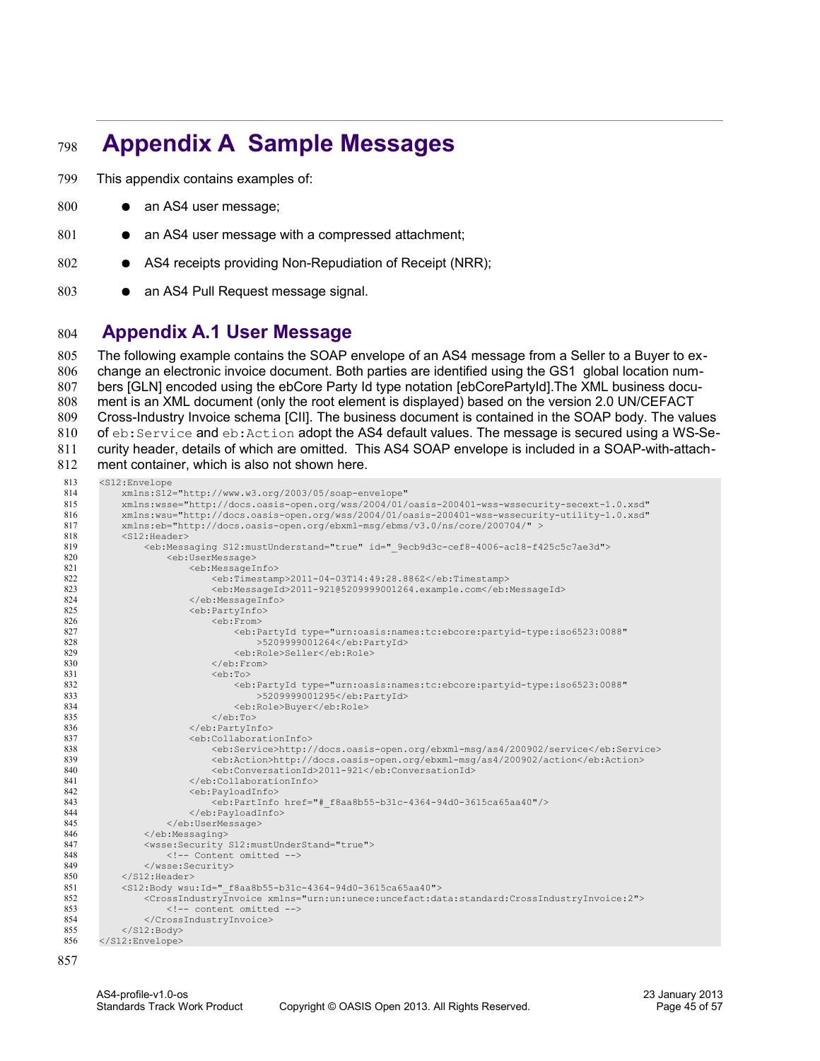# Appendix A Sample Messages

This appendix contains examples of:

- an AS4 user message;
- an AS4 user message with a compressed attachment;
- AS4 receipts providing Non-Repudiation of Receipt (NRR);
- an AS4 Pull Request message signal.

## Appendix A.1 User Message

The following example contains the SOAP envelope of an AS4 message from a Seller to a Buyer to exchange an electronic invoice document. Both parties are identified using the GS1 global location numbers [GLN] encoded using the ebCore Party Id type notation [ebCorePartyId].The XML business document is an XML document (only the root element is displayed) based on the version 2.0 UN/CEFACT Cross-Industry Invoice schema [CII]. The business document is contained in the SOAP body. The values of `eb:Service` and `eb:Action` adopt the AS4 default values. The message is secured using a WS-Security header, details of which are omitted. This AS4 SOAP envelope is included in a SOAP-with-attachment container, which is also not shown here.

```
<S12:Envelope
    xmlns:S12="http://www.w3.org/2003/05/soap-envelope"
    xmlns:wsse="http://docs.oasis-open.org/wss/2004/01/oasis-200401-wss-wssecurity-secext-1.0.xsd"
    xmlns:wsu="http://docs.oasis-open.org/wss/2004/01/oasis-200401-wss-wssecurity-utility-1.0.xsd"
    xmlns:eb="http://docs.oasis-open.org/ebxml-msg/ebms/v3.0/ns/core/200704/" >
    <S12:Header>
        <eb:Messaging S12:mustUnderstand="true" id="_9ecb9d3c-cef8-4006-ac18-f425c5c7ae3d">
            <eb:UserMessage>
                <eb:MessageInfo>
                    <eb:Timestamp>2011-04-03T14:49:28.886Z</eb:Timestamp>
                    <eb:MessageId>2011-921@5209999001264.example.com</eb:MessageId>
                </eb:MessageInfo>
                <eb:PartyInfo>
                    <eb:From>
                        <eb:PartyId type="urn:oasis:names:tc:ebcore:partyid-type:iso6523:0088"
                            >5209999001264</eb:PartyId>
                        <eb:Role>Seller</eb:Role>
                    </eb:From>
                    <eb:To>
                        <eb:PartyId type="urn:oasis:names:tc:ebcore:partyid-type:iso6523:0088"
                            >5209999001295</eb:PartyId>
                        <eb:Role>Buyer</eb:Role>
                    </eb:To>
                </eb:PartyInfo>
                <eb:CollaborationInfo>
                    <eb:Service>http://docs.oasis-open.org/ebxml-msg/as4/200902/service</eb:Service>
                    <eb:Action>http://docs.oasis-open.org/ebxml-msg/as4/200902/action</eb:Action>
                    <eb:ConversationId>2011-921</eb:ConversationId>
                </eb:CollaborationInfo>
                <eb:PayloadInfo>
                    <eb:PartInfo href="#_f8aa8b55-b31c-4364-94d0-3615ca65aa40"/>
                </eb:PayloadInfo>
            </eb:UserMessage>
        </eb:Messaging>
        <wsse:Security S12:mustUnderStand="true">
            <!-- Content omitted -->
        </wsse:Security>
    </S12:Header>
    <S12:Body wsu:Id="_f8aa8b55-b31c-4364-94d0-3615ca65aa40">
        <CrossIndustryInvoice xmlns="urn:un:unece:uncefact:data:standard:CrossIndustryInvoice:2">
            <!-- content omitted -->
        </CrossIndustryInvoice>
    </S12:Body>
</S12:Envelope>
```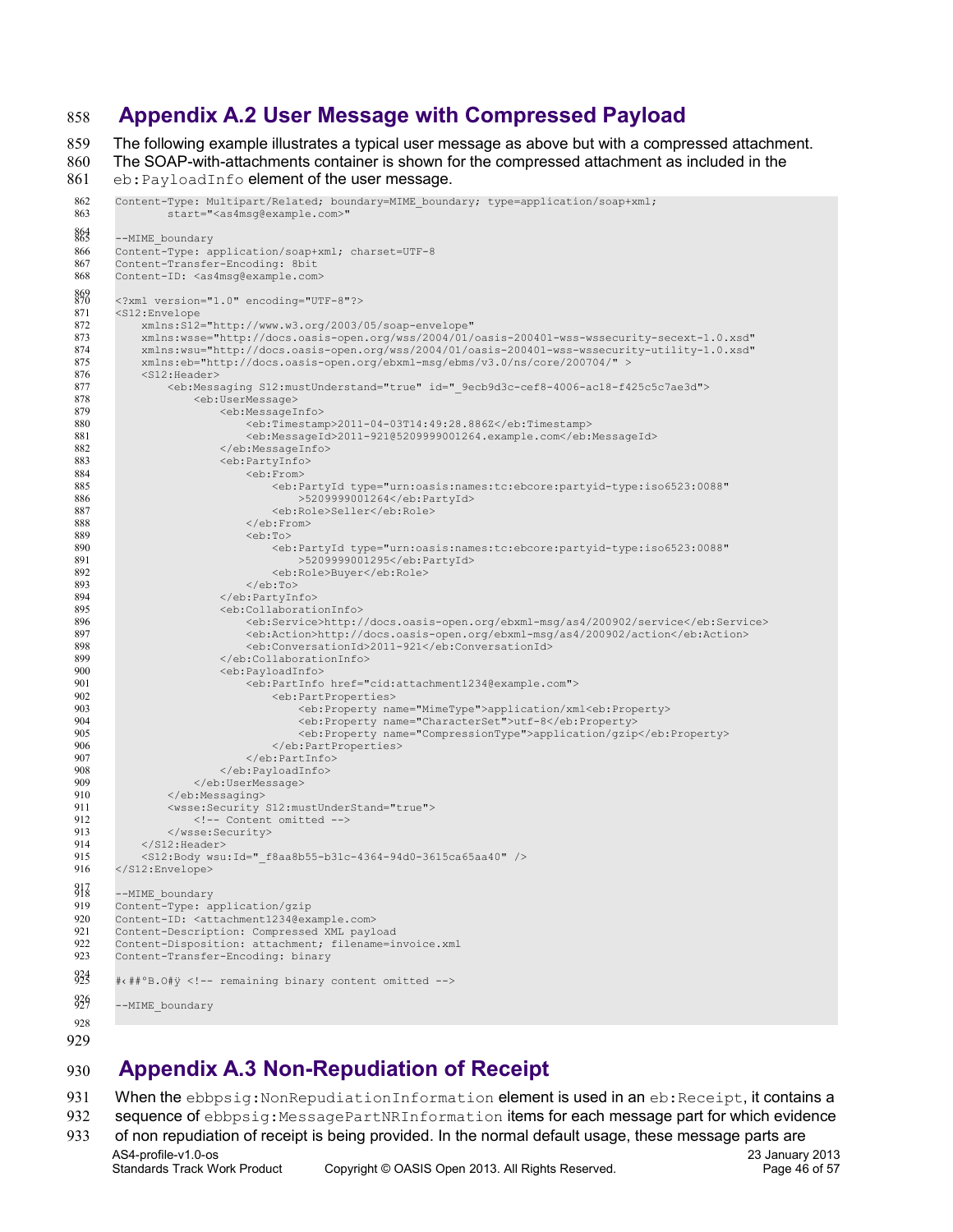## Appendix A.2 User Message with Compressed Payload

The following example illustrates a typical user message as above but with a compressed attachment. The SOAP-with-attachments container is shown for the compressed attachment as included in the `eb:PayloadInfo` element of the user message.

```
Content-Type: Multipart/Related; boundary=MIME_boundary; type=application/soap+xml;
        start="<as4msg@example.com>"

--MIME_boundary
Content-Type: application/soap+xml; charset=UTF-8
Content-Transfer-Encoding: 8bit
Content-ID: <as4msg@example.com>

<?xml version="1.0" encoding="UTF-8"?>
<S12:Envelope
    xmlns:S12="http://www.w3.org/2003/05/soap-envelope"
    xmlns:wsse="http://docs.oasis-open.org/wss/2004/01/oasis-200401-wss-wssecurity-secext-1.0.xsd"
    xmlns:wsu="http://docs.oasis-open.org/wss/2004/01/oasis-200401-wss-wssecurity-utility-1.0.xsd"
    xmlns:eb="http://docs.oasis-open.org/ebxml-msg/ebms/v3.0/ns/core/200704/" >
    <S12:Header>
        <eb:Messaging S12:mustUnderstand="true" id="_9ecb9d3c-cef8-4006-ac18-f425c5c7ae3d">
            <eb:UserMessage>
                <eb:MessageInfo>
                    <eb:Timestamp>2011-04-03T14:49:28.886Z</eb:Timestamp>
                    <eb:MessageId>2011-921@5209999001264.example.com</eb:MessageId>
                </eb:MessageInfo>
                <eb:PartyInfo>
                    <eb:From>
                        <eb:PartyId type="urn:oasis:names:tc:ebcore:partyid-type:iso6523:0088"
                            >5209999001264</eb:PartyId>
                        <eb:Role>Seller</eb:Role>
                    </eb:From>
                    <eb:To>
                        <eb:PartyId type="urn:oasis:names:tc:ebcore:partyid-type:iso6523:0088"
                            >5209999001295</eb:PartyId>
                        <eb:Role>Buyer</eb:Role>
                    </eb:To>
                </eb:PartyInfo>
                <eb:CollaborationInfo>
                    <eb:Service>http://docs.oasis-open.org/ebxml-msg/as4/200902/service</eb:Service>
                    <eb:Action>http://docs.oasis-open.org/ebxml-msg/as4/200902/action</eb:Action>
                    <eb:ConversationId>2011-921</eb:ConversationId>
                </eb:CollaborationInfo>
                <eb:PayloadInfo>
                    <eb:PartInfo href="cid:attachment1234@example.com">
                        <eb:PartProperties>
                            <eb:Property name="MimeType">application/xml<eb:Property>
                            <eb:Property name="CharacterSet">utf-8</eb:Property>
                            <eb:Property name="CompressionType">application/gzip</eb:Property>
                        </eb:PartProperties>
                    </eb:PartInfo>
                </eb:PayloadInfo>
            </eb:UserMessage>
        </eb:Messaging>
        <wsse:Security S12:mustUnderStand="true">
            <!-- Content omitted -->
        </wsse:Security>
    </S12:Header>
    <S12:Body wsu:Id="_f8aa8b55-b31c-4364-94d0-3615ca65aa40" />
</S12:Envelope>

--MIME_boundary
Content-Type: application/gzip
Content-ID: <attachment1234@example.com>
Content-Description: Compressed XML payload
Content-Disposition: attachment; filename=invoice.xml
Content-Transfer-Encoding: binary

#‹##°B.O#ÿ <!-- remaining binary content omitted -->

--MIME_boundary
```

## Appendix A.3 Non-Repudiation of Receipt

When the `ebbpsig:NonRepudiationInformation` element is used in an `eb:Receipt`, it contains a sequence of `ebbpsig:MessagePartNRInformation` items for each message part for which evidence of non repudiation of receipt is being provided. In the normal default usage, these message parts are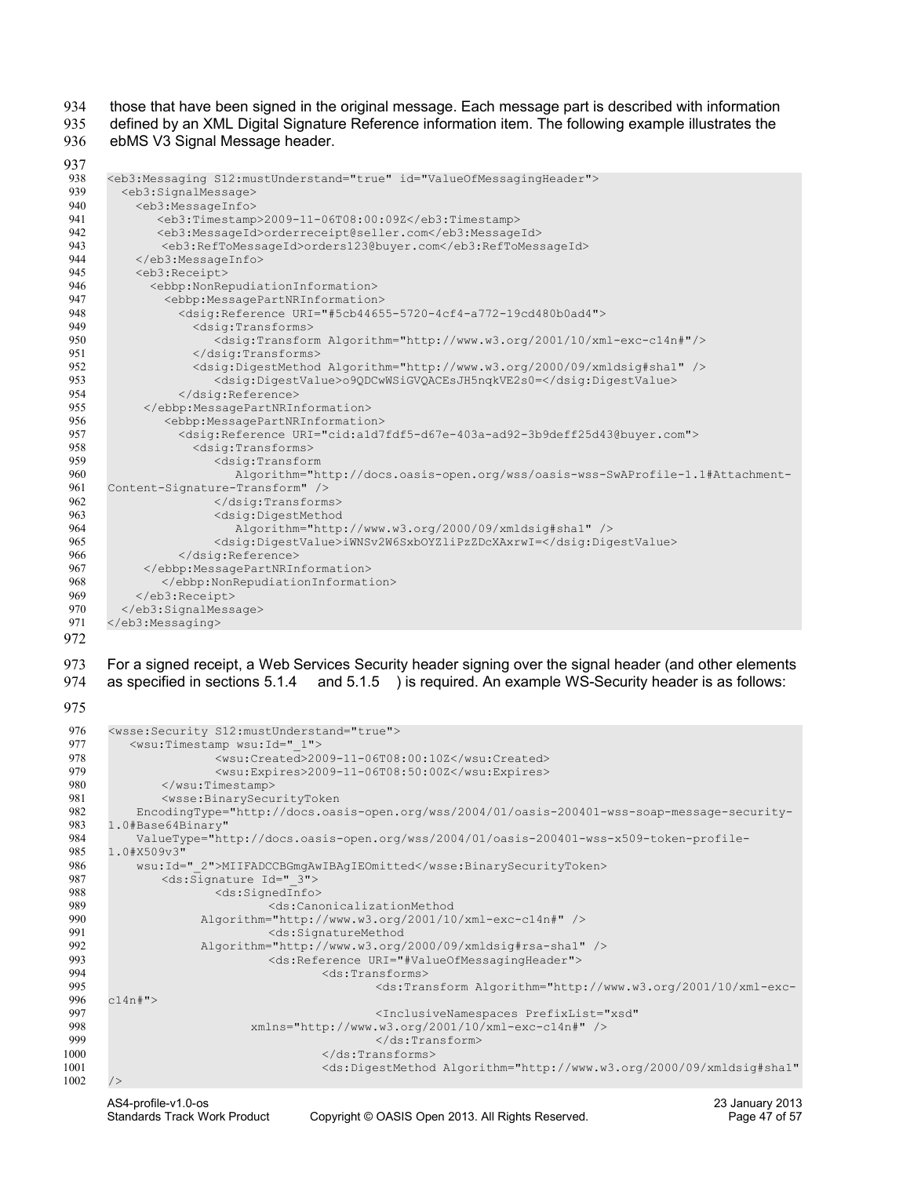those that have been signed in the original message. Each message part is described with information defined by an XML Digital Signature Reference information item. The following example illustrates the ebMS V3 Signal Message header.

```
<eb3:Messaging S12:mustUnderstand="true" id="ValueOfMessagingHeader">
  <eb3:SignalMessage>
    <eb3:MessageInfo>
       <eb3:Timestamp>2009-11-06T08:00:09Z</eb3:Timestamp>
       <eb3:MessageId>orderreceipt@seller.com</eb3:MessageId>
        <eb3:RefToMessageId>orders123@buyer.com</eb3:RefToMessageId>
    </eb3:MessageInfo>
    <eb3:Receipt>
      <ebbp:NonRepudiationInformation>
        <ebbp:MessagePartNRInformation>
          <dsig:Reference URI="#5cb44655-5720-4cf4-a772-19cd480b0ad4">
            <dsig:Transforms>
               <dsig:Transform Algorithm="http://www.w3.org/2001/10/xml-exc-c14n#"/>
            </dsig:Transforms>
            <dsig:DigestMethod Algorithm="http://www.w3.org/2000/09/xmldsig#sha1" />
               <dsig:DigestValue>o9QDCwWSiGVQACEsJH5nqkVE2s0=</dsig:DigestValue>
          </dsig:Reference>
     </ebbp:MessagePartNRInformation>
        <ebbp:MessagePartNRInformation>
          <dsig:Reference URI="cid:a1d7fdf5-d67e-403a-ad92-3b9deff25d43@buyer.com">
            <dsig:Transforms>
               <dsig:Transform
                  Algorithm="http://docs.oasis-open.org/wss/oasis-wss-SwAProfile-1.1#Attachment-
Content-Signature-Transform" />
               </dsig:Transforms>
               <dsig:DigestMethod
                  Algorithm="http://www.w3.org/2000/09/xmldsig#sha1" />
               <dsig:DigestValue>iWNSv2W6SxbOYZliPzZDcXAxrwI=</dsig:DigestValue>
          </dsig:Reference>
     </ebbp:MessagePartNRInformation>
        </ebbp:NonRepudiationInformation>
    </eb3:Receipt>
  </eb3:SignalMessage>
</eb3:Messaging>
```

For a signed receipt, a Web Services Security header signing over the signal header (and other elements as specified in sections 5.1.4 and 5.1.5 ) is required. An example WS-Security header is as follows:

```
<wsse:Security S12:mustUnderstand="true">
   <wsu:Timestamp wsu:Id="_1">
               <wsu:Created>2009-11-06T08:00:10Z</wsu:Created>
               <wsu:Expires>2009-11-06T08:50:00Z</wsu:Expires>
        </wsu:Timestamp>
        <wsse:BinarySecurityToken
    EncodingType="http://docs.oasis-open.org/wss/2004/01/oasis-200401-wss-soap-message-security-
1.0#Base64Binary"
    ValueType="http://docs.oasis-open.org/wss/2004/01/oasis-200401-wss-x509-token-profile-
1.0#X509v3"
    wsu:Id="_2">MIIFADCCBGmgAwIBAgIEOmitted</wsse:BinarySecurityToken>
        <ds:Signature Id="_3">
               <ds:SignedInfo>
                     <ds:CanonicalizationMethod
             Algorithm="http://www.w3.org/2001/10/xml-exc-c14n#" />
                     <ds:SignatureMethod
             Algorithm="http://www.w3.org/2000/09/xmldsig#rsa-sha1" />
                     <ds:Reference URI="#ValueOfMessagingHeader">
                            <ds:Transforms>
                                   <ds:Transform Algorithm="http://www.w3.org/2001/10/xml-exc-
c14n#">
                                   <InclusiveNamespaces PrefixList="xsd"
                   xmlns="http://www.w3.org/2001/10/xml-exc-c14n#" />
                                   </ds:Transform>
                            </ds:Transforms>
                            <ds:DigestMethod Algorithm="http://www.w3.org/2000/09/xmldsig#sha1"
/>
```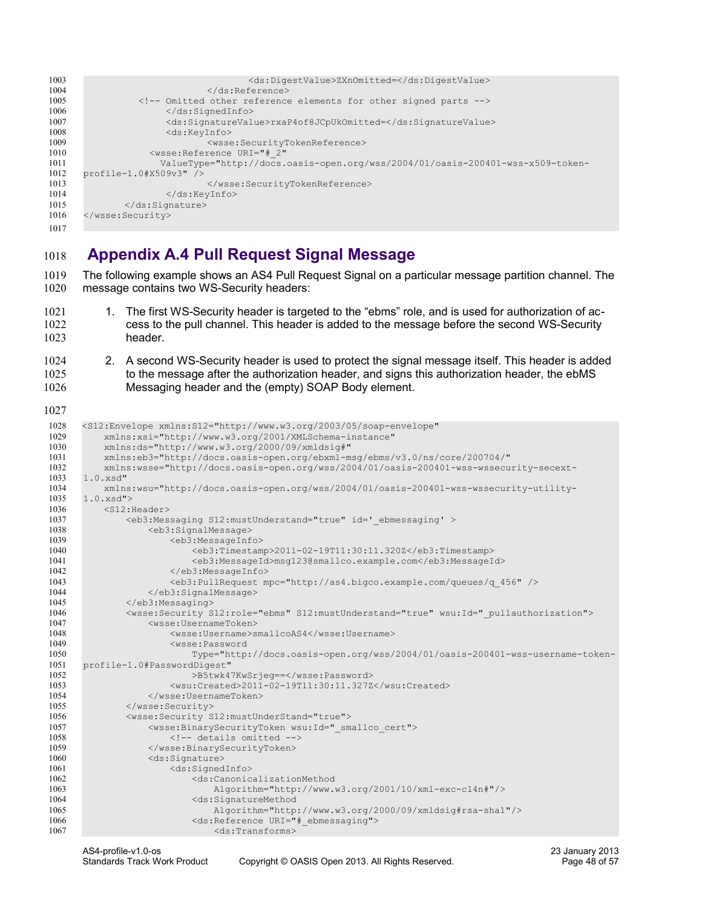```
                              <ds:DigestValue>ZXnOmitted=</ds:DigestValue>
                         </ds:Reference>
           <!-- Omitted other reference elements for other signed parts -->
                    </ds:SignedInfo>
                    <ds:SignatureValue>rxaP4of8JCpUkOmitted=</ds:SignatureValue>
                    <ds:KeyInfo>
                         <wsse:SecurityTokenReference>
                <wsse:Reference URI="#_2"
                  ValueType="http://docs.oasis-open.org/wss/2004/01/oasis-200401-wss-x509-token-
profile-1.0#X509v3" />
                         </wsse:SecurityTokenReference>
                    </ds:KeyInfo>
         </ds:Signature>
</wsse:Security>
```

## Appendix A.4 Pull Request Signal Message

The following example shows an AS4 Pull Request Signal on a particular message partition channel. The message contains two WS-Security headers:

1. The first WS-Security header is targeted to the “ebms” role, and is used for authorization of access to the pull channel. This header is added to the message before the second WS-Security header.
2. A second WS-Security header is used to protect the signal message itself. This header is added to the message after the authorization header, and signs this authorization header, the ebMS Messaging header and the (empty) SOAP Body element.

```
<S12:Envelope xmlns:S12="http://www.w3.org/2003/05/soap-envelope"
     xmlns:xsi="http://www.w3.org/2001/XMLSchema-instance"
     xmlns:ds="http://www.w3.org/2000/09/xmldsig#"
     xmlns:eb3="http://docs.oasis-open.org/ebxml-msg/ebms/v3.0/ns/core/200704/"
     xmlns:wsse="http://docs.oasis-open.org/wss/2004/01/oasis-200401-wss-wssecurity-secext-
1.0.xsd"
     xmlns:wsu="http://docs.oasis-open.org/wss/2004/01/oasis-200401-wss-wssecurity-utility-
1.0.xsd">
     <S12:Header>
          <eb3:Messaging S12:mustUnderstand="true" id='_ebmessaging' >
               <eb3:SignalMessage>
                    <eb3:MessageInfo>
                         <eb3:Timestamp>2011-02-19T11:30:11.320Z</eb3:Timestamp>
                         <eb3:MessageId>msg123@smallco.example.com</eb3:MessageId>
                    </eb3:MessageInfo>
                    <eb3:PullRequest mpc="http://as4.bigco.example.com/queues/q_456" />
               </eb3:SignalMessage>
          </eb3:Messaging>
          <wsse:Security S12:role="ebms" S12:mustUnderstand="true" wsu:Id="_pullauthorization">
               <wsse:UsernameToken>
                    <wsse:Username>smallcoAS4</wsse:Username>
                    <wsse:Password
                         Type="http://docs.oasis-open.org/wss/2004/01/oasis-200401-wss-username-token-
profile-1.0#PasswordDigest"
                         >B5twk47KwSrjeg==</wsse:Password>
                    <wsu:Created>2011-02-19T11:30:11.327Z</wsu:Created>
               </wsse:UsernameToken>
          </wsse:Security>
          <wsse:Security S12:mustUnderStand="true">
               <wsse:BinarySecurityToken wsu:Id="_smallco_cert">
                    <!-- details omitted -->
               </wsse:BinarySecurityToken>
               <ds:Signature>
                    <ds:SignedInfo>
                         <ds:CanonicalizationMethod
                              Algorithm="http://www.w3.org/2001/10/xml-exc-c14n#"/>
                         <ds:SignatureMethod
                              Algorithm="http://www.w3.org/2000/09/xmldsig#rsa-sha1"/>
                         <ds:Reference URI="#_ebmessaging">
                              <ds:Transforms>
```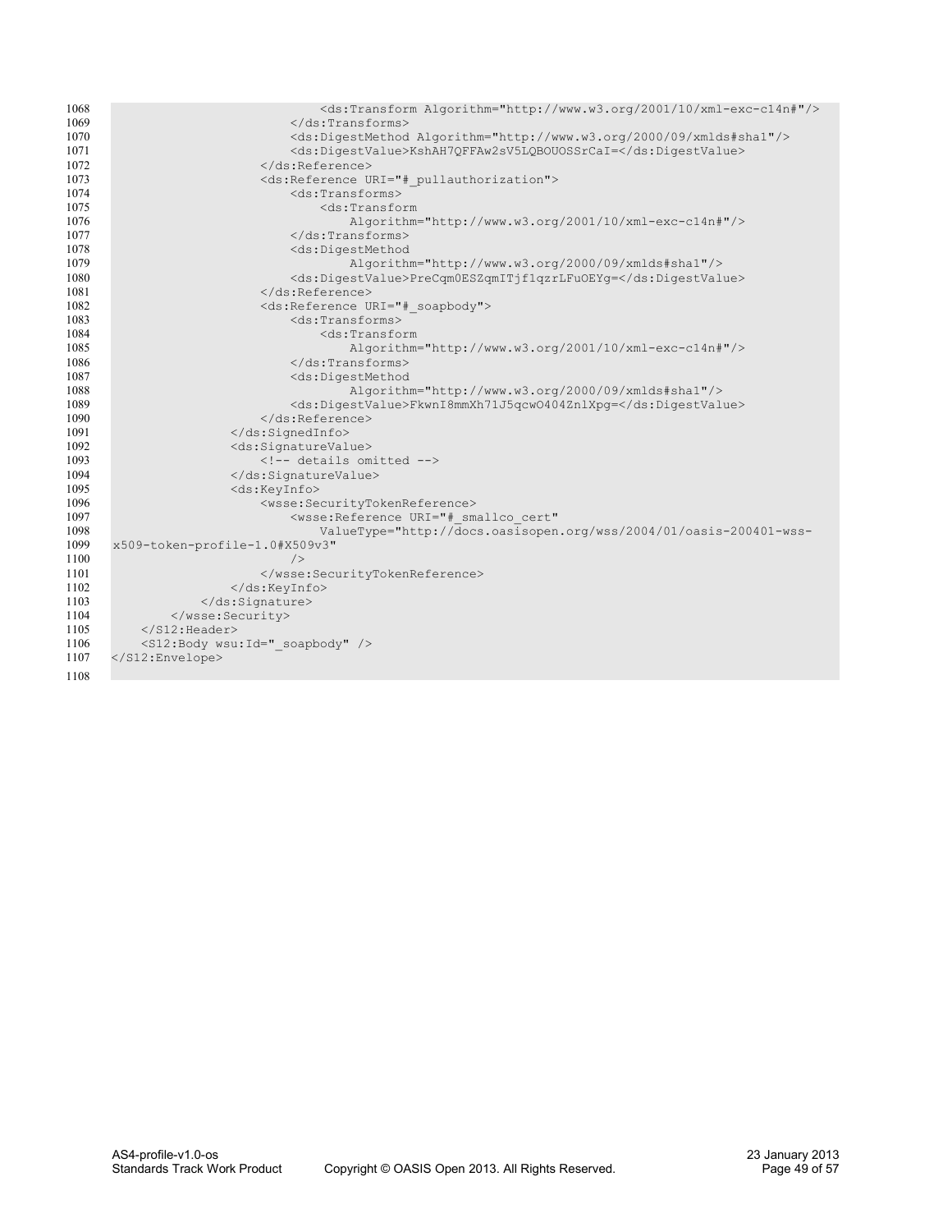```
                            <ds:Transform Algorithm="http://www.w3.org/2001/10/xml-exc-c14n#"/>
                        </ds:Transforms>
                        <ds:DigestMethod Algorithm="http://www.w3.org/2000/09/xmldsig#sha1"/>
                        <ds:DigestValue>KshAH7QFFAw2sV5LQBOUOSSrCaI=</ds:DigestValue>
                    </ds:Reference>
                    <ds:Reference URI="#_pullauthorization">
                        <ds:Transforms>
                            <ds:Transform
                                Algorithm="http://www.w3.org/2001/10/xml-exc-c14n#"/>
                        </ds:Transforms>
                        <ds:DigestMethod
                                Algorithm="http://www.w3.org/2000/09/xmldsig#sha1"/>
                        <ds:DigestValue>PreCqm0ESZqmITjf1qzrLFuOEYg=</ds:DigestValue>
                    </ds:Reference>
                    <ds:Reference URI="#_soapbody">
                        <ds:Transforms>
                            <ds:Transform
                                Algorithm="http://www.w3.org/2001/10/xml-exc-c14n#"/>
                        </ds:Transforms>
                        <ds:DigestMethod
                                Algorithm="http://www.w3.org/2000/09/xmldsig#sha1"/>
                        <ds:DigestValue>FkwnI8mmXh71J5qcwO404ZnlXpg=</ds:DigestValue>
                    </ds:Reference>
                </ds:SignedInfo>
                <ds:SignatureValue>
                    <!-- details omitted -->
                </ds:SignatureValue>
                <ds:KeyInfo>
                    <wsse:SecurityTokenReference>
                        <wsse:Reference URI="#_smallco_cert"
                            ValueType="http://docs.oasisopen.org/wss/2004/01/oasis-200401-wss-
x509-token-profile-1.0#X509v3"
                        />
                    </wsse:SecurityTokenReference>
                </ds:KeyInfo>
            </ds:Signature>
        </wsse:Security>
    </S12:Header>
    <S12:Body wsu:Id="_soapbody" />
</S12:Envelope>
```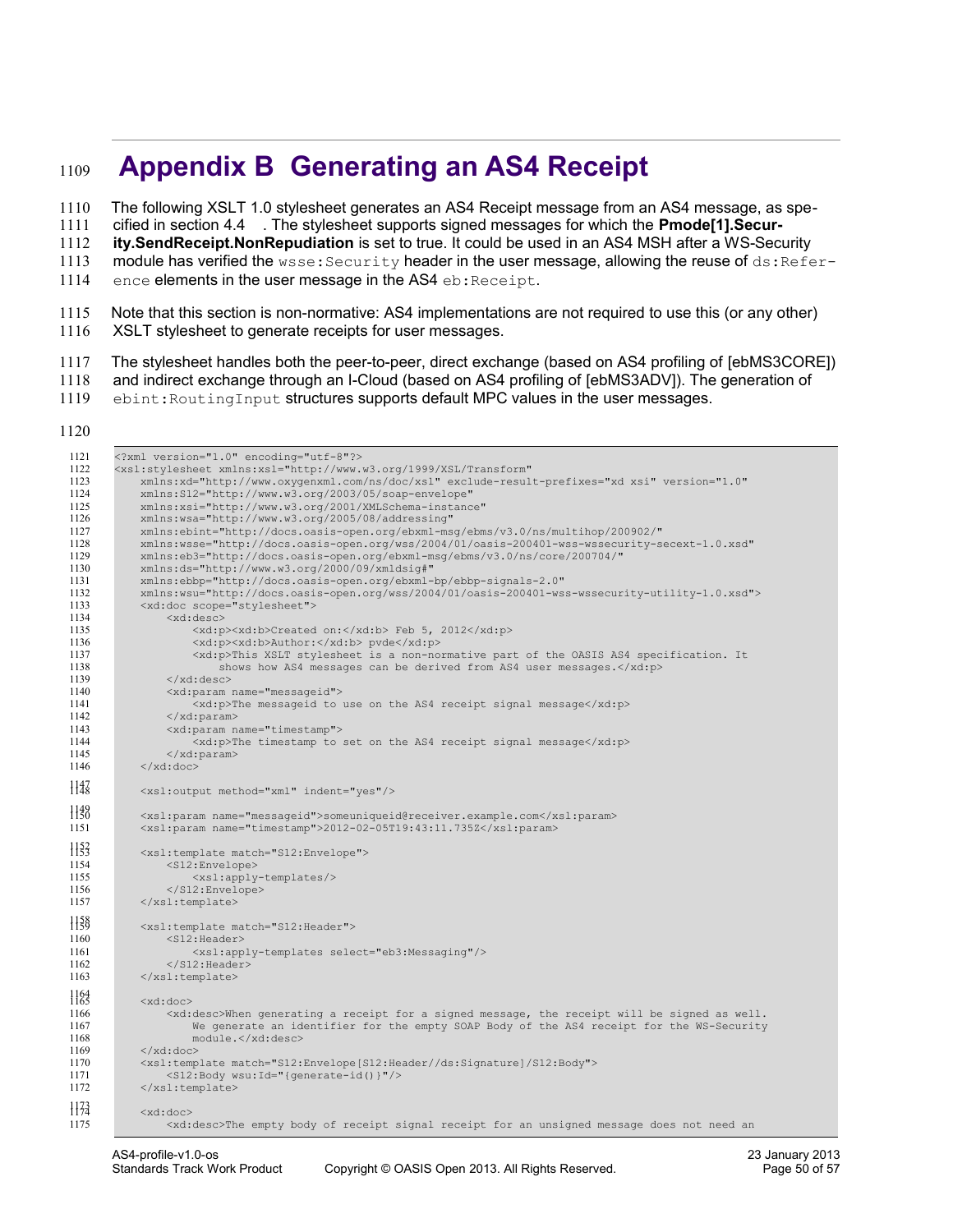# Appendix B Generating an AS4 Receipt

The following XSLT 1.0 stylesheet generates an AS4 Receipt message from an AS4 message, as specified in section 4.4 . The stylesheet supports signed messages for which the **Pmode[1].Security.SendReceipt.NonRepudiation** is set to true. It could be used in an AS4 MSH after a WS-Security module has verified the `wsse:Security` header in the user message, allowing the reuse of `ds:Reference` elements in the user message in the AS4 `eb:Receipt`.

Note that this section is non-normative: AS4 implementations are not required to use this (or any other) XSLT stylesheet to generate receipts for user messages.

The stylesheet handles both the peer-to-peer, direct exchange (based on AS4 profiling of [ebMS3CORE]) and indirect exchange through an I-Cloud (based on AS4 profiling of [ebMS3ADV]). The generation of `ebint:RoutingInput` structures supports default MPC values in the user messages.

```
<?xml version="1.0" encoding="utf-8"?>
<xsl:stylesheet xmlns:xsl="http://www.w3.org/1999/XSL/Transform"
    xmlns:xd="http://www.oxygenxml.com/ns/doc/xsl" exclude-result-prefixes="xd xsi" version="1.0"
    xmlns:S12="http://www.w3.org/2003/05/soap-envelope"
    xmlns:xsi="http://www.w3.org/2001/XMLSchema-instance"
    xmlns:wsa="http://www.w3.org/2005/08/addressing"
    xmlns:ebint="http://docs.oasis-open.org/ebxml-msg/ebms/v3.0/ns/multihop/200902/"
    xmlns:wsse="http://docs.oasis-open.org/wss/2004/01/oasis-200401-wss-wssecurity-secext-1.0.xsd"
    xmlns:eb3="http://docs.oasis-open.org/ebxml-msg/ebms/v3.0/ns/core/200704/"
    xmlns:ds="http://www.w3.org/2000/09/xmldsig#"
    xmlns:ebbp="http://docs.oasis-open.org/ebxml-bp/ebbp-signals-2.0"
    xmlns:wsu="http://docs.oasis-open.org/wss/2004/01/oasis-200401-wss-wssecurity-utility-1.0.xsd">
    <xd:doc scope="stylesheet">
        <xd:desc>
            <xd:p><xd:b>Created on:</xd:b> Feb 5, 2012</xd:p>
            <xd:p><xd:b>Author:</xd:b> pvde</xd:p>
            <xd:p>This XSLT stylesheet is a non-normative part of the OASIS AS4 specification. It
                shows how AS4 messages can be derived from AS4 user messages.</xd:p>
        </xd:desc>
        <xd:param name="messageid">
            <xd:p>The messageid to use on the AS4 receipt signal message</xd:p>
        </xd:param>
        <xd:param name="timestamp">
            <xd:p>The timestamp to set on the AS4 receipt signal message</xd:p>
        </xd:param>
    </xd:doc>

    <xsl:output method="xml" indent="yes"/>

    <xsl:param name="messageid">someuniqueid@receiver.example.com</xsl:param>
    <xsl:param name="timestamp">2012-02-05T19:43:11.735Z</xsl:param>

    <xsl:template match="S12:Envelope">
        <S12:Envelope>
            <xsl:apply-templates/>
        </S12:Envelope>
    </xsl:template>

    <xsl:template match="S12:Header">
        <S12:Header>
            <xsl:apply-templates select="eb3:Messaging"/>
        </S12:Header>
    </xsl:template>

    <xd:doc>
        <xd:desc>When generating a receipt for a signed message, the receipt will be signed as well.
            We generate an identifier for the empty SOAP Body of the AS4 receipt for the WS-Security
            module.</xd:desc>
    </xd:doc>
    <xsl:template match="S12:Envelope[S12:Header//ds:Signature]/S12:Body">
        <S12:Body wsu:Id="{generate-id()}"/>
    </xsl:template>

    <xd:doc>
        <xd:desc>The empty body of receipt signal receipt for an unsigned message does not need an
```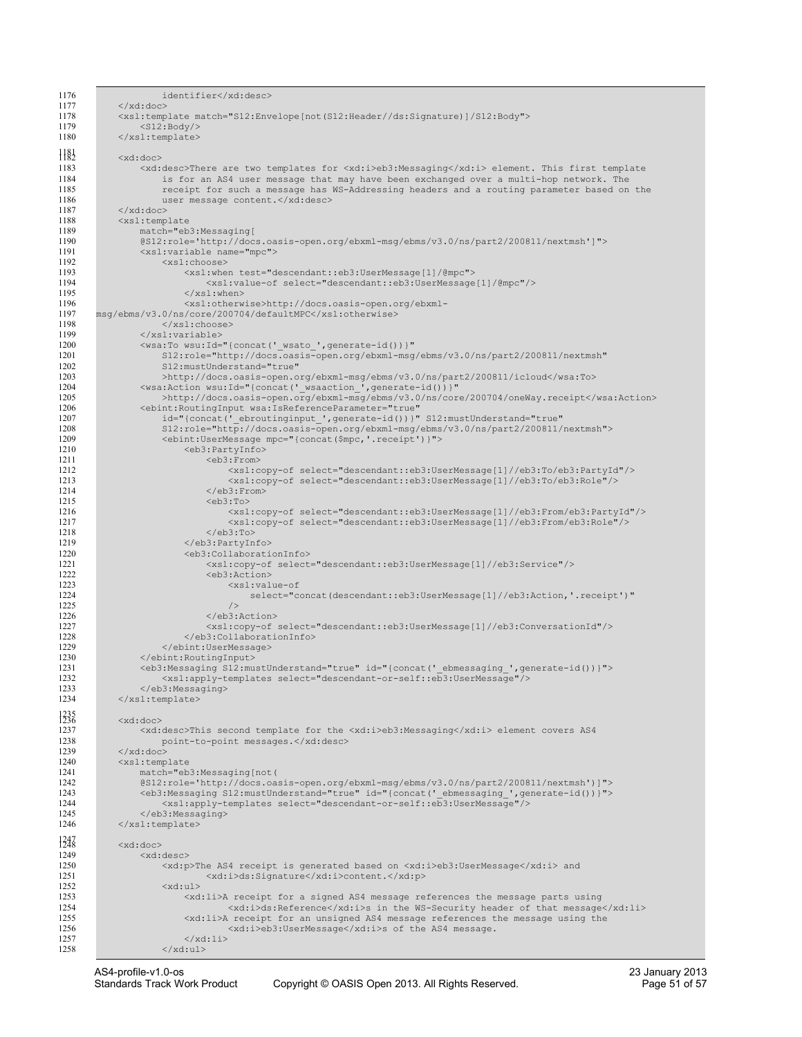```
                identifier</xd:desc>
        </xd:doc>
        <xsl:template match="S12:Envelope[not(S12:Header//ds:Signature)]/S12:Body">
            <S12:Body/>
        </xsl:template>

        <xd:doc>
            <xd:desc>There are two templates for <xd:i>eb3:Messaging</xd:i> element. This first template
                is for an AS4 user message that may have been exchanged over a multi-hop network. The
                receipt for such a message has WS-Addressing headers and a routing parameter based on the
                user message content.</xd:desc>
        </xd:doc>
        <xsl:template
            match="eb3:Messaging[
            @S12:role='http://docs.oasis-open.org/ebxml-msg/ebms/v3.0/ns/part2/200811/nextmsh']">
            <xsl:variable name="mpc">
                <xsl:choose>
                    <xsl:when test="descendant::eb3:UserMessage[1]/@mpc">
                        <xsl:value-of select="descendant::eb3:UserMessage[1]/@mpc"/>
                    </xsl:when>
                    <xsl:otherwise>http://docs.oasis-open.org/ebxml-
msg/ebms/v3.0/ns/core/200704/defaultMPC</xsl:otherwise>
                </xsl:choose>
            </xsl:variable>
            <wsa:To wsu:Id="{concat('_wsato_',generate-id())}"
                S12:role="http://docs.oasis-open.org/ebxml-msg/ebms/v3.0/ns/part2/200811/nextmsh"
                S12:mustUnderstand="true"
                >http://docs.oasis-open.org/ebxml-msg/ebms/v3.0/ns/part2/200811/icloud</wsa:To>
            <wsa:Action wsu:Id="{concat('_wsaaction_',generate-id())}"
                >http://docs.oasis-open.org/ebxml-msg/ebms/v3.0/ns/core/200704/oneWay.receipt</wsa:Action>
            <ebint:RoutingInput wsa:IsReferenceParameter="true"
                id="{concat('_ebroutinginput_',generate-id())}" S12:mustUnderstand="true"
                S12:role="http://docs.oasis-open.org/ebxml-msg/ebms/v3.0/ns/part2/200811/nextmsh">
                <ebint:UserMessage mpc="{concat($mpc,'.receipt')}">
                    <eb3:PartyInfo>
                        <eb3:From>
                            <xsl:copy-of select="descendant::eb3:UserMessage[1]//eb3:To/eb3:PartyId"/>
                            <xsl:copy-of select="descendant::eb3:UserMessage[1]//eb3:To/eb3:Role"/>
                        </eb3:From>
                        <eb3:To>
                            <xsl:copy-of select="descendant::eb3:UserMessage[1]//eb3:From/eb3:PartyId"/>
                            <xsl:copy-of select="descendant::eb3:UserMessage[1]//eb3:From/eb3:Role"/>
                        </eb3:To>
                    </eb3:PartyInfo>
                    <eb3:CollaborationInfo>
                        <xsl:copy-of select="descendant::eb3:UserMessage[1]//eb3:Service"/>
                        <eb3:Action>
                            <xsl:value-of
                                select="concat(descendant::eb3:UserMessage[1]//eb3:Action,'.receipt')"
                            />
                        </eb3:Action>
                        <xsl:copy-of select="descendant::eb3:UserMessage[1]//eb3:ConversationId"/>
                    </eb3:CollaborationInfo>
                </ebint:UserMessage>
            </ebint:RoutingInput>
            <eb3:Messaging S12:mustUnderstand="true" id="{concat('_ebmessaging_',generate-id())}">
                <xsl:apply-templates select="descendant-or-self::eb3:UserMessage"/>
            </eb3:Messaging>
        </xsl:template>

        <xd:doc>
            <xd:desc>This second template for the <xd:i>eb3:Messaging</xd:i> element covers AS4
                point-to-point messages.</xd:desc>
        </xd:doc>
        <xsl:template
            match="eb3:Messaging[not(
            @S12:role='http://docs.oasis-open.org/ebxml-msg/ebms/v3.0/ns/part2/200811/nextmsh')]">
            <eb3:Messaging S12:mustUnderstand="true" id="{concat('_ebmessaging_',generate-id())}">
                <xsl:apply-templates select="descendant-or-self::eb3:UserMessage"/>
            </eb3:Messaging>
        </xsl:template>

        <xd:doc>
            <xd:desc>
                <xd:p>The AS4 receipt is generated based on <xd:i>eb3:UserMessage</xd:i> and
                        <xd:i>ds:Signature</xd:i>content.</xd:p>
                <xd:ul>
                    <xd:li>A receipt for a signed AS4 message references the message parts using
                            <xd:i>ds:Reference</xd:i>s in the WS-Security header of that message</xd:li>
                    <xd:li>A receipt for an unsigned AS4 message references the message using the
                            <xd:i>eb3:UserMessage</xd:i>s of the AS4 message.
                    </xd:li>
                </xd:ul>
```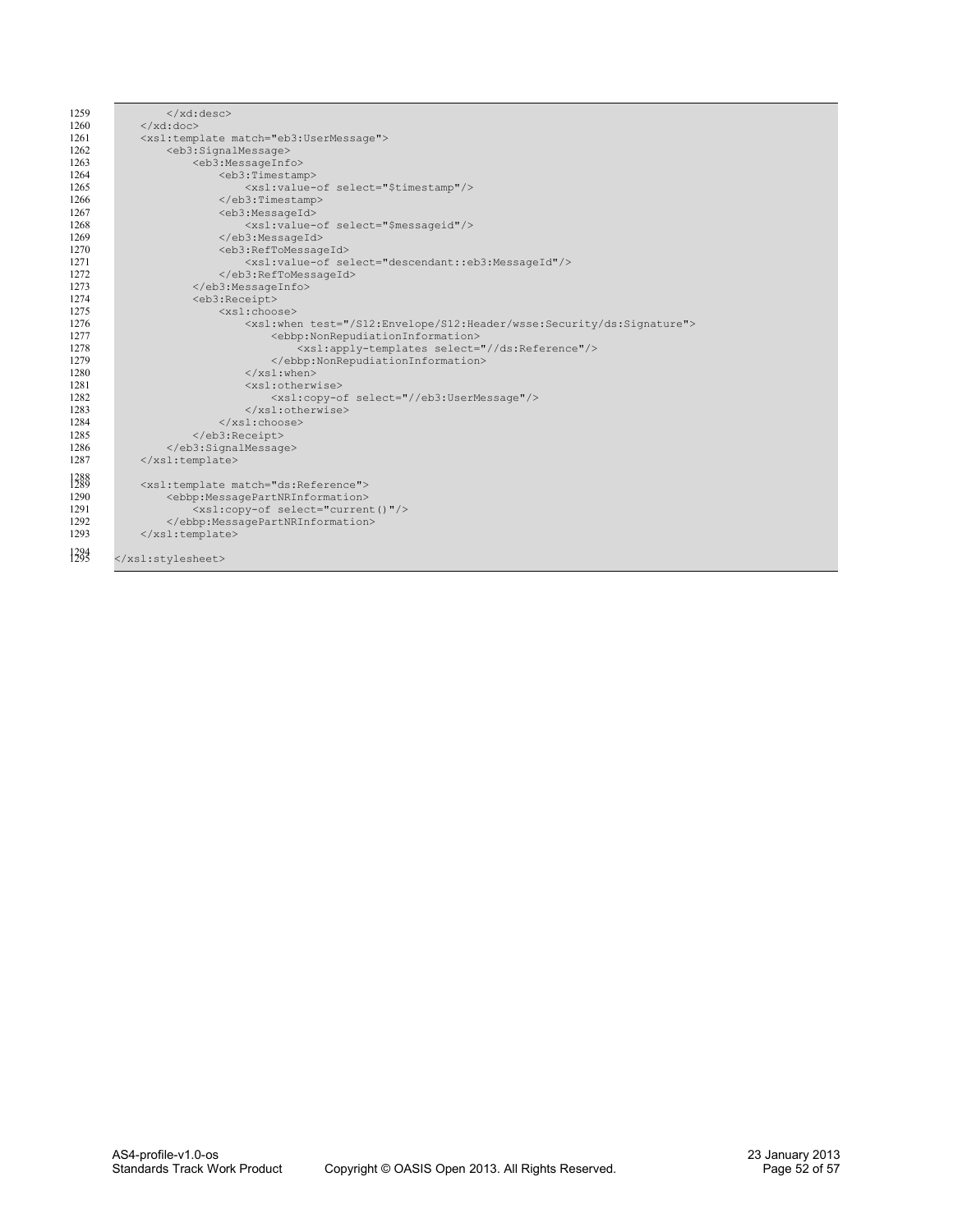```
        </xd:desc>
    </xd:doc>
    <xsl:template match="eb3:UserMessage">
        <eb3:SignalMessage>
            <eb3:MessageInfo>
                <eb3:Timestamp>
                    <xsl:value-of select="$timestamp"/>
                </eb3:Timestamp>
                <eb3:MessageId>
                    <xsl:value-of select="$messageid"/>
                </eb3:MessageId>
                <eb3:RefToMessageId>
                    <xsl:value-of select="descendant::eb3:MessageId"/>
                </eb3:RefToMessageId>
            </eb3:MessageInfo>
            <eb3:Receipt>
                <xsl:choose>
                    <xsl:when test="/S12:Envelope/S12:Header/wsse:Security/ds:Signature">
                        <ebbp:NonRepudiationInformation>
                            <xsl:apply-templates select="//ds:Reference"/>
                        </ebbp:NonRepudiationInformation>
                    </xsl:when>
                    <xsl:otherwise>
                        <xsl:copy-of select="//eb3:UserMessage"/>
                    </xsl:otherwise>
                </xsl:choose>
            </eb3:Receipt>
        </eb3:SignalMessage>
    </xsl:template>

    <xsl:template match="ds:Reference">
        <ebbp:MessagePartNRInformation>
            <xsl:copy-of select="current()"/>
        </ebbp:MessagePartNRInformation>
    </xsl:template>

</xsl:stylesheet>
```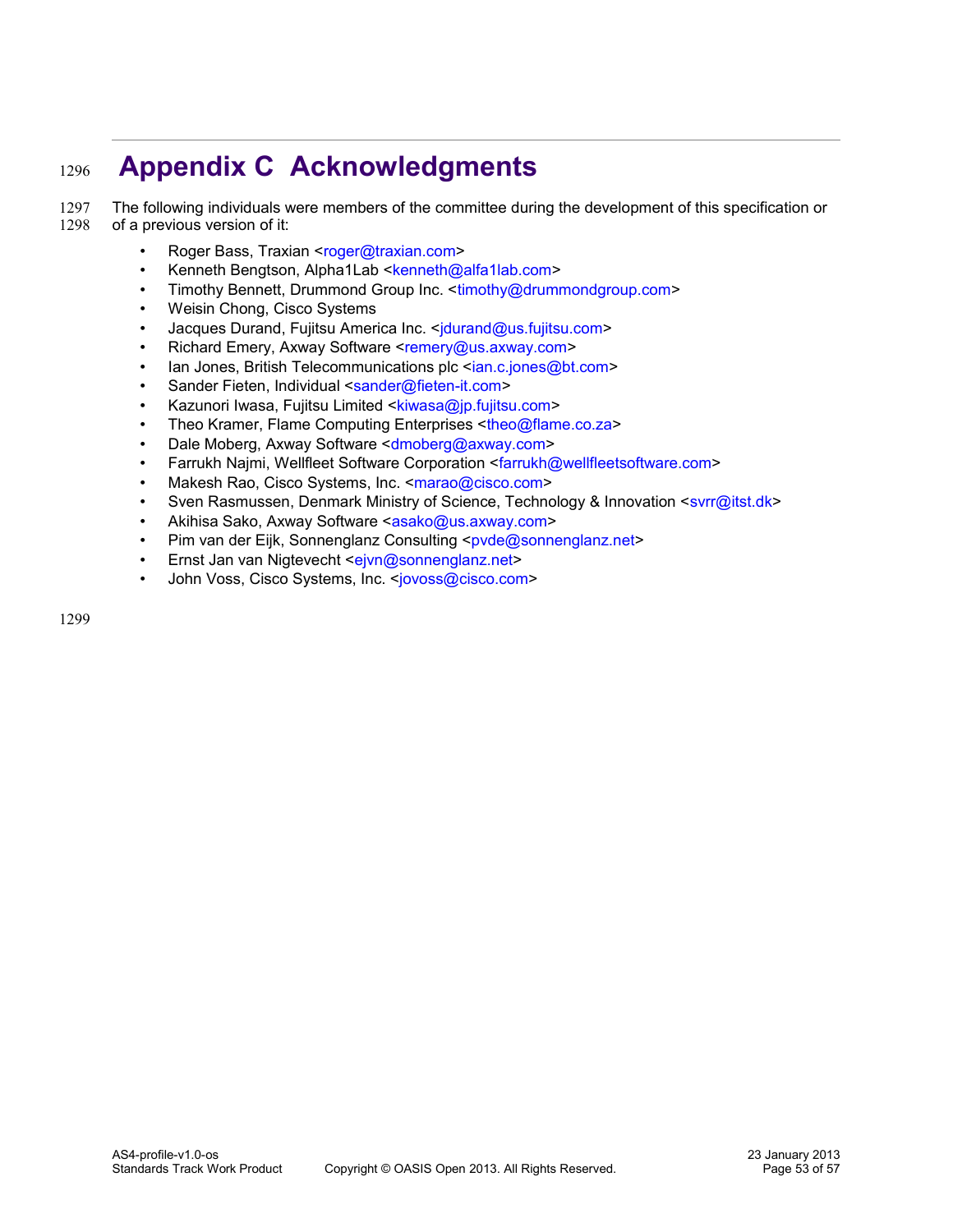# Appendix C Acknowledgments

The following individuals were members of the committee during the development of this specification or of a previous version of it:

- Roger Bass, Traxian <roger@traxian.com>
- Kenneth Bengtson, Alpha1Lab <kenneth@alfa1lab.com>
- Timothy Bennett, Drummond Group Inc. <timothy@drummondgroup.com>
- Weisin Chong, Cisco Systems
- Jacques Durand, Fujitsu America Inc. <jdurand@us.fujitsu.com>
- Richard Emery, Axway Software <remery@us.axway.com>
- Ian Jones, British Telecommunications plc <ian.c.jones@bt.com>
- Sander Fieten, Individual <sander@fieten-it.com>
- Kazunori Iwasa, Fujitsu Limited <kiwasa@jp.fujitsu.com>
- Theo Kramer, Flame Computing Enterprises <theo@flame.co.za>
- Dale Moberg, Axway Software <dmoberg@axway.com>
- Farrukh Najmi, Wellfleet Software Corporation <farrukh@wellfleetsoftware.com>
- Makesh Rao, Cisco Systems, Inc. <marao@cisco.com>
- Sven Rasmussen, Denmark Ministry of Science, Technology & Innovation <svrr@itst.dk>
- Akihisa Sako, Axway Software <asako@us.axway.com>
- Pim van der Eijk, Sonnenglanz Consulting <pvde@sonnenglanz.net>
- Ernst Jan van Nigtevecht <ejvn@sonnenglanz.net>
- John Voss, Cisco Systems, Inc. <jovoss@cisco.com>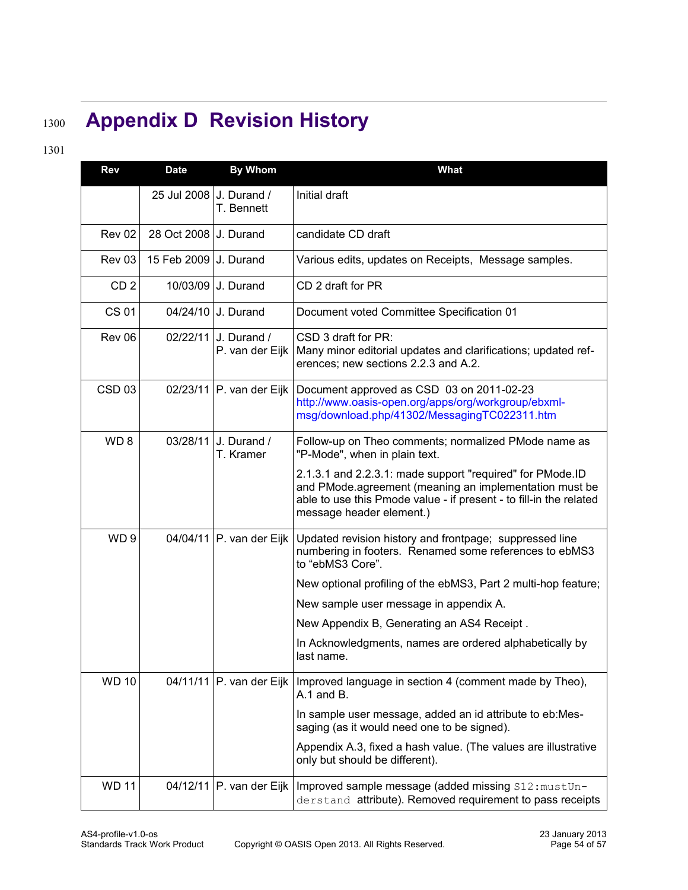# Appendix D Revision History

| Rev | Date | By Whom | What |
|---|---|---|---|
| | 25 Jul 2008 | J. Durand / T. Bennett | Initial draft |
| Rev 02 | 28 Oct 2008 | J. Durand | candidate CD draft |
| Rev 03 | 15 Feb 2009 | J. Durand | Various edits, updates on Receipts, Message samples. |
| CD 2 | 10/03/09 | J. Durand | CD 2 draft for PR |
| CS 01 | 04/24/10 | J. Durand | Document voted Committee Specification 01 |
| Rev 06 | 02/22/11 | J. Durand / P. van der Eijk | CSD 3 draft for PR: Many minor editorial updates and clarifications; updated references; new sections 2.2.3 and A.2. |
| CSD 03 | 02/23/11 | P. van der Eijk | Document approved as CSD 03 on 2011-02-23 http://www.oasis-open.org/apps/org/workgroup/ebxml-msg/download.php/41302/MessagingTC022311.htm |
| WD 8 | 03/28/11 | J. Durand / T. Kramer | Follow-up on Theo comments; normalized PMode name as "P-Mode", when in plain text.<br><br>2.1.3.1 and 2.2.3.1: made support "required" for PMode.ID and PMode.agreement (meaning an implementation must be able to use this Pmode value - if present - to fill-in the related message header element.) |
| WD 9 | 04/04/11 | P. van der Eijk | Updated revision history and frontpage; suppressed line numbering in footers. Renamed some references to ebMS3 to “ebMS3 Core”.<br><br>New optional profiling of the ebMS3, Part 2 multi-hop feature;<br><br>New sample user message in appendix A.<br><br>New Appendix B, Generating an AS4 Receipt .<br><br>In Acknowledgments, names are ordered alphabetically by last name. |
| WD 10 | 04/11/11 | P. van der Eijk | Improved language in section 4 (comment made by Theo), A.1 and B.<br><br>In sample user message, added an id attribute to eb:Messaging (as it would need one to be signed).<br><br>Appendix A.3, fixed a hash value. (The values are illustrative only but should be different). |
| WD 11 | 04/12/11 | P. van der Eijk | Improved sample message (added missing `S12:mustUnderstand` attribute). Removed requirement to pass receipts |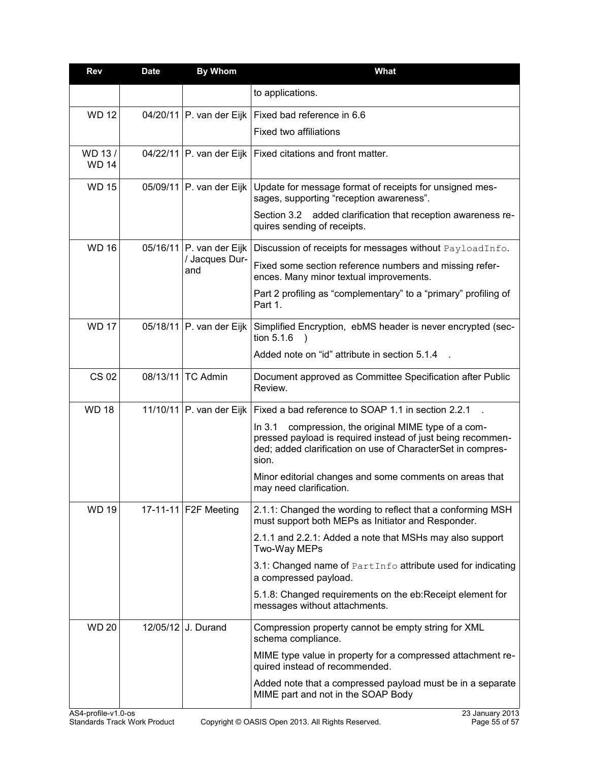| Rev | Date | By Whom | What |
|---|---|---|---|
| | | | to applications. |
| WD 12 | 04/20/11 | P. van der Eijk | Fixed bad reference in 6.6<br>Fixed two affiliations |
| WD 13 / WD 14 | 04/22/11 | P. van der Eijk | Fixed citations and front matter. |
| WD 15 | 05/09/11 | P. van der Eijk | Update for message format of receipts for unsigned messages, supporting “reception awareness”.<br>Section 3.2 added clarification that reception awareness requires sending of receipts. |
| WD 16 | 05/16/11 | P. van der Eijk / Jacques Durand | Discussion of receipts for messages without `PayloadInfo`.<br>Fixed some section reference numbers and missing references. Many minor textual improvements.<br>Part 2 profiling as “complementary” to a “primary” profiling of Part 1. |
| WD 17 | 05/18/11 | P. van der Eijk | Simplified Encryption, ebMS header is never encrypted (section 5.1.6 )<br>Added note on “id” attribute in section 5.1.4 . |
| CS 02 | 08/13/11 | TC Admin | Document approved as Committee Specification after Public Review. |
| WD 18 | 11/10/11 | P. van der Eijk | Fixed a bad reference to SOAP 1.1 in section 2.2.1 .<br>In 3.1 compression, the original MIME type of a compressed payload is required instead of just being recommended; added clarification on use of CharacterSet in compression.<br>Minor editorial changes and some comments on areas that may need clarification. |
| WD 19 | 17-11-11 | F2F Meeting | 2.1.1: Changed the wording to reflect that a conforming MSH must support both MEPs as Initiator and Responder.<br>2.1.1 and 2.2.1: Added a note that MSHs may also support Two-Way MEPs<br>3.1: Changed name of `PartInfo` attribute used for indicating a compressed payload.<br>5.1.8: Changed requirements on the eb:Receipt element for messages without attachments. |
| WD 20 | 12/05/12 | J. Durand | Compression property cannot be empty string for XML schema compliance.<br>MIME type value in property for a compressed attachment required instead of recommended.<br>Added note that a compressed payload must be in a separate MIME part and not in the SOAP Body |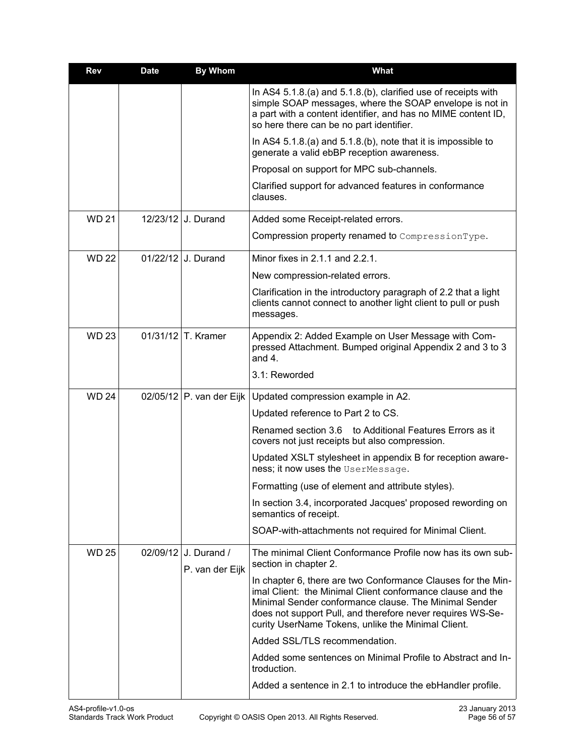| Rev | Date | By Whom | What |
|---|---|---|---|
| | | | In AS4 5.1.8.(a) and 5.1.8.(b), clarified use of receipts with simple SOAP messages, where the SOAP envelope is not in a part with a content identifier, and has no MIME content ID, so here there can be no part identifier.<br><br>In AS4 5.1.8.(a) and 5.1.8.(b), note that it is impossible to generate a valid ebBP reception awareness.<br><br>Proposal on support for MPC sub-channels.<br><br>Clarified support for advanced features in conformance clauses. |
| WD 21 | 12/23/12 | J. Durand | Added some Receipt-related errors.<br><br>Compression property renamed to `CompressionType`. |
| WD 22 | 01/22/12 | J. Durand | Minor fixes in 2.1.1 and 2.2.1.<br><br>New compression-related errors.<br><br>Clarification in the introductory paragraph of 2.2 that a light clients cannot connect to another light client to pull or push messages. |
| WD 23 | 01/31/12 | T. Kramer | Appendix 2: Added Example on User Message with Compressed Attachment. Bumped original Appendix 2 and 3 to 3 and 4.<br><br>3.1: Reworded |
| WD 24 | 02/05/12 | P. van der Eijk | Updated compression example in A2.<br><br>Updated reference to Part 2 to CS.<br><br>Renamed section 3.6 to Additional Features Errors as it covers not just receipts but also compression.<br><br>Updated XSLT stylesheet in appendix B for reception awareness; it now uses the `UserMessage`.<br><br>Formatting (use of element and attribute styles).<br><br>In section 3.4, incorporated Jacques' proposed rewording on semantics of receipt.<br><br>SOAP-with-attachments not required for Minimal Client. |
| WD 25 | 02/09/12 | J. Durand / P. van der Eijk | The minimal Client Conformance Profile now has its own subsection in chapter 2.<br><br>In chapter 6, there are two Conformance Clauses for the Minimal Client: the Minimal Client conformance clause and the Minimal Sender conformance clause. The Minimal Sender does not support Pull, and therefore never requires WS-Security UserName Tokens, unlike the Minimal Client.<br><br>Added SSL/TLS recommendation.<br><br>Added some sentences on Minimal Profile to Abstract and Introduction.<br><br>Added a sentence in 2.1 to introduce the ebHandler profile. |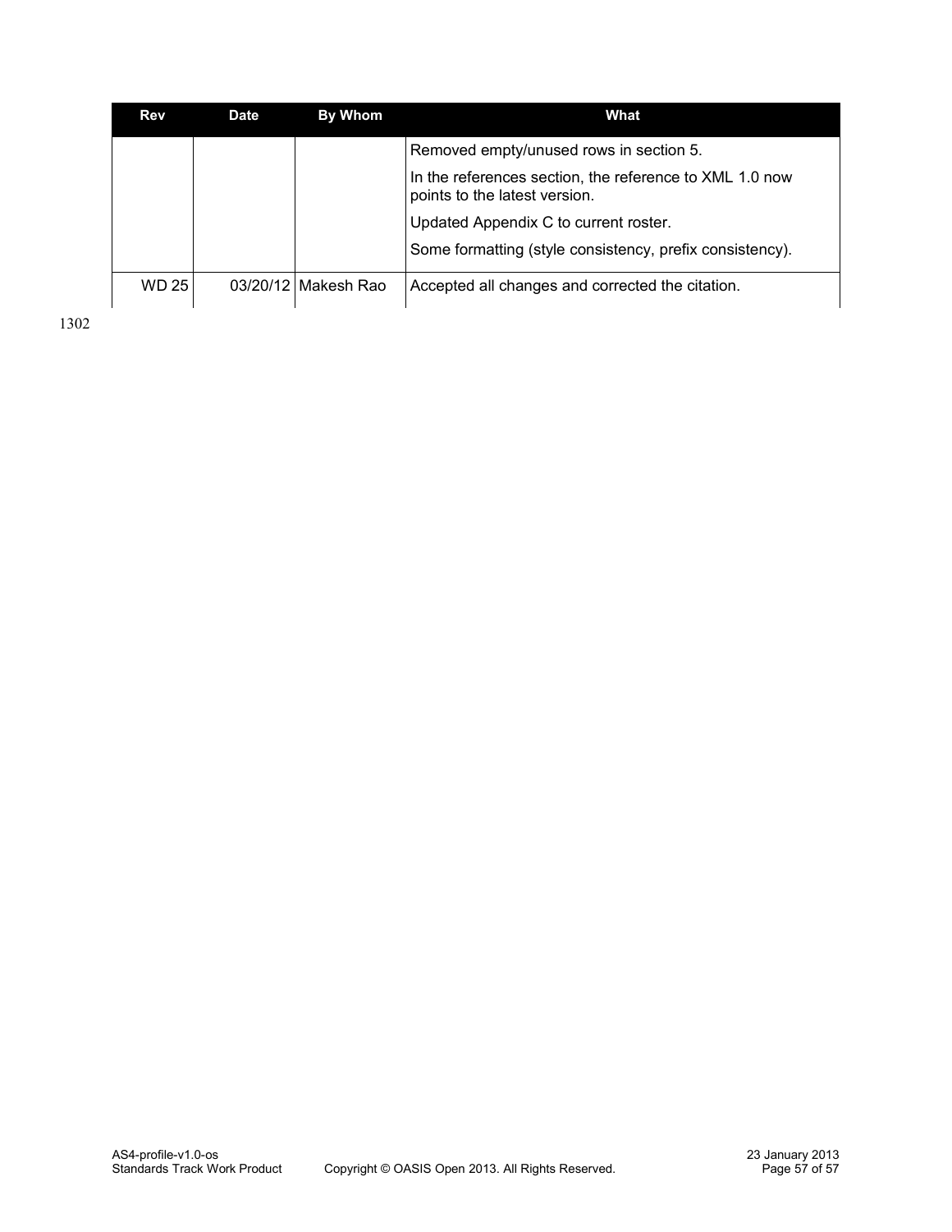| Rev | Date | By Whom | What |
| --- | --- | --- | --- |
| | | | Removed empty/unused rows in section 5.<br>In the references section, the reference to XML 1.0 now points to the latest version.<br>Updated Appendix C to current roster.<br>Some formatting (style consistency, prefix consistency). |
| WD 25 | 03/20/12 | Makesh Rao | Accepted all changes and corrected the citation. |